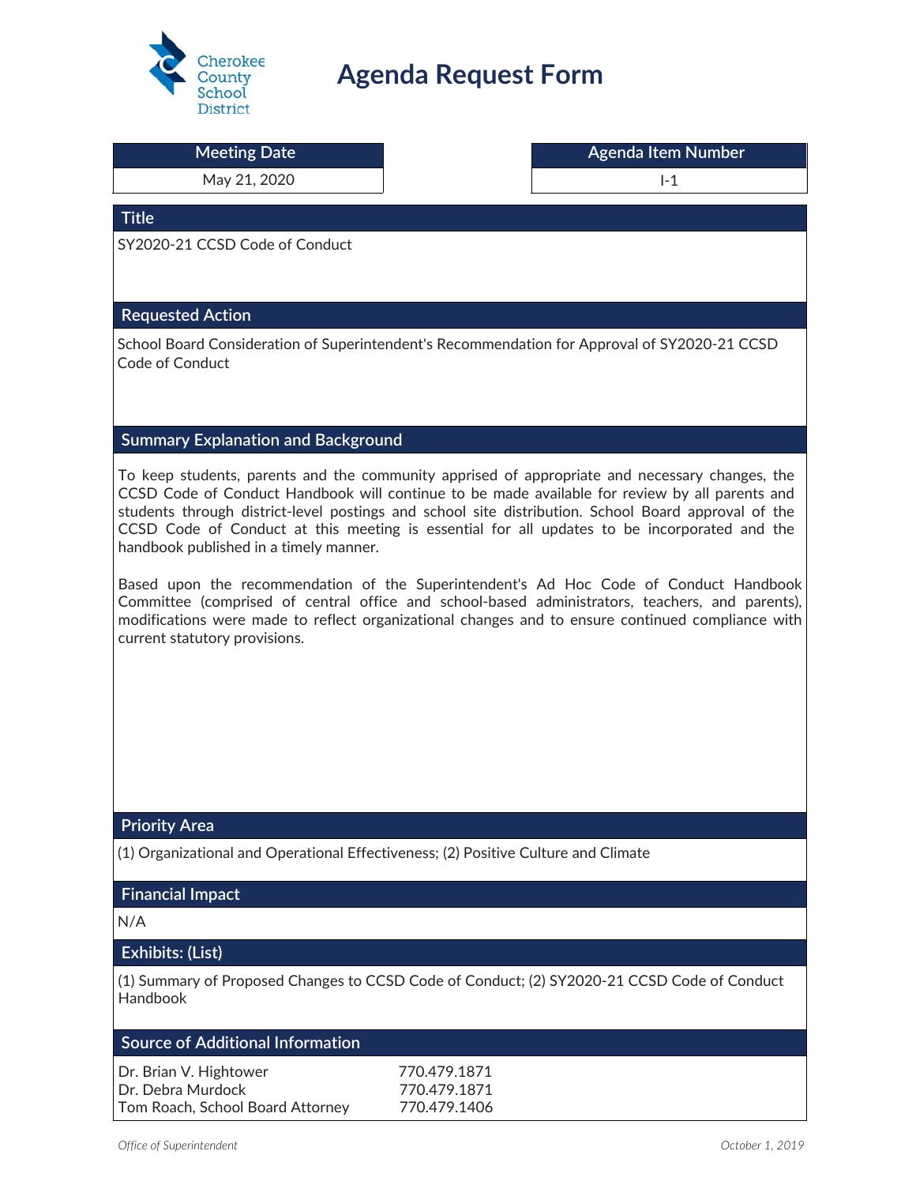Cherokee County School District

# Agenda Request Form

| Meeting Date | Agenda Item Number |
| --- | --- |
| May 21, 2020 | I-1 |

## Title

SY2020-21 CCSD Code of Conduct

## Requested Action

School Board Consideration of Superintendent's Recommendation for Approval of SY2020-21 CCSD Code of Conduct

## Summary Explanation and Background

To keep students, parents and the community apprised of appropriate and necessary changes, the CCSD Code of Conduct Handbook will continue to be made available for review by all parents and students through district-level postings and school site distribution. School Board approval of the CCSD Code of Conduct at this meeting is essential for all updates to be incorporated and the handbook published in a timely manner.

Based upon the recommendation of the Superintendent's Ad Hoc Code of Conduct Handbook Committee (comprised of central office and school-based administrators, teachers, and parents), modifications were made to reflect organizational changes and to ensure continued compliance with current statutory provisions.

## Priority Area

(1) Organizational and Operational Effectiveness; (2) Positive Culture and Climate

## Financial Impact

N/A

## Exhibits: (List)

(1) Summary of Proposed Changes to CCSD Code of Conduct; (2) SY2020-21 CCSD Code of Conduct Handbook

## Source of Additional Information

| | |
| --- | --- |
| Dr. Brian V. Hightower | 770.479.1871 |
| Dr. Debra Murdock | 770.479.1871 |
| Tom Roach, School Board Attorney | 770.479.1406 |

*Office of Superintendent* *October 1, 2019*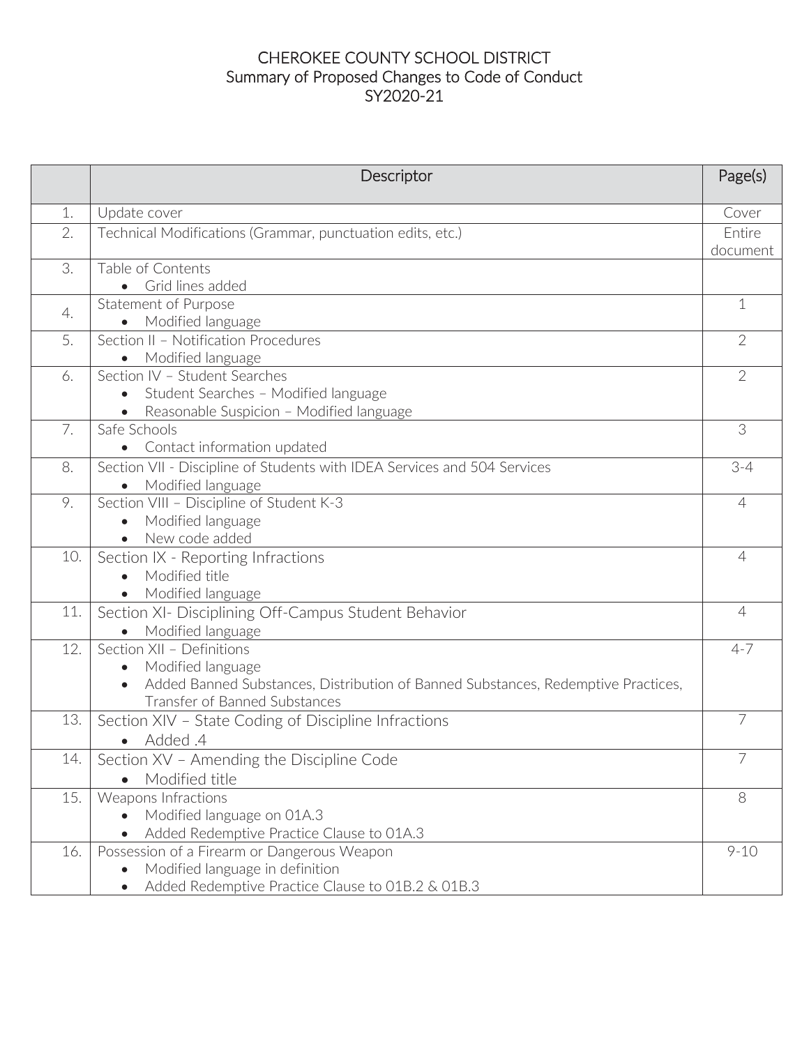# CHEROKEE COUNTY SCHOOL DISTRICT
## Summary of Proposed Changes to Code of Conduct
## SY2020-21

| | Descriptor | Page(s) |
|---|---|---|
| 1. | Update cover | Cover |
| 2. | Technical Modifications (Grammar, punctuation edits, etc.) | Entire document |
| 3. | Table of Contents<br>• Grid lines added | |
| 4. | Statement of Purpose<br>• Modified language | 1 |
| 5. | Section II – Notification Procedures<br>• Modified language | 2 |
| 6. | Section IV – Student Searches<br>• Student Searches – Modified language<br>• Reasonable Suspicion – Modified language | 2 |
| 7. | Safe Schools<br>• Contact information updated | 3 |
| 8. | Section VII - Discipline of Students with IDEA Services and 504 Services<br>• Modified language | 3-4 |
| 9. | Section VIII – Discipline of Student K-3<br>• Modified language<br>• New code added | 4 |
| 10. | Section IX - Reporting Infractions<br>• Modified title<br>• Modified language | 4 |
| 11. | Section XI- Disciplining Off-Campus Student Behavior<br>• Modified language | 4 |
| 12. | Section XII – Definitions<br>• Modified language<br>• Added Banned Substances, Distribution of Banned Substances, Redemptive Practices, Transfer of Banned Substances | 4-7 |
| 13. | Section XIV – State Coding of Discipline Infractions<br>• Added .4 | 7 |
| 14. | Section XV – Amending the Discipline Code<br>• Modified title | 7 |
| 15. | Weapons Infractions<br>• Modified language on 01A.3<br>• Added Redemptive Practice Clause to 01A.3 | 8 |
| 16. | Possession of a Firearm or Dangerous Weapon<br>• Modified language in definition<br>• Added Redemptive Practice Clause to 01B.2 & 01B.3 | 9-10 |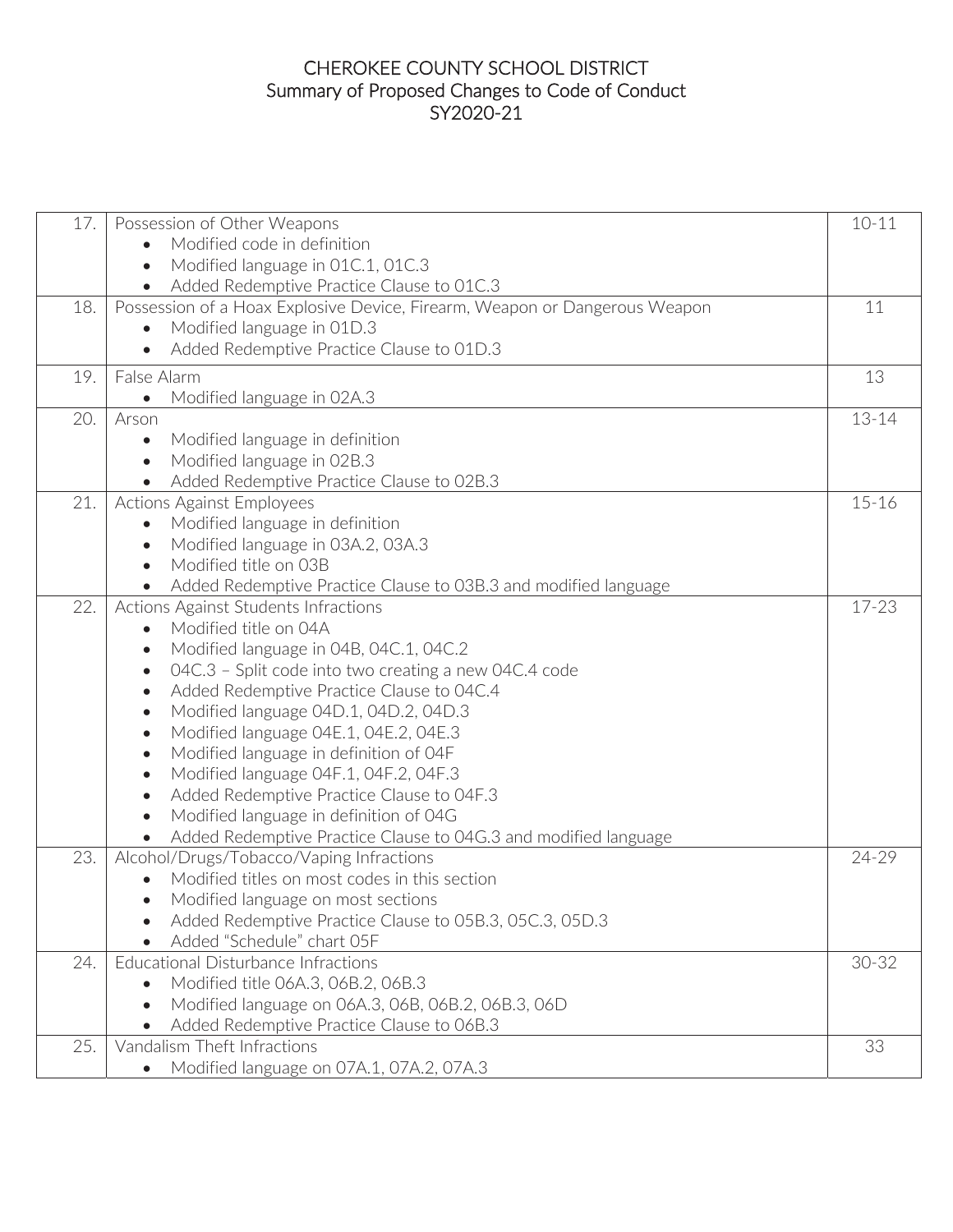# CHEROKEE COUNTY SCHOOL DISTRICT
## Summary of Proposed Changes to Code of Conduct
## SY2020-21

| | | |
|---|---|---|
| 17. | Possession of Other Weapons<br>• Modified code in definition<br>• Modified language in 01C.1, 01C.3<br>• Added Redemptive Practice Clause to 01C.3 | 10-11 |
| 18. | Possession of a Hoax Explosive Device, Firearm, Weapon or Dangerous Weapon<br>• Modified language in 01D.3<br>• Added Redemptive Practice Clause to 01D.3 | 11 |
| 19. | False Alarm<br>• Modified language in 02A.3 | 13 |
| 20. | Arson<br>• Modified language in definition<br>• Modified language in 02B.3<br>• Added Redemptive Practice Clause to 02B.3 | 13-14 |
| 21. | Actions Against Employees<br>• Modified language in definition<br>• Modified language in 03A.2, 03A.3<br>• Modified title on 03B<br>• Added Redemptive Practice Clause to 03B.3 and modified language | 15-16 |
| 22. | Actions Against Students Infractions<br>• Modified title on 04A<br>• Modified language in 04B, 04C.1, 04C.2<br>• 04C.3 – Split code into two creating a new 04C.4 code<br>• Added Redemptive Practice Clause to 04C.4<br>• Modified language 04D.1, 04D.2, 04D.3<br>• Modified language 04E.1, 04E.2, 04E.3<br>• Modified language in definition of 04F<br>• Modified language 04F.1, 04F.2, 04F.3<br>• Added Redemptive Practice Clause to 04F.3<br>• Modified language in definition of 04G<br>• Added Redemptive Practice Clause to 04G.3 and modified language | 17-23 |
| 23. | Alcohol/Drugs/Tobacco/Vaping Infractions<br>• Modified titles on most codes in this section<br>• Modified language on most sections<br>• Added Redemptive Practice Clause to 05B.3, 05C.3, 05D.3<br>• Added "Schedule" chart 05F | 24-29 |
| 24. | Educational Disturbance Infractions<br>• Modified title 06A.3, 06B.2, 06B.3<br>• Modified language on 06A.3, 06B, 06B.2, 06B.3, 06D<br>• Added Redemptive Practice Clause to 06B.3 | 30-32 |
| 25. | Vandalism Theft Infractions<br>• Modified language on 07A.1, 07A.2, 07A.3 | 33 |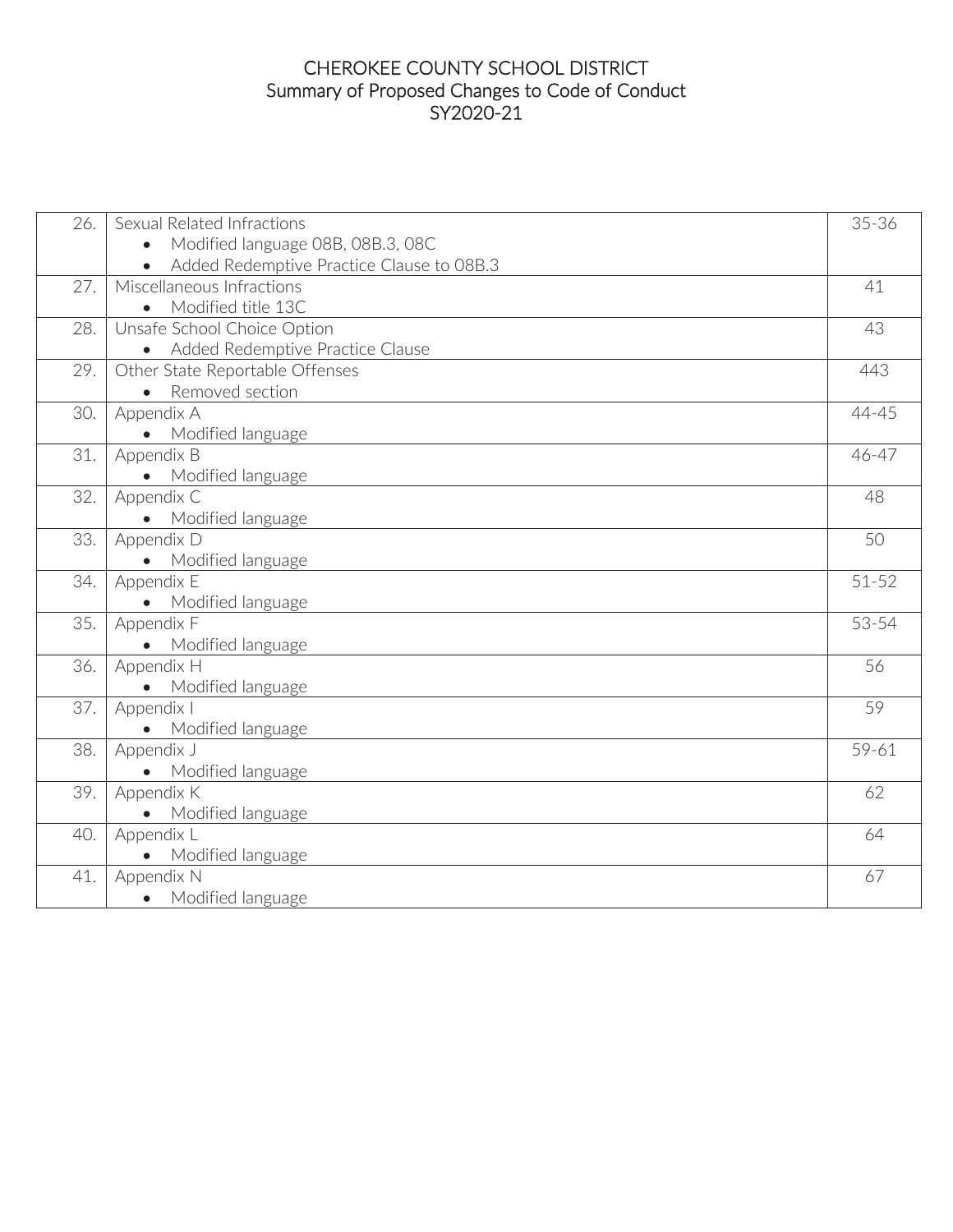# CHEROKEE COUNTY SCHOOL DISTRICT
## Summary of Proposed Changes to Code of Conduct
## SY2020-21

| | | |
|---|---|---|
| 26. | Sexual Related Infractions<br>• Modified language 08B, 08B.3, 08C<br>• Added Redemptive Practice Clause to 08B.3 | 35-36 |
| 27. | Miscellaneous Infractions<br>• Modified title 13C | 41 |
| 28. | Unsafe School Choice Option<br>• Added Redemptive Practice Clause | 43 |
| 29. | Other State Reportable Offenses<br>• Removed section | 443 |
| 30. | Appendix A<br>• Modified language | 44-45 |
| 31. | Appendix B<br>• Modified language | 46-47 |
| 32. | Appendix C<br>• Modified language | 48 |
| 33. | Appendix D<br>• Modified language | 50 |
| 34. | Appendix E<br>• Modified language | 51-52 |
| 35. | Appendix F<br>• Modified language | 53-54 |
| 36. | Appendix H<br>• Modified language | 56 |
| 37. | Appendix I<br>• Modified language | 59 |
| 38. | Appendix J<br>• Modified language | 59-61 |
| 39. | Appendix K<br>• Modified language | 62 |
| 40. | Appendix L<br>• Modified language | 64 |
| 41. | Appendix N<br>• Modified language | 67 |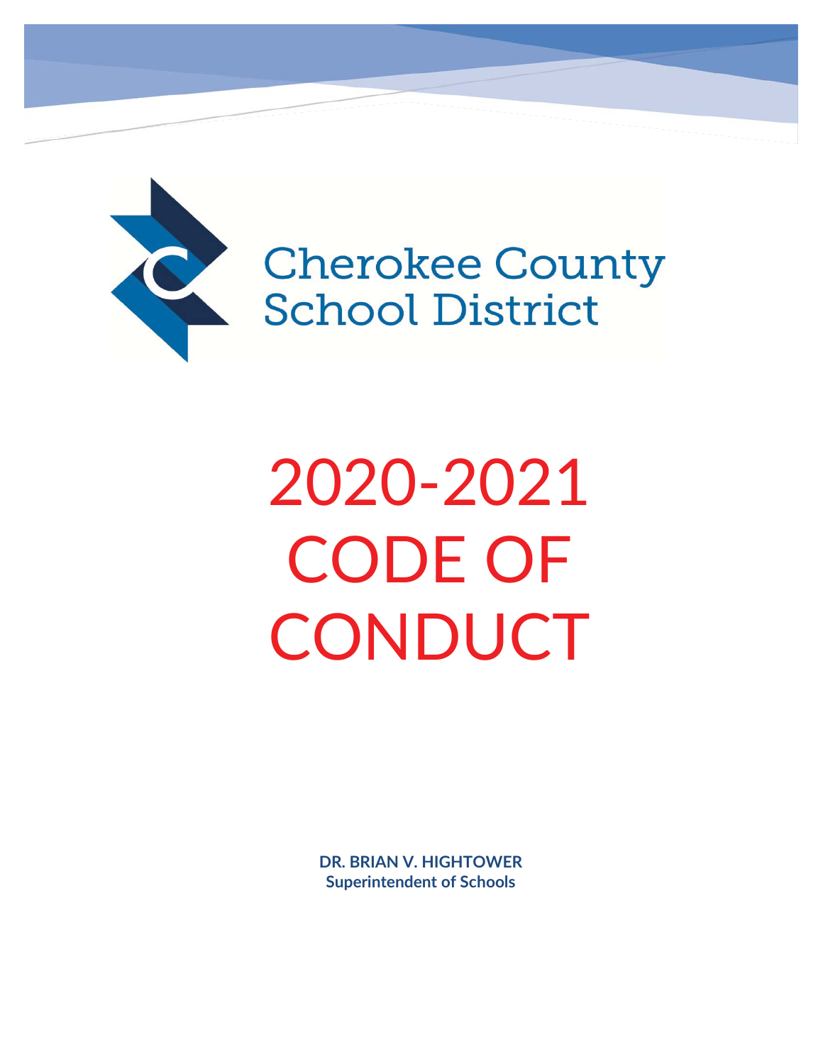Cherokee County School District

# 2020-2021 CODE OF CONDUCT

**DR. BRIAN V. HIGHTOWER**
**Superintendent of Schools**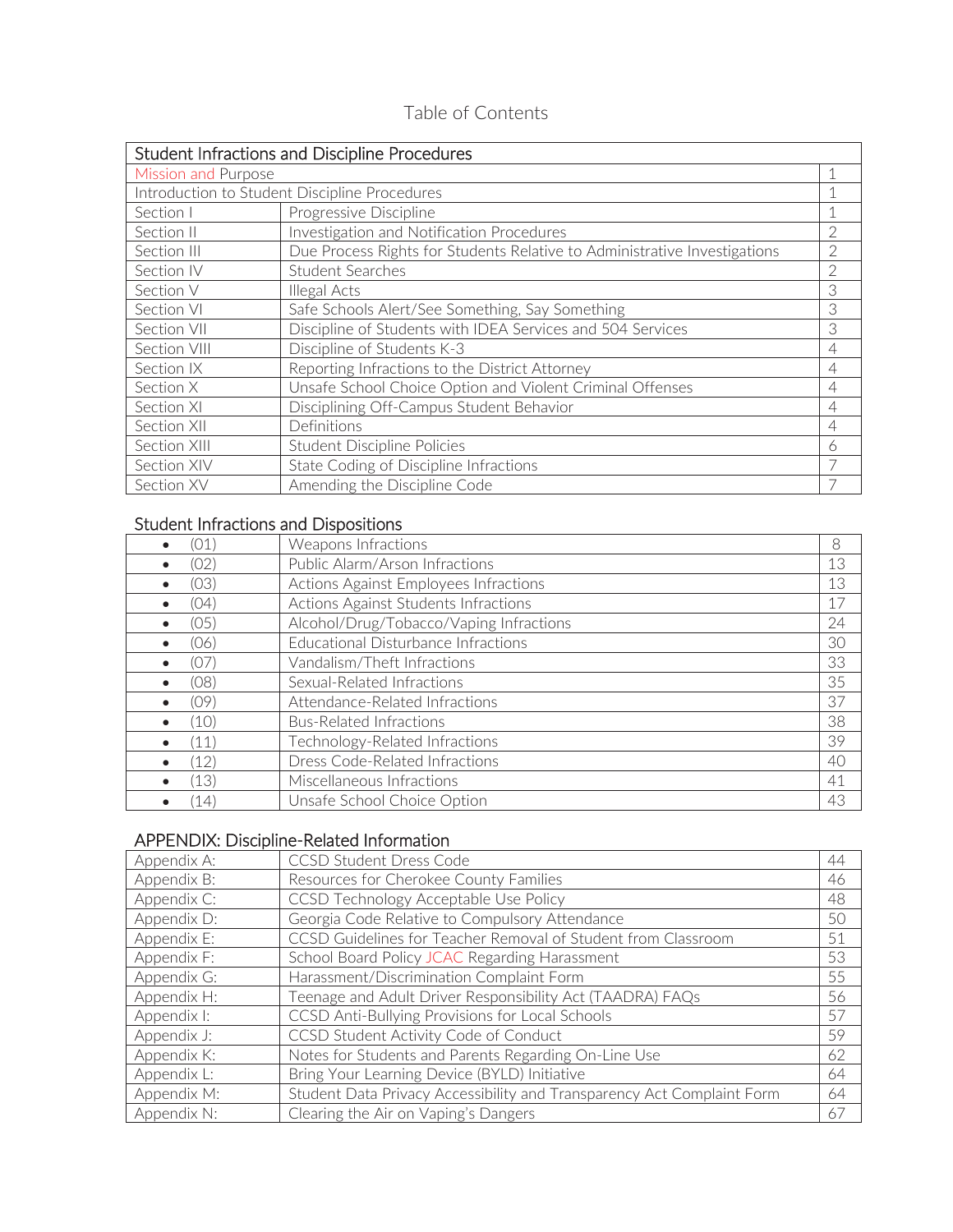# Table of Contents

| Student Infractions and Discipline Procedures | | |
|---|---|---|
| Mission and Purpose | | 1 |
| Introduction to Student Discipline Procedures | | 1 |
| Section I | Progressive Discipline | 1 |
| Section II | Investigation and Notification Procedures | 2 |
| Section III | Due Process Rights for Students Relative to Administrative Investigations | 2 |
| Section IV | Student Searches | 2 |
| Section V | Illegal Acts | 3 |
| Section VI | Safe Schools Alert/See Something, Say Something | 3 |
| Section VII | Discipline of Students with IDEA Services and 504 Services | 3 |
| Section VIII | Discipline of Students K-3 | 4 |
| Section IX | Reporting Infractions to the District Attorney | 4 |
| Section X | Unsafe School Choice Option and Violent Criminal Offenses | 4 |
| Section XI | Disciplining Off-Campus Student Behavior | 4 |
| Section XII | Definitions | 4 |
| Section XIII | Student Discipline Policies | 6 |
| Section XIV | State Coding of Discipline Infractions | 7 |
| Section XV | Amending the Discipline Code | 7 |

## Student Infractions and Dispositions

| | | |
|---|---|---|
| • (01) | Weapons Infractions | 8 |
| • (02) | Public Alarm/Arson Infractions | 13 |
| • (03) | Actions Against Employees Infractions | 13 |
| • (04) | Actions Against Students Infractions | 17 |
| • (05) | Alcohol/Drug/Tobacco/Vaping Infractions | 24 |
| • (06) | Educational Disturbance Infractions | 30 |
| • (07) | Vandalism/Theft Infractions | 33 |
| • (08) | Sexual-Related Infractions | 35 |
| • (09) | Attendance-Related Infractions | 37 |
| • (10) | Bus-Related Infractions | 38 |
| • (11) | Technology-Related Infractions | 39 |
| • (12) | Dress Code-Related Infractions | 40 |
| • (13) | Miscellaneous Infractions | 41 |
| • (14) | Unsafe School Choice Option | 43 |

## APPENDIX: Discipline-Related Information

| | | |
|---|---|---|
| Appendix A: | CCSD Student Dress Code | 44 |
| Appendix B: | Resources for Cherokee County Families | 46 |
| Appendix C: | CCSD Technology Acceptable Use Policy | 48 |
| Appendix D: | Georgia Code Relative to Compulsory Attendance | 50 |
| Appendix E: | CCSD Guidelines for Teacher Removal of Student from Classroom | 51 |
| Appendix F: | School Board Policy JCAC Regarding Harassment | 53 |
| Appendix G: | Harassment/Discrimination Complaint Form | 55 |
| Appendix H: | Teenage and Adult Driver Responsibility Act (TAADRA) FAQs | 56 |
| Appendix I: | CCSD Anti-Bullying Provisions for Local Schools | 57 |
| Appendix J: | CCSD Student Activity Code of Conduct | 59 |
| Appendix K: | Notes for Students and Parents Regarding On-Line Use | 62 |
| Appendix L: | Bring Your Learning Device (BYLD) Initiative | 64 |
| Appendix M: | Student Data Privacy Accessibility and Transparency Act Complaint Form | 64 |
| Appendix N: | Clearing the Air on Vaping's Dangers | 67 |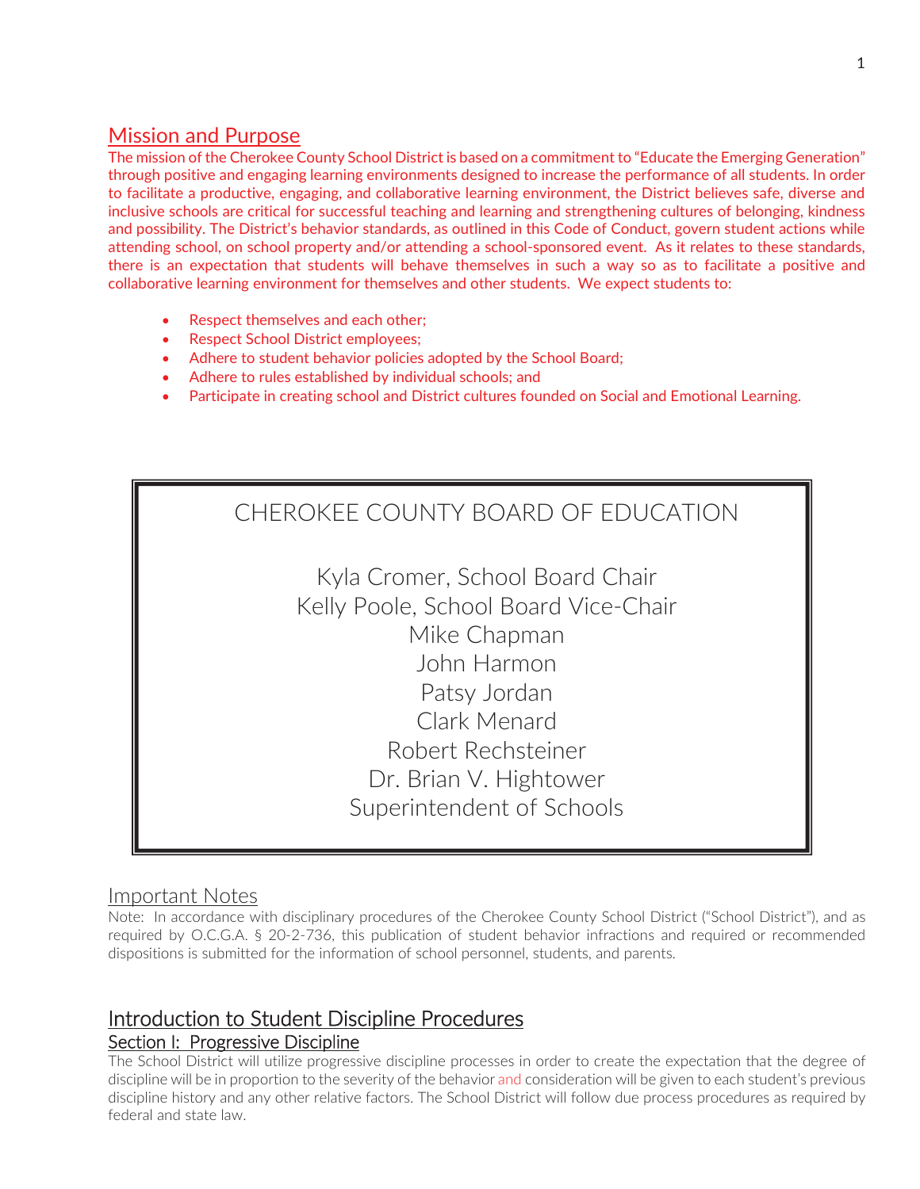## Mission and Purpose

The mission of the Cherokee County School District is based on a commitment to "Educate the Emerging Generation" through positive and engaging learning environments designed to increase the performance of all students. In order to facilitate a productive, engaging, and collaborative learning environment, the District believes safe, diverse and inclusive schools are critical for successful teaching and learning and strengthening cultures of belonging, kindness and possibility. The District's behavior standards, as outlined in this Code of Conduct, govern student actions while attending school, on school property and/or attending a school-sponsored event. As it relates to these standards, there is an expectation that students will behave themselves in such a way so as to facilitate a positive and collaborative learning environment for themselves and other students. We expect students to:

- Respect themselves and each other;
- Respect School District employees;
- Adhere to student behavior policies adopted by the School Board;
- Adhere to rules established by individual schools; and
- Participate in creating school and District cultures founded on Social and Emotional Learning.

CHEROKEE COUNTY BOARD OF EDUCATION

Kyla Cromer, School Board Chair
Kelly Poole, School Board Vice-Chair
Mike Chapman
John Harmon
Patsy Jordan
Clark Menard
Robert Rechsteiner
Dr. Brian V. Hightower
Superintendent of Schools

## Important Notes

Note: In accordance with disciplinary procedures of the Cherokee County School District ("School District"), and as required by O.C.G.A. § 20-2-736, this publication of student behavior infractions and required or recommended dispositions is submitted for the information of school personnel, students, and parents.

## Introduction to Student Discipline Procedures

### Section I: Progressive Discipline

The School District will utilize progressive discipline processes in order to create the expectation that the degree of discipline will be in proportion to the severity of the behavior and consideration will be given to each student's previous discipline history and any other relative factors. The School District will follow due process procedures as required by federal and state law.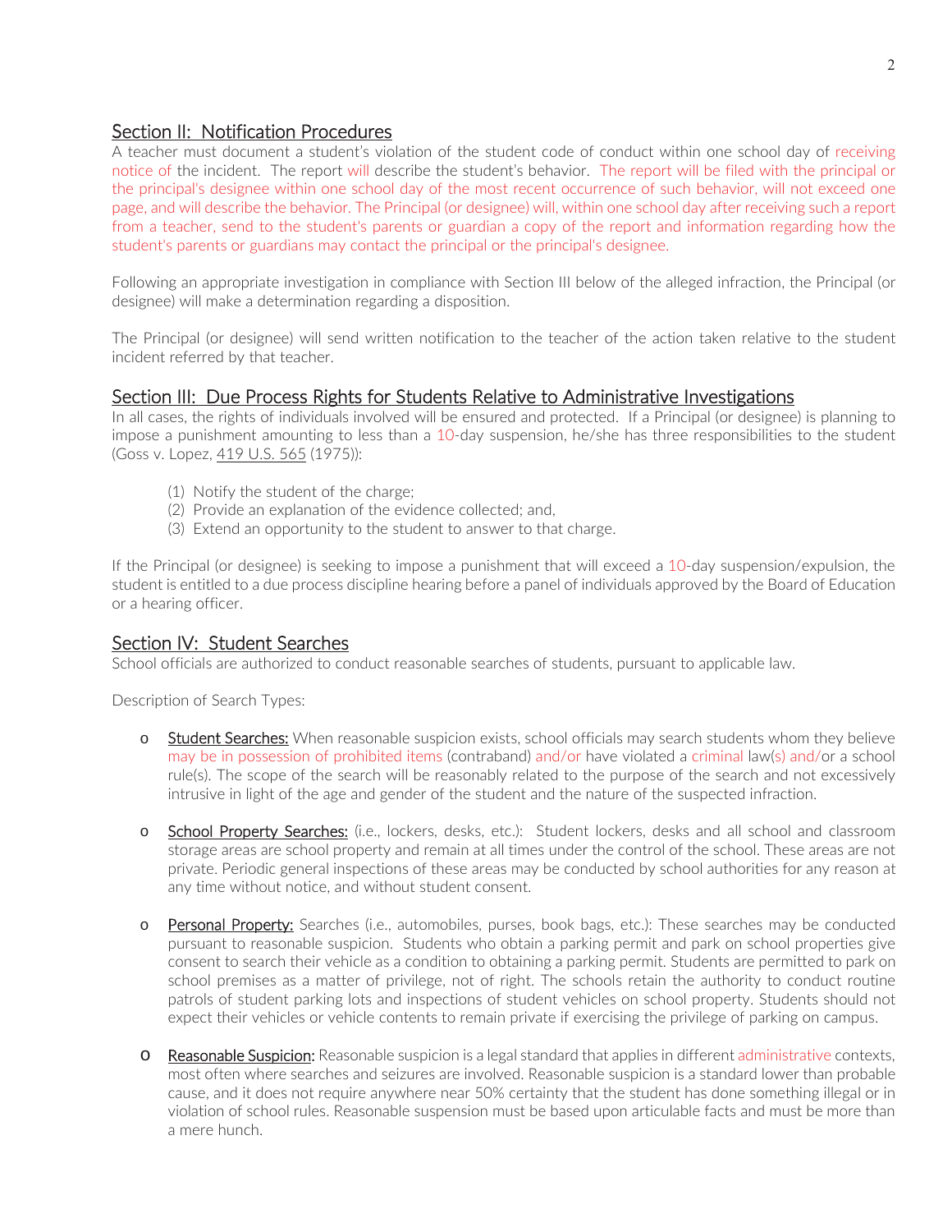## Section II: Notification Procedures

A teacher must document a student's violation of the student code of conduct within one school day of receiving notice of the incident. The report will describe the student's behavior. The report will be filed with the principal or the principal's designee within one school day of the most recent occurrence of such behavior, will not exceed one page, and will describe the behavior. The Principal (or designee) will, within one school day after receiving such a report from a teacher, send to the student's parents or guardian a copy of the report and information regarding how the student's parents or guardians may contact the principal or the principal's designee.

Following an appropriate investigation in compliance with Section III below of the alleged infraction, the Principal (or designee) will make a determination regarding a disposition.

The Principal (or designee) will send written notification to the teacher of the action taken relative to the student incident referred by that teacher.

## Section III: Due Process Rights for Students Relative to Administrative Investigations

In all cases, the rights of individuals involved will be ensured and protected. If a Principal (or designee) is planning to impose a punishment amounting to less than a 10-day suspension, he/she has three responsibilities to the student (Goss v. Lopez, 419 U.S. 565 (1975)):

(1) Notify the student of the charge;
(2) Provide an explanation of the evidence collected; and,
(3) Extend an opportunity to the student to answer to that charge.

If the Principal (or designee) is seeking to impose a punishment that will exceed a 10-day suspension/expulsion, the student is entitled to a due process discipline hearing before a panel of individuals approved by the Board of Education or a hearing officer.

## Section IV: Student Searches

School officials are authorized to conduct reasonable searches of students, pursuant to applicable law.

Description of Search Types:

- Student Searches: When reasonable suspicion exists, school officials may search students whom they believe may be in possession of prohibited items (contraband) and/or have violated a criminal law(s) and/or a school rule(s). The scope of the search will be reasonably related to the purpose of the search and not excessively intrusive in light of the age and gender of the student and the nature of the suspected infraction.

- School Property Searches: (i.e., lockers, desks, etc.): Student lockers, desks and all school and classroom storage areas are school property and remain at all times under the control of the school. These areas are not private. Periodic general inspections of these areas may be conducted by school authorities for any reason at any time without notice, and without student consent.

- Personal Property: Searches (i.e., automobiles, purses, book bags, etc.): These searches may be conducted pursuant to reasonable suspicion. Students who obtain a parking permit and park on school properties give consent to search their vehicle as a condition to obtaining a parking permit. Students are permitted to park on school premises as a matter of privilege, not of right. The schools retain the authority to conduct routine patrols of student parking lots and inspections of student vehicles on school property. Students should not expect their vehicles or vehicle contents to remain private if exercising the privilege of parking on campus.

- Reasonable Suspicion: Reasonable suspicion is a legal standard that applies in different administrative contexts, most often where searches and seizures are involved. Reasonable suspicion is a standard lower than probable cause, and it does not require anywhere near 50% certainty that the student has done something illegal or in violation of school rules. Reasonable suspension must be based upon articulable facts and must be more than a mere hunch.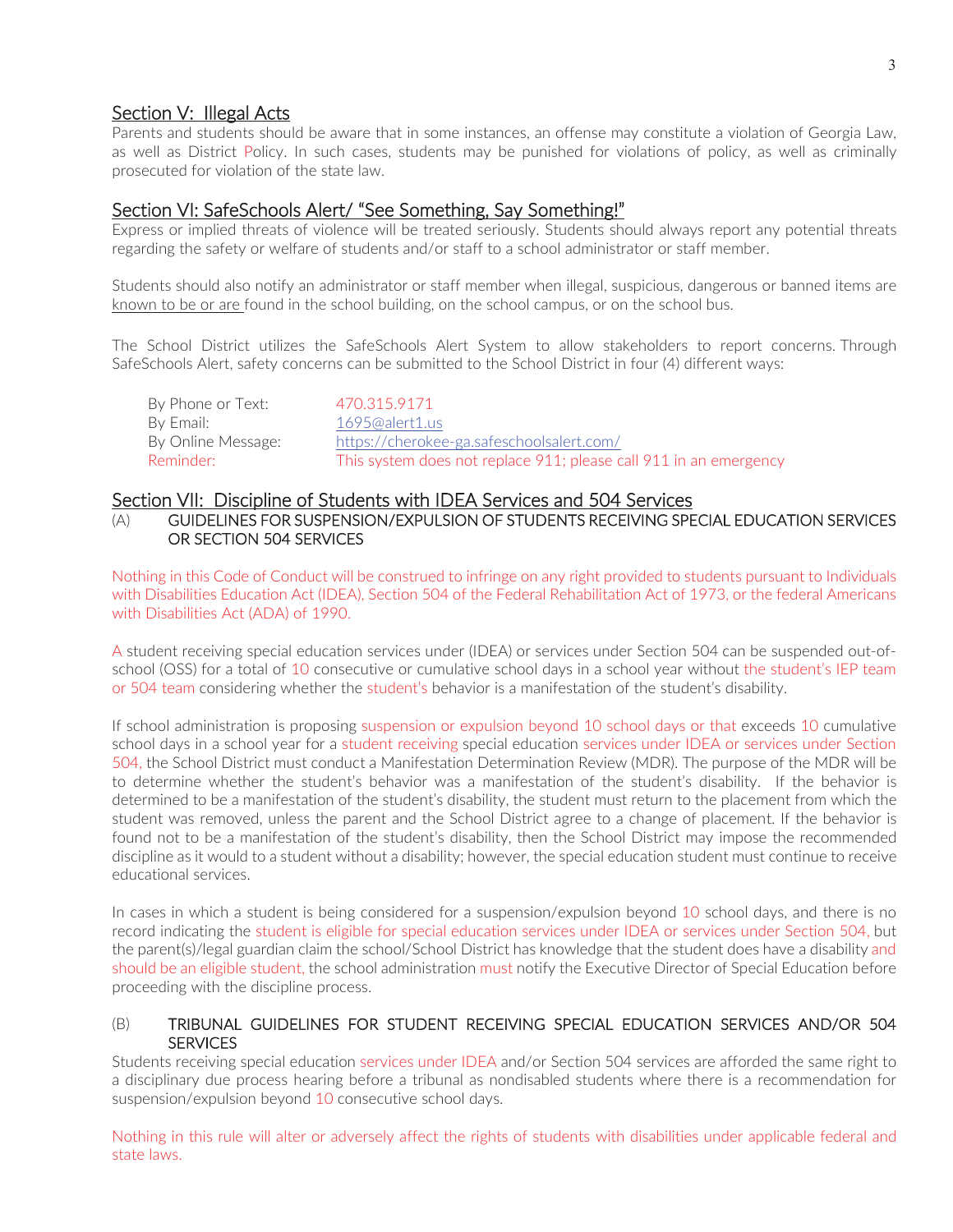## Section V: Illegal Acts

Parents and students should be aware that in some instances, an offense may constitute a violation of Georgia Law, as well as District Policy. In such cases, students may be punished for violations of policy, as well as criminally prosecuted for violation of the state law.

## Section VI: SafeSchools Alert/ "See Something, Say Something!"

Express or implied threats of violence will be treated seriously. Students should always report any potential threats regarding the safety or welfare of students and/or staff to a school administrator or staff member.

Students should also notify an administrator or staff member when illegal, suspicious, dangerous or banned items are known to be or are found in the school building, on the school campus, or on the school bus.

The School District utilizes the SafeSchools Alert System to allow stakeholders to report concerns. Through SafeSchools Alert, safety concerns can be submitted to the School District in four (4) different ways:

| | |
|---|---|
| By Phone or Text: | 470.315.9171 |
| By Email: | 1695@alert1.us |
| By Online Message: | https://cherokee-ga.safeschoolsalert.com/ |
| Reminder: | This system does not replace 911; please call 911 in an emergency |

## Section VII: Discipline of Students with IDEA Services and 504 Services

### (A) GUIDELINES FOR SUSPENSION/EXPULSION OF STUDENTS RECEIVING SPECIAL EDUCATION SERVICES OR SECTION 504 SERVICES

Nothing in this Code of Conduct will be construed to infringe on any right provided to students pursuant to Individuals with Disabilities Education Act (IDEA), Section 504 of the Federal Rehabilitation Act of 1973, or the federal Americans with Disabilities Act (ADA) of 1990.

A student receiving special education services under (IDEA) or services under Section 504 can be suspended out-of-school (OSS) for a total of 10 consecutive or cumulative school days in a school year without the student's IEP team or 504 team considering whether the student's behavior is a manifestation of the student's disability.

If school administration is proposing suspension or expulsion beyond 10 school days or that exceeds 10 cumulative school days in a school year for a student receiving special education services under IDEA or services under Section 504, the School District must conduct a Manifestation Determination Review (MDR). The purpose of the MDR will be to determine whether the student's behavior was a manifestation of the student's disability. If the behavior is determined to be a manifestation of the student's disability, the student must return to the placement from which the student was removed, unless the parent and the School District agree to a change of placement. If the behavior is found not to be a manifestation of the student's disability, then the School District may impose the recommended discipline as it would to a student without a disability; however, the special education student must continue to receive educational services.

In cases in which a student is being considered for a suspension/expulsion beyond 10 school days, and there is no record indicating the student is eligible for special education services under IDEA or services under Section 504, but the parent(s)/legal guardian claim the school/School District has knowledge that the student does have a disability and should be an eligible student, the school administration must notify the Executive Director of Special Education before proceeding with the discipline process.

### (B) TRIBUNAL GUIDELINES FOR STUDENT RECEIVING SPECIAL EDUCATION SERVICES AND/OR 504 SERVICES

Students receiving special education services under IDEA and/or Section 504 services are afforded the same right to a disciplinary due process hearing before a tribunal as nondisabled students where there is a recommendation for suspension/expulsion beyond 10 consecutive school days.

Nothing in this rule will alter or adversely affect the rights of students with disabilities under applicable federal and state laws.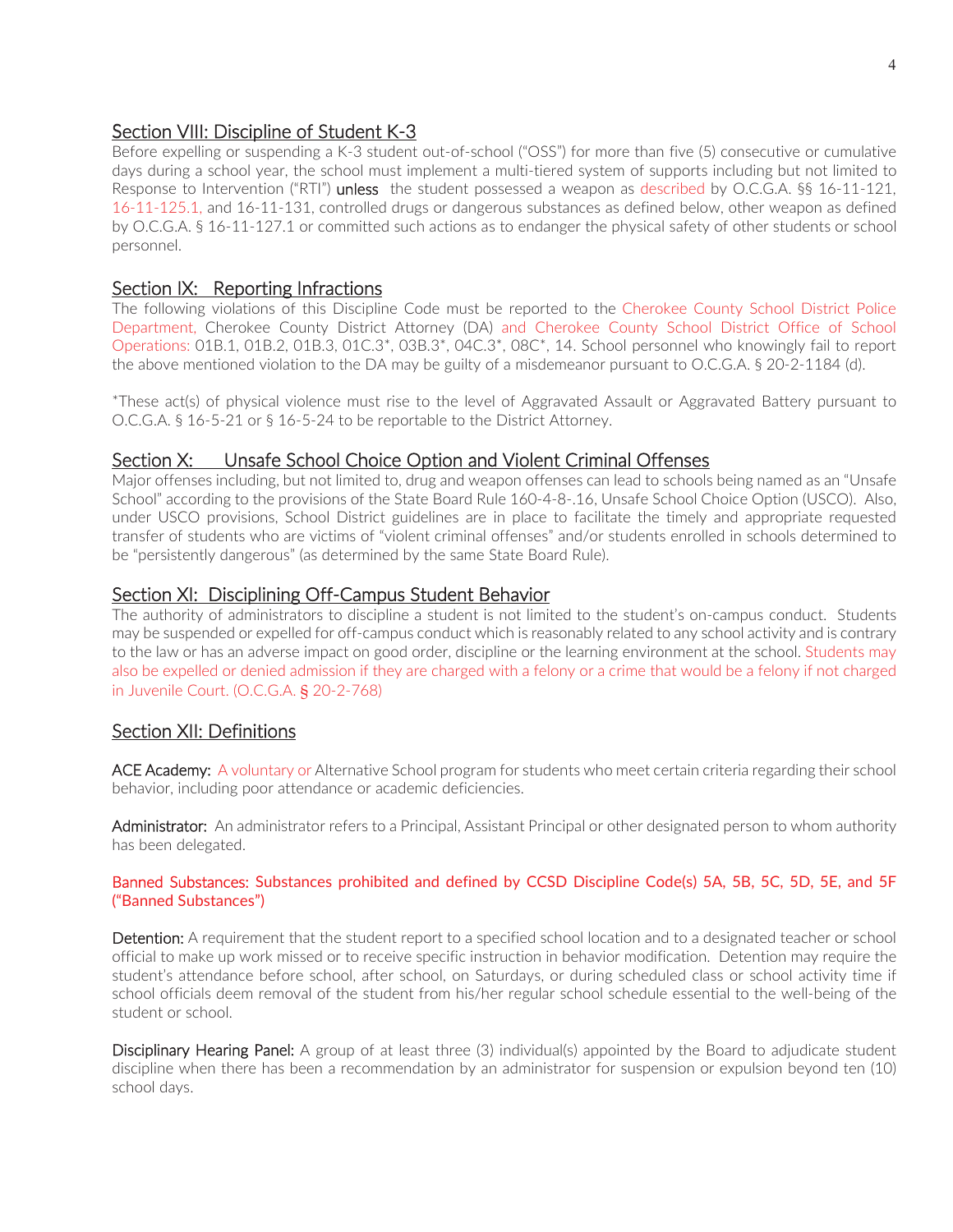## Section VIII: Discipline of Student K-3

Before expelling or suspending a K-3 student out-of-school ("OSS") for more than five (5) consecutive or cumulative days during a school year, the school must implement a multi-tiered system of supports including but not limited to Response to Intervention ("RTI") **unless** the student possessed a weapon as described by O.C.G.A. §§ 16-11-121, 16-11-125.1, and 16-11-131, controlled drugs or dangerous substances as defined below, other weapon as defined by O.C.G.A. § 16-11-127.1 or committed such actions as to endanger the physical safety of other students or school personnel.

## Section IX: Reporting Infractions

The following violations of this Discipline Code must be reported to the Cherokee County School District Police Department, Cherokee County District Attorney (DA) and Cherokee County School District Office of School Operations: 01B.1, 01B.2, 01B.3, 01C.3*, 03B.3*, 04C.3*, 08C*, 14. School personnel who knowingly fail to report the above mentioned violation to the DA may be guilty of a misdemeanor pursuant to O.C.G.A. § 20-2-1184 (d).

*These act(s) of physical violence must rise to the level of Aggravated Assault or Aggravated Battery pursuant to O.C.G.A. § 16-5-21 or § 16-5-24 to be reportable to the District Attorney.

## Section X: Unsafe School Choice Option and Violent Criminal Offenses

Major offenses including, but not limited to, drug and weapon offenses can lead to schools being named as an "Unsafe School" according to the provisions of the State Board Rule 160-4-8-.16, Unsafe School Choice Option (USCO). Also, under USCO provisions, School District guidelines are in place to facilitate the timely and appropriate requested transfer of students who are victims of "violent criminal offenses" and/or students enrolled in schools determined to be "persistently dangerous" (as determined by the same State Board Rule).

## Section XI: Disciplining Off-Campus Student Behavior

The authority of administrators to discipline a student is not limited to the student's on-campus conduct. Students may be suspended or expelled for off-campus conduct which is reasonably related to any school activity and is contrary to the law or has an adverse impact on good order, discipline or the learning environment at the school. Students may also be expelled or denied admission if they are charged with a felony or a crime that would be a felony if not charged in Juvenile Court. (O.C.G.A. § 20-2-768)

## Section XII: Definitions

**ACE Academy:** A voluntary or Alternative School program for students who meet certain criteria regarding their school behavior, including poor attendance or academic deficiencies.

**Administrator:** An administrator refers to a Principal, Assistant Principal or other designated person to whom authority has been delegated.

Banned Substances: Substances prohibited and defined by CCSD Discipline Code(s) 5A, 5B, 5C, 5D, 5E, and 5F ("Banned Substances")

**Detention:** A requirement that the student report to a specified school location and to a designated teacher or school official to make up work missed or to receive specific instruction in behavior modification. Detention may require the student's attendance before school, after school, on Saturdays, or during scheduled class or school activity time if school officials deem removal of the student from his/her regular school schedule essential to the well-being of the student or school.

**Disciplinary Hearing Panel:** A group of at least three (3) individual(s) appointed by the Board to adjudicate student discipline when there has been a recommendation by an administrator for suspension or expulsion beyond ten (10) school days.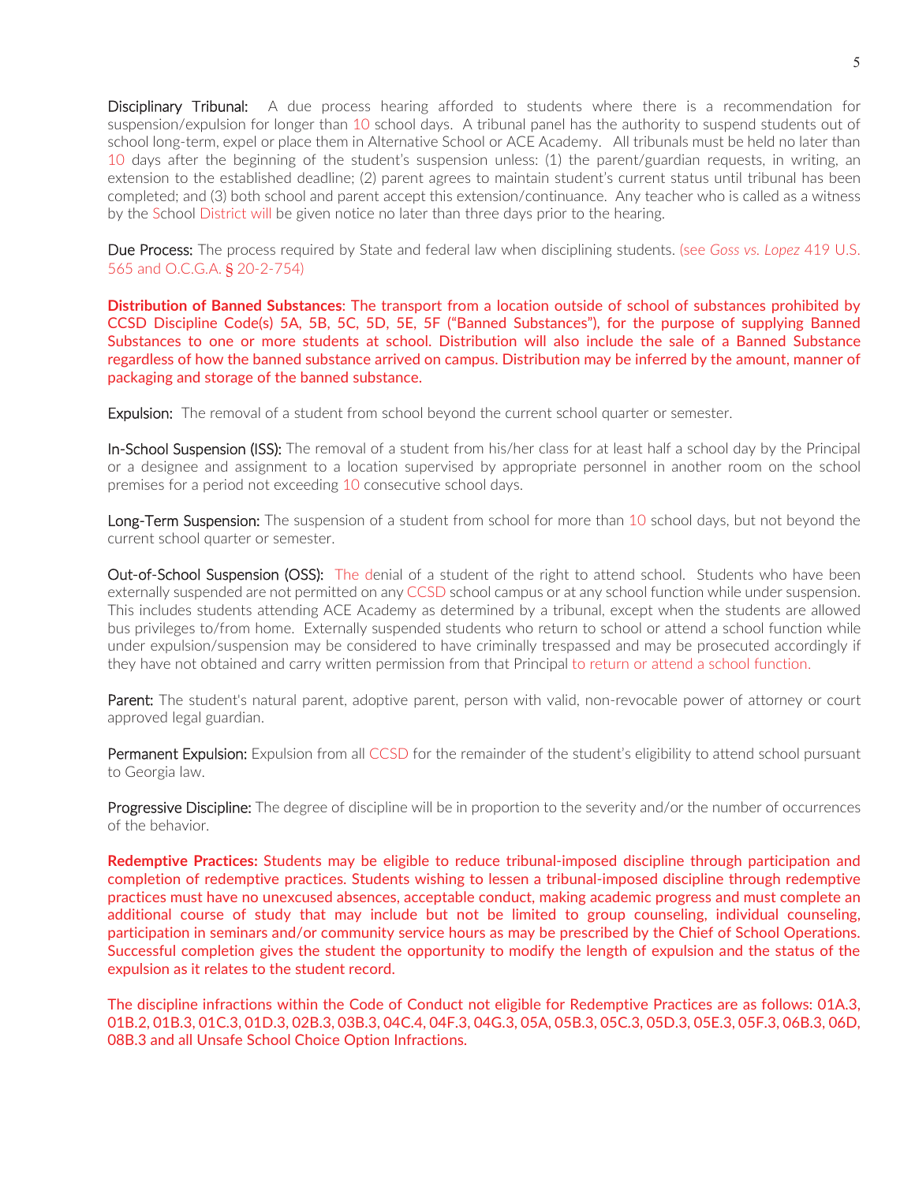**Disciplinary Tribunal:** A due process hearing afforded to students where there is a recommendation for suspension/expulsion for longer than 10 school days. A tribunal panel has the authority to suspend students out of school long-term, expel or place them in Alternative School or ACE Academy. All tribunals must be held no later than 10 days after the beginning of the student's suspension unless: (1) the parent/guardian requests, in writing, an extension to the established deadline; (2) parent agrees to maintain student's current status until tribunal has been completed; and (3) both school and parent accept this extension/continuance. Any teacher who is called as a witness by the School District will be given notice no later than three days prior to the hearing.

**Due Process:** The process required by State and federal law when disciplining students. (see *Goss vs. Lopez* 419 U.S. 565 and O.C.G.A. § 20-2-754)

**Distribution of Banned Substances: The transport from a location outside of school of substances prohibited by CCSD Discipline Code(s) 5A, 5B, 5C, 5D, 5E, 5F ("Banned Substances"), for the purpose of supplying Banned Substances to one or more students at school. Distribution will also include the sale of a Banned Substance regardless of how the banned substance arrived on campus. Distribution may be inferred by the amount, manner of packaging and storage of the banned substance.**

**Expulsion:** The removal of a student from school beyond the current school quarter or semester.

**In-School Suspension (ISS):** The removal of a student from his/her class for at least half a school day by the Principal or a designee and assignment to a location supervised by appropriate personnel in another room on the school premises for a period not exceeding 10 consecutive school days.

**Long-Term Suspension:** The suspension of a student from school for more than 10 school days, but not beyond the current school quarter or semester.

**Out-of-School Suspension (OSS):** The denial of a student of the right to attend school. Students who have been externally suspended are not permitted on any CCSD school campus or at any school function while under suspension. This includes students attending ACE Academy as determined by a tribunal, except when the students are allowed bus privileges to/from home. Externally suspended students who return to school or attend a school function while under expulsion/suspension may be considered to have criminally trespassed and may be prosecuted accordingly if they have not obtained and carry written permission from that Principal to return or attend a school function.

**Parent:** The student's natural parent, adoptive parent, person with valid, non-revocable power of attorney or court approved legal guardian.

**Permanent Expulsion:** Expulsion from all CCSD for the remainder of the student's eligibility to attend school pursuant to Georgia law.

**Progressive Discipline:** The degree of discipline will be in proportion to the severity and/or the number of occurrences of the behavior.

**Redemptive Practices: Students may be eligible to reduce tribunal-imposed discipline through participation and completion of redemptive practices. Students wishing to lessen a tribunal-imposed discipline through redemptive practices must have no unexcused absences, acceptable conduct, making academic progress and must complete an additional course of study that may include but not be limited to group counseling, individual counseling, participation in seminars and/or community service hours as may be prescribed by the Chief of School Operations. Successful completion gives the student the opportunity to modify the length of expulsion and the status of the expulsion as it relates to the student record.**

The discipline infractions within the Code of Conduct not eligible for Redemptive Practices are as follows: 01A.3, 01B.2, 01B.3, 01C.3, 01D.3, 02B.3, 03B.3, 04C.4, 04F.3, 04G.3, 05A, 05B.3, 05C.3, 05D.3, 05E.3, 05F.3, 06B.3, 06D, 08B.3 and all Unsafe School Choice Option Infractions.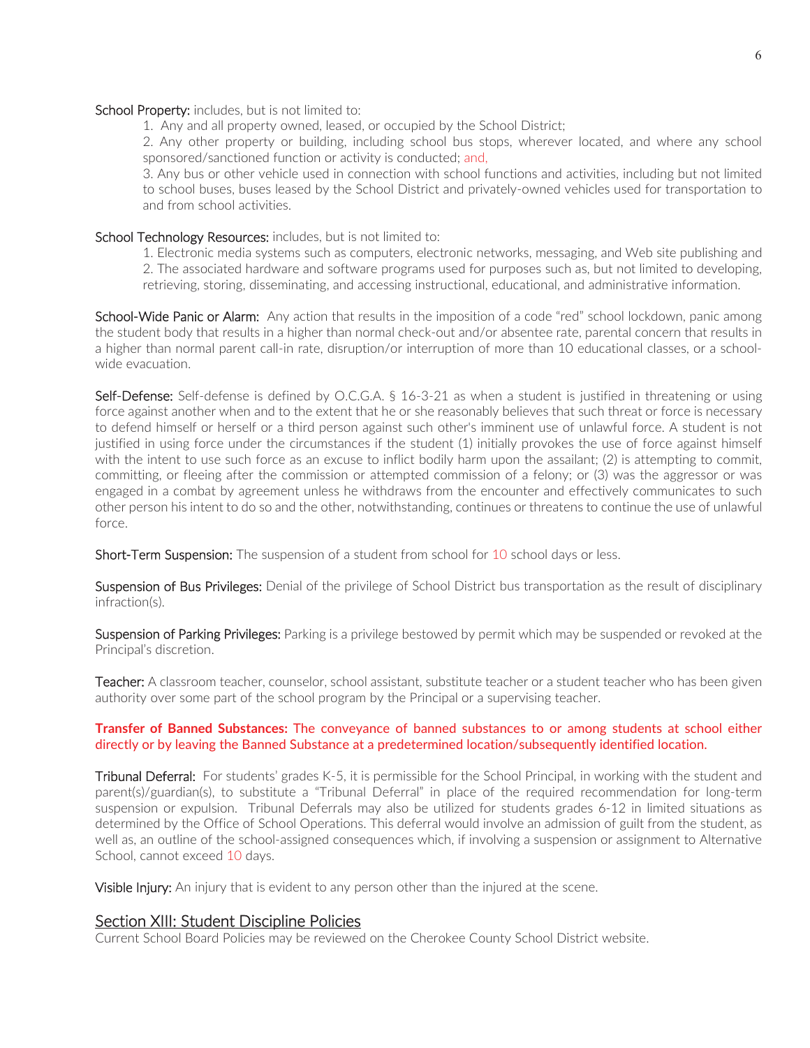**School Property:** includes, but is not limited to:

1. Any and all property owned, leased, or occupied by the School District;
2. Any other property or building, including school bus stops, wherever located, and where any school sponsored/sanctioned function or activity is conducted; and,
3. Any bus or other vehicle used in connection with school functions and activities, including but not limited to school buses, buses leased by the School District and privately-owned vehicles used for transportation to and from school activities.

**School Technology Resources:** includes, but is not limited to:

1. Electronic media systems such as computers, electronic networks, messaging, and Web site publishing and
2. The associated hardware and software programs used for purposes such as, but not limited to developing, retrieving, storing, disseminating, and accessing instructional, educational, and administrative information.

**School-Wide Panic or Alarm:** Any action that results in the imposition of a code "red" school lockdown, panic among the student body that results in a higher than normal check-out and/or absentee rate, parental concern that results in a higher than normal parent call-in rate, disruption/or interruption of more than 10 educational classes, or a school-wide evacuation.

**Self-Defense:** Self-defense is defined by O.C.G.A. § 16-3-21 as when a student is justified in threatening or using force against another when and to the extent that he or she reasonably believes that such threat or force is necessary to defend himself or herself or a third person against such other's imminent use of unlawful force. A student is not justified in using force under the circumstances if the student (1) initially provokes the use of force against himself with the intent to use such force as an excuse to inflict bodily harm upon the assailant; (2) is attempting to commit, committing, or fleeing after the commission or attempted commission of a felony; or (3) was the aggressor or was engaged in a combat by agreement unless he withdraws from the encounter and effectively communicates to such other person his intent to do so and the other, notwithstanding, continues or threatens to continue the use of unlawful force.

**Short-Term Suspension:** The suspension of a student from school for 10 school days or less.

**Suspension of Bus Privileges:** Denial of the privilege of School District bus transportation as the result of disciplinary infraction(s).

**Suspension of Parking Privileges:** Parking is a privilege bestowed by permit which may be suspended or revoked at the Principal's discretion.

**Teacher:** A classroom teacher, counselor, school assistant, substitute teacher or a student teacher who has been given authority over some part of the school program by the Principal or a supervising teacher.

**Transfer of Banned Substances:** The conveyance of banned substances to or among students at school either directly or by leaving the Banned Substance at a predetermined location/subsequently identified location.

**Tribunal Deferral:** For students' grades K-5, it is permissible for the School Principal, in working with the student and parent(s)/guardian(s), to substitute a "Tribunal Deferral" in place of the required recommendation for long-term suspension or expulsion. Tribunal Deferrals may also be utilized for students grades 6-12 in limited situations as determined by the Office of School Operations. This deferral would involve an admission of guilt from the student, as well as, an outline of the school-assigned consequences which, if involving a suspension or assignment to Alternative School, cannot exceed 10 days.

**Visible Injury:** An injury that is evident to any person other than the injured at the scene.

## Section XIII: Student Discipline Policies

Current School Board Policies may be reviewed on the Cherokee County School District website.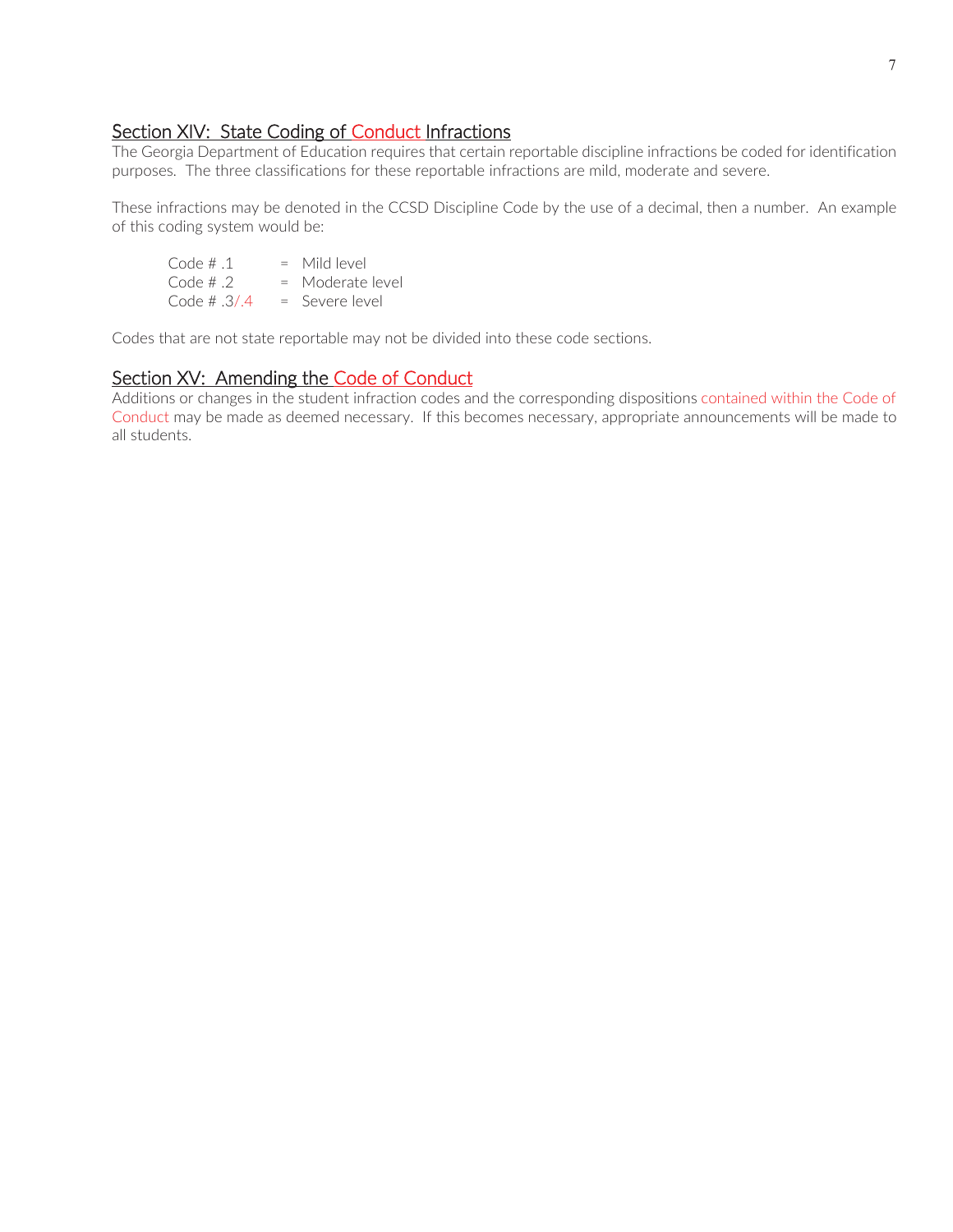## Section XIV: State Coding of Conduct Infractions

The Georgia Department of Education requires that certain reportable discipline infractions be coded for identification purposes. The three classifications for these reportable infractions are mild, moderate and severe.

These infractions may be denoted in the CCSD Discipline Code by the use of a decimal, then a number. An example of this coding system would be:

| | | |
|---|---|---|
| Code # .1 | = | Mild level |
| Code # .2 | = | Moderate level |
| Code # .3/.4 | = | Severe level |

Codes that are not state reportable may not be divided into these code sections.

## Section XV: Amending the Code of Conduct

Additions or changes in the student infraction codes and the corresponding dispositions contained within the Code of Conduct may be made as deemed necessary. If this becomes necessary, appropriate announcements will be made to all students.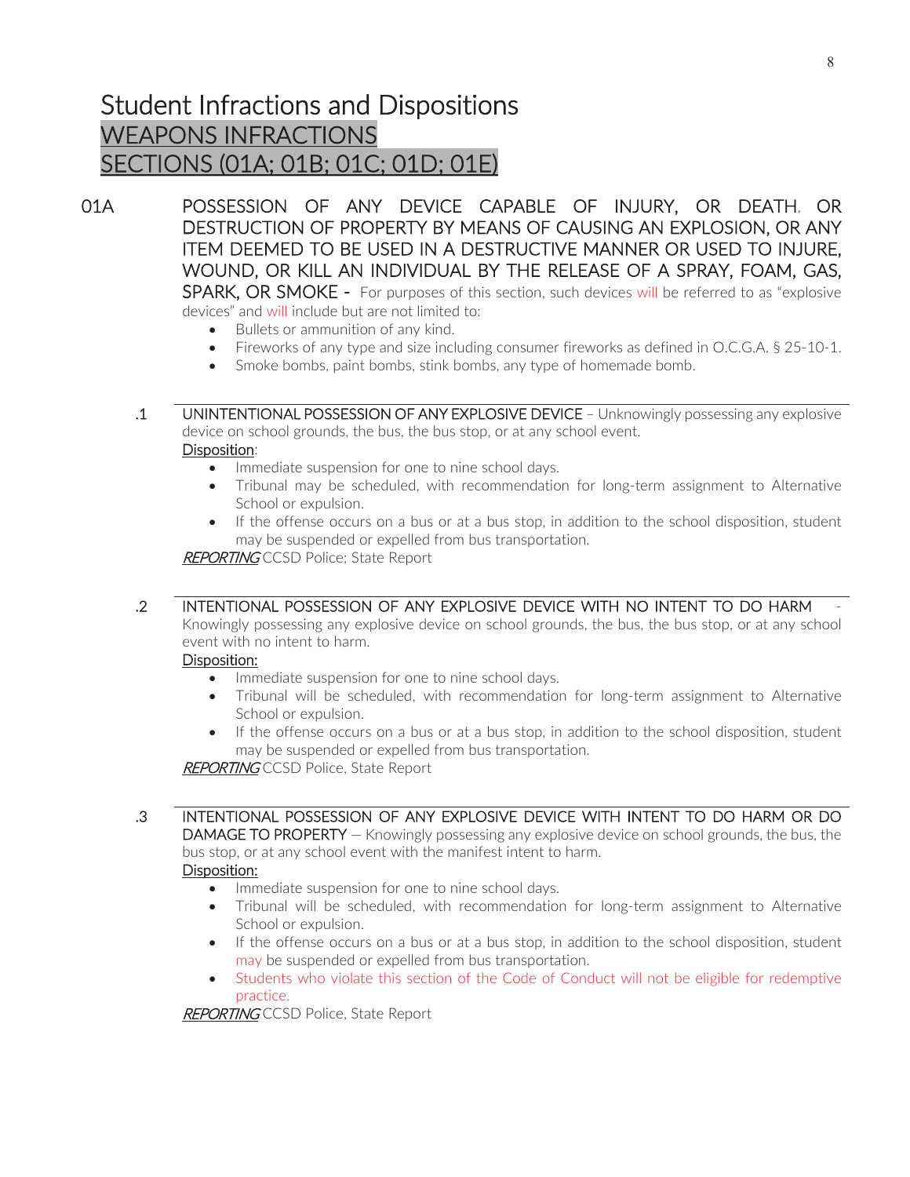# Student Infractions and Dispositions

## WEAPONS INFRACTIONS

## SECTIONS (01A; 01B; 01C; 01D; 01E)

**01A** POSSESSION OF ANY DEVICE CAPABLE OF INJURY, OR DEATH, OR DESTRUCTION OF PROPERTY BY MEANS OF CAUSING AN EXPLOSION, OR ANY ITEM DEEMED TO BE USED IN A DESTRUCTIVE MANNER OR USED TO INJURE, WOUND, OR KILL AN INDIVIDUAL BY THE RELEASE OF A SPRAY, FOAM, GAS, SPARK, OR SMOKE - For purposes of this section, such devices will be referred to as "explosive devices" and will include but are not limited to:

- Bullets or ammunition of any kind.
- Fireworks of any type and size including consumer fireworks as defined in O.C.G.A. § 25-10-1.
- Smoke bombs, paint bombs, stink bombs, any type of homemade bomb.

**.1** UNINTENTIONAL POSSESSION OF ANY EXPLOSIVE DEVICE – Unknowingly possessing any explosive device on school grounds, the bus, the bus stop, or at any school event.

Disposition:

- Immediate suspension for one to nine school days.
- Tribunal may be scheduled, with recommendation for long-term assignment to Alternative School or expulsion.
- If the offense occurs on a bus or at a bus stop, in addition to the school disposition, student may be suspended or expelled from bus transportation.

*REPORTING* CCSD Police; State Report

**.2** INTENTIONAL POSSESSION OF ANY EXPLOSIVE DEVICE WITH NO INTENT TO DO HARM - Knowingly possessing any explosive device on school grounds, the bus, the bus stop, or at any school event with no intent to harm.

Disposition:

- Immediate suspension for one to nine school days.
- Tribunal will be scheduled, with recommendation for long-term assignment to Alternative School or expulsion.
- If the offense occurs on a bus or at a bus stop, in addition to the school disposition, student may be suspended or expelled from bus transportation.

*REPORTING* CCSD Police, State Report

**.3** INTENTIONAL POSSESSION OF ANY EXPLOSIVE DEVICE WITH INTENT TO DO HARM OR DO DAMAGE TO PROPERTY — Knowingly possessing any explosive device on school grounds, the bus, the bus stop, or at any school event with the manifest intent to harm.

Disposition:

- Immediate suspension for one to nine school days.
- Tribunal will be scheduled, with recommendation for long-term assignment to Alternative School or expulsion.
- If the offense occurs on a bus or at a bus stop, in addition to the school disposition, student may be suspended or expelled from bus transportation.
- Students who violate this section of the Code of Conduct will not be eligible for redemptive practice.

*REPORTING* CCSD Police, State Report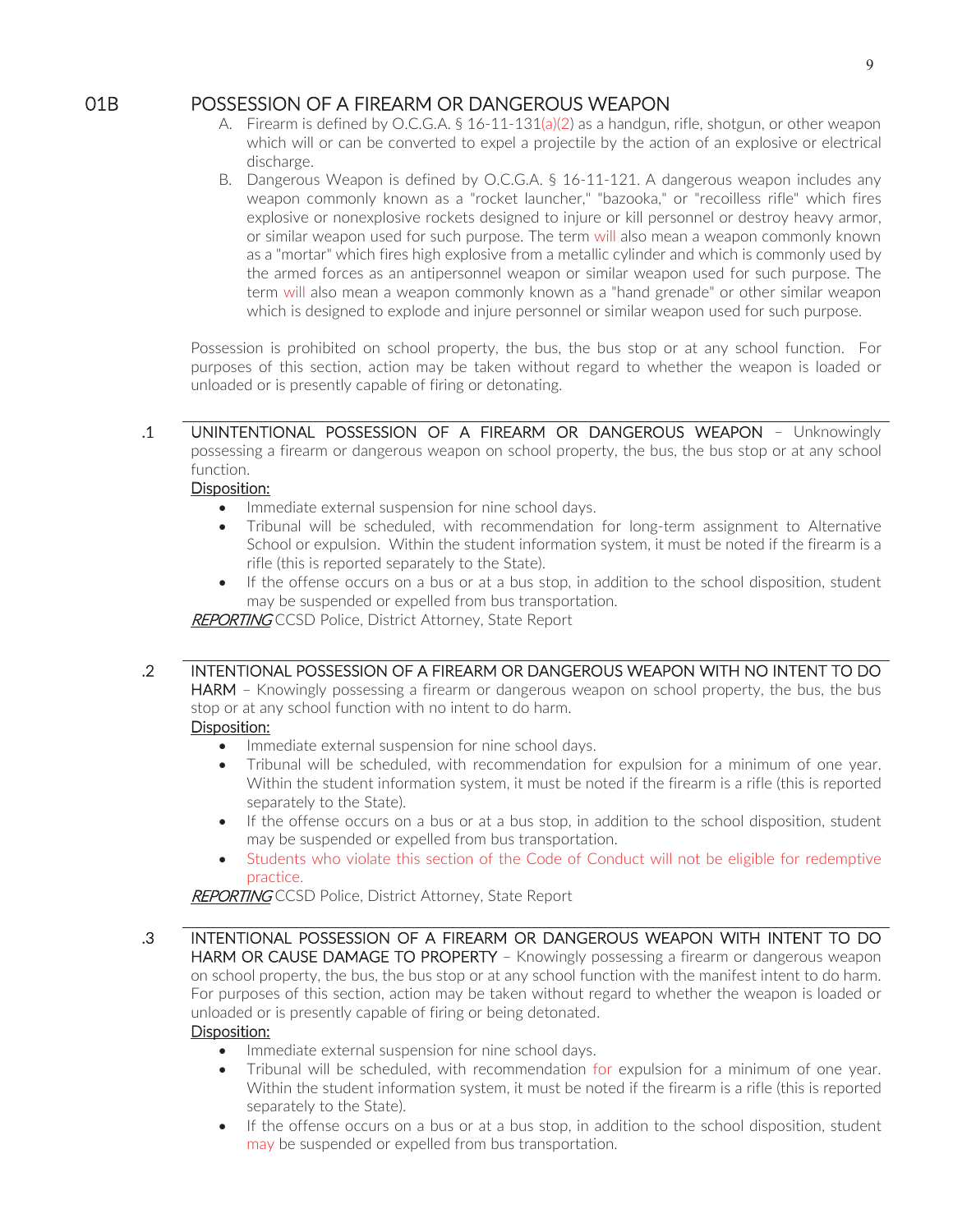## 01B POSSESSION OF A FIREARM OR DANGEROUS WEAPON

A. Firearm is defined by O.C.G.A. § 16-11-131(a)(2) as a handgun, rifle, shotgun, or other weapon which will or can be converted to expel a projectile by the action of an explosive or electrical discharge.

B. Dangerous Weapon is defined by O.C.G.A. § 16-11-121. A dangerous weapon includes any weapon commonly known as a "rocket launcher," "bazooka," or "recoilless rifle" which fires explosive or nonexplosive rockets designed to injure or kill personnel or destroy heavy armor, or similar weapon used for such purpose. The term will also mean a weapon commonly known as a "mortar" which fires high explosive from a metallic cylinder and which is commonly used by the armed forces as an antipersonnel weapon or similar weapon used for such purpose. The term will also mean a weapon commonly known as a "hand grenade" or other similar weapon which is designed to explode and injure personnel or similar weapon used for such purpose.

Possession is prohibited on school property, the bus, the bus stop or at any school function. For purposes of this section, action may be taken without regard to whether the weapon is loaded or unloaded or is presently capable of firing or detonating.

### .1 UNINTENTIONAL POSSESSION OF A FIREARM OR DANGEROUS WEAPON

– Unknowingly possessing a firearm or dangerous weapon on school property, the bus, the bus stop or at any school function.

Disposition:

- Immediate external suspension for nine school days.
- Tribunal will be scheduled, with recommendation for long-term assignment to Alternative School or expulsion. Within the student information system, it must be noted if the firearm is a rifle (this is reported separately to the State).
- If the offense occurs on a bus or at a bus stop, in addition to the school disposition, student may be suspended or expelled from bus transportation.

***REPORTING*** CCSD Police, District Attorney, State Report

### .2 INTENTIONAL POSSESSION OF A FIREARM OR DANGEROUS WEAPON WITH NO INTENT TO DO HARM

– Knowingly possessing a firearm or dangerous weapon on school property, the bus, the bus stop or at any school function with no intent to do harm.

Disposition:

- Immediate external suspension for nine school days.
- Tribunal will be scheduled, with recommendation for expulsion for a minimum of one year. Within the student information system, it must be noted if the firearm is a rifle (this is reported separately to the State).
- If the offense occurs on a bus or at a bus stop, in addition to the school disposition, student may be suspended or expelled from bus transportation.
- Students who violate this section of the Code of Conduct will not be eligible for redemptive practice.

***REPORTING*** CCSD Police, District Attorney, State Report

### .3 INTENTIONAL POSSESSION OF A FIREARM OR DANGEROUS WEAPON WITH INTENT TO DO HARM OR CAUSE DAMAGE TO PROPERTY

– Knowingly possessing a firearm or dangerous weapon on school property, the bus, the bus stop or at any school function with the manifest intent to do harm. For purposes of this section, action may be taken without regard to whether the weapon is loaded or unloaded or is presently capable of firing or being detonated.

Disposition:

- Immediate external suspension for nine school days.
- Tribunal will be scheduled, with recommendation for expulsion for a minimum of one year. Within the student information system, it must be noted if the firearm is a rifle (this is reported separately to the State).
- If the offense occurs on a bus or at a bus stop, in addition to the school disposition, student may be suspended or expelled from bus transportation.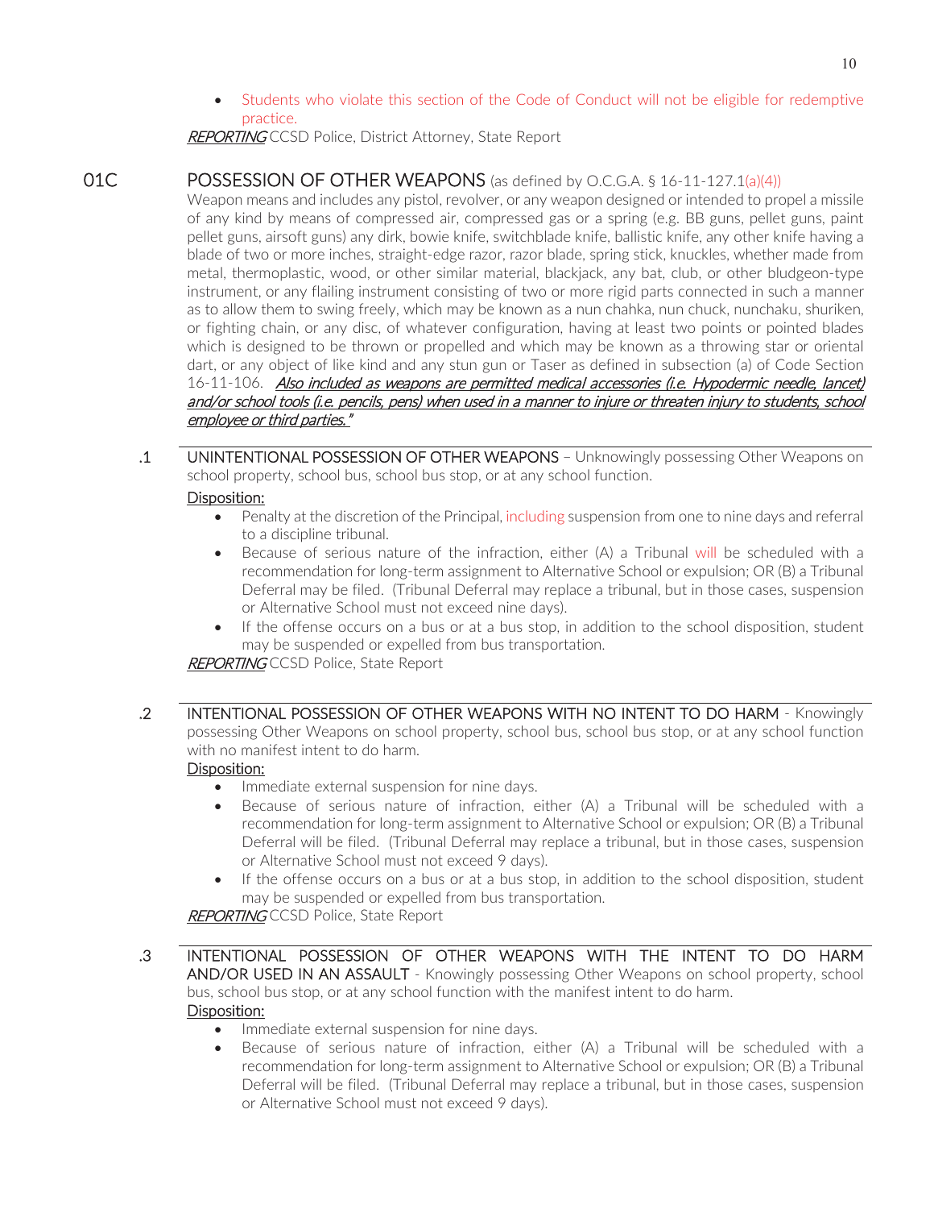- Students who violate this section of the Code of Conduct will not be eligible for redemptive practice.

*REPORTING* CCSD Police, District Attorney, State Report

## 01C POSSESSION OF OTHER WEAPONS (as defined by O.C.G.A. § 16-11-127.1(a)(4))

Weapon means and includes any pistol, revolver, or any weapon designed or intended to propel a missile of any kind by means of compressed air, compressed gas or a spring (e.g. BB guns, pellet guns, paint pellet guns, airsoft guns) any dirk, bowie knife, switchblade knife, ballistic knife, any other knife having a blade of two or more inches, straight-edge razor, razor blade, spring stick, knuckles, whether made from metal, thermoplastic, wood, or other similar material, blackjack, any bat, club, or other bludgeon-type instrument, or any flailing instrument consisting of two or more rigid parts connected in such a manner as to allow them to swing freely, which may be known as a nun chahka, nun chuck, nunchaku, shuriken, or fighting chain, or any disc, of whatever configuration, having at least two points or pointed blades which is designed to be thrown or propelled and which may be known as a throwing star or oriental dart, or any object of like kind and any stun gun or Taser as defined in subsection (a) of Code Section 16-11-106. ***Also included as weapons are permitted medical accessories (i.e. Hypodermic needle, lancet) and/or school tools (i.e. pencils, pens) when used in a manner to injure or threaten injury to students, school employee or third parties."***

### .1 UNINTENTIONAL POSSESSION OF OTHER WEAPONS

– Unknowingly possessing Other Weapons on school property, school bus, school bus stop, or at any school function.

Disposition:

- Penalty at the discretion of the Principal, including suspension from one to nine days and referral to a discipline tribunal.
- Because of serious nature of the infraction, either (A) a Tribunal will be scheduled with a recommendation for long-term assignment to Alternative School or expulsion; OR (B) a Tribunal Deferral may be filed. (Tribunal Deferral may replace a tribunal, but in those cases, suspension or Alternative School must not exceed nine days).
- If the offense occurs on a bus or at a bus stop, in addition to the school disposition, student may be suspended or expelled from bus transportation.

*REPORTING* CCSD Police, State Report

### .2 INTENTIONAL POSSESSION OF OTHER WEAPONS WITH NO INTENT TO DO HARM

- Knowingly possessing Other Weapons on school property, school bus, school bus stop, or at any school function with no manifest intent to do harm.

Disposition:

- Immediate external suspension for nine days.
- Because of serious nature of infraction, either (A) a Tribunal will be scheduled with a recommendation for long-term assignment to Alternative School or expulsion; OR (B) a Tribunal Deferral will be filed. (Tribunal Deferral may replace a tribunal, but in those cases, suspension or Alternative School must not exceed 9 days).
- If the offense occurs on a bus or at a bus stop, in addition to the school disposition, student may be suspended or expelled from bus transportation.

*REPORTING* CCSD Police, State Report

### .3 INTENTIONAL POSSESSION OF OTHER WEAPONS WITH THE INTENT TO DO HARM AND/OR USED IN AN ASSAULT

- Knowingly possessing Other Weapons on school property, school bus, school bus stop, or at any school function with the manifest intent to do harm.

Disposition:

- Immediate external suspension for nine days.
- Because of serious nature of infraction, either (A) a Tribunal will be scheduled with a recommendation for long-term assignment to Alternative School or expulsion; OR (B) a Tribunal Deferral will be filed. (Tribunal Deferral may replace a tribunal, but in those cases, suspension or Alternative School must not exceed 9 days).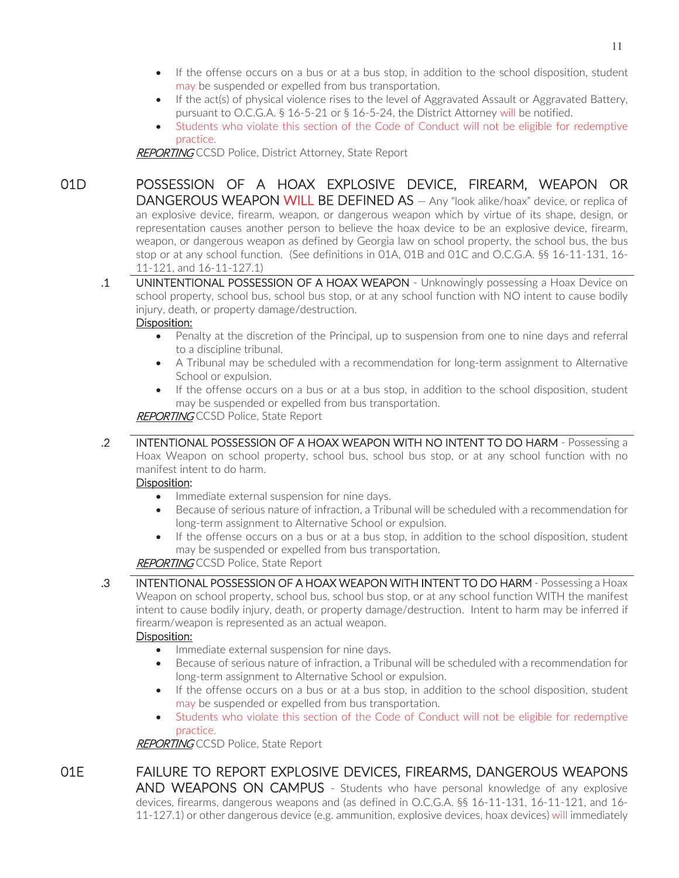- If the offense occurs on a bus or at a bus stop, in addition to the school disposition, student may be suspended or expelled from bus transportation.
- If the act(s) of physical violence rises to the level of Aggravated Assault or Aggravated Battery, pursuant to O.C.G.A. § 16-5-21 or § 16-5-24, the District Attorney will be notified.
- Students who violate this section of the Code of Conduct will not be eligible for redemptive practice.

***REPORTING*** CCSD Police, District Attorney, State Report

## 01D POSSESSION OF A HOAX EXPLOSIVE DEVICE, FIREARM, WEAPON OR DANGEROUS WEAPON WILL BE DEFINED AS

– Any "look alike/hoax" device, or replica of an explosive device, firearm, weapon, or dangerous weapon which by virtue of its shape, design, or representation causes another person to believe the hoax device to be an explosive device, firearm, weapon, or dangerous weapon as defined by Georgia law on school property, the school bus, the bus stop or at any school function. (See definitions in 01A, 01B and 01C and O.C.G.A. §§ 16-11-131, 16-11-121, and 16-11-127.1)

**.1 UNINTENTIONAL POSSESSION OF A HOAX WEAPON** - Unknowingly possessing a Hoax Device on school property, school bus, school bus stop, or at any school function with NO intent to cause bodily injury, death, or property damage/destruction.

Disposition:

- Penalty at the discretion of the Principal, up to suspension from one to nine days and referral to a discipline tribunal.
- A Tribunal may be scheduled with a recommendation for long-term assignment to Alternative School or expulsion.
- If the offense occurs on a bus or at a bus stop, in addition to the school disposition, student may be suspended or expelled from bus transportation.

***REPORTING*** CCSD Police, State Report

**.2 INTENTIONAL POSSESSION OF A HOAX WEAPON WITH NO INTENT TO DO HARM** - Possessing a Hoax Weapon on school property, school bus, school bus stop, or at any school function with no manifest intent to do harm.

Disposition:

- Immediate external suspension for nine days.
- Because of serious nature of infraction, a Tribunal will be scheduled with a recommendation for long-term assignment to Alternative School or expulsion.
- If the offense occurs on a bus or at a bus stop, in addition to the school disposition, student may be suspended or expelled from bus transportation.

***REPORTING*** CCSD Police, State Report

**.3 INTENTIONAL POSSESSION OF A HOAX WEAPON WITH INTENT TO DO HARM** - Possessing a Hoax Weapon on school property, school bus, school bus stop, or at any school function WITH the manifest intent to cause bodily injury, death, or property damage/destruction. Intent to harm may be inferred if firearm/weapon is represented as an actual weapon.

Disposition:

- Immediate external suspension for nine days.
- Because of serious nature of infraction, a Tribunal will be scheduled with a recommendation for long-term assignment to Alternative School or expulsion.
- If the offense occurs on a bus or at a bus stop, in addition to the school disposition, student may be suspended or expelled from bus transportation.
- Students who violate this section of the Code of Conduct will not be eligible for redemptive practice.

***REPORTING*** CCSD Police, State Report

## 01E FAILURE TO REPORT EXPLOSIVE DEVICES, FIREARMS, DANGEROUS WEAPONS AND WEAPONS ON CAMPUS

- Students who have personal knowledge of any explosive devices, firearms, dangerous weapons and (as defined in O.C.G.A. §§ 16-11-131, 16-11-121, and 16-11-127.1) or other dangerous device (e.g. ammunition, explosive devices, hoax devices) will immediately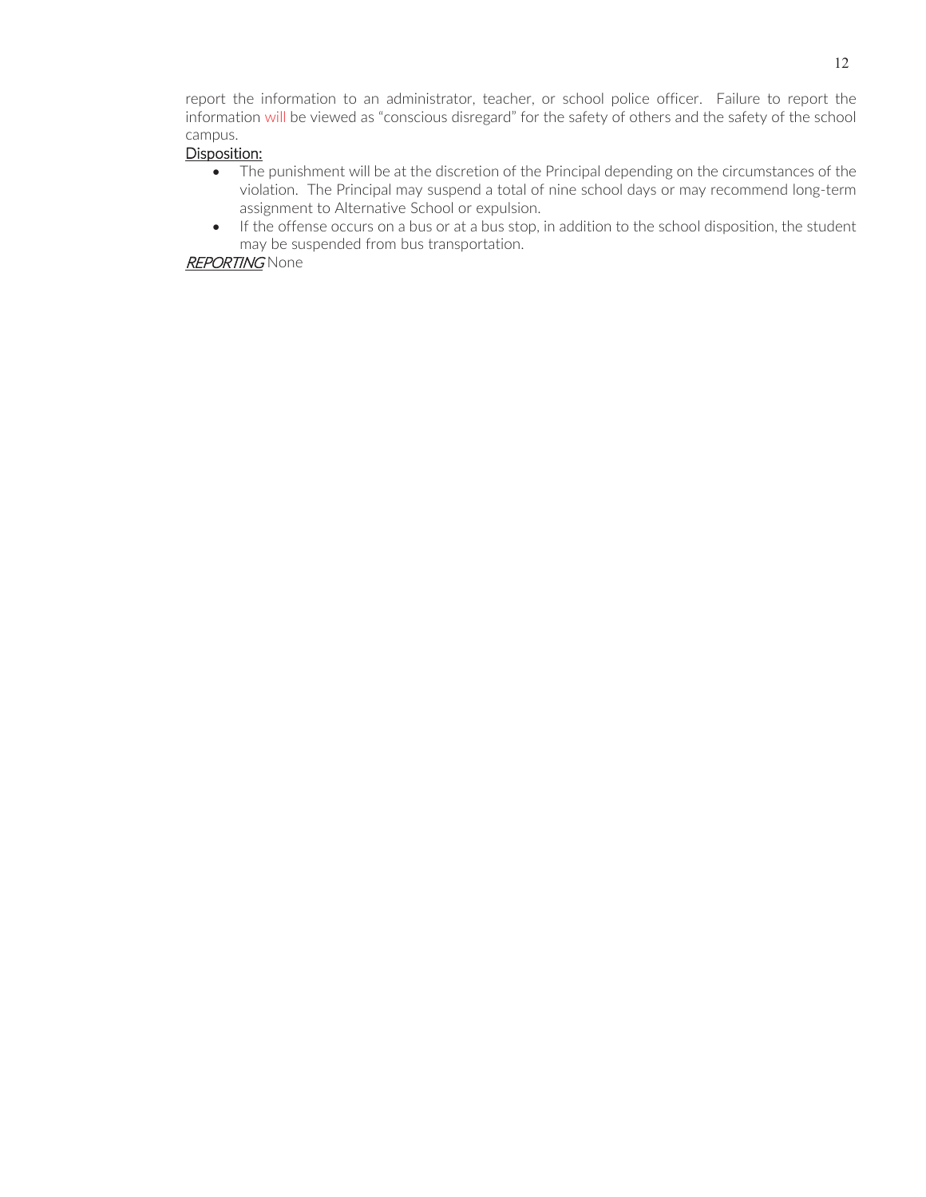report the information to an administrator, teacher, or school police officer. Failure to report the information will be viewed as "conscious disregard" for the safety of others and the safety of the school campus.

Disposition:

- The punishment will be at the discretion of the Principal depending on the circumstances of the violation. The Principal may suspend a total of nine school days or may recommend long-term assignment to Alternative School or expulsion.
- If the offense occurs on a bus or at a bus stop, in addition to the school disposition, the student may be suspended from bus transportation.

*REPORTING* None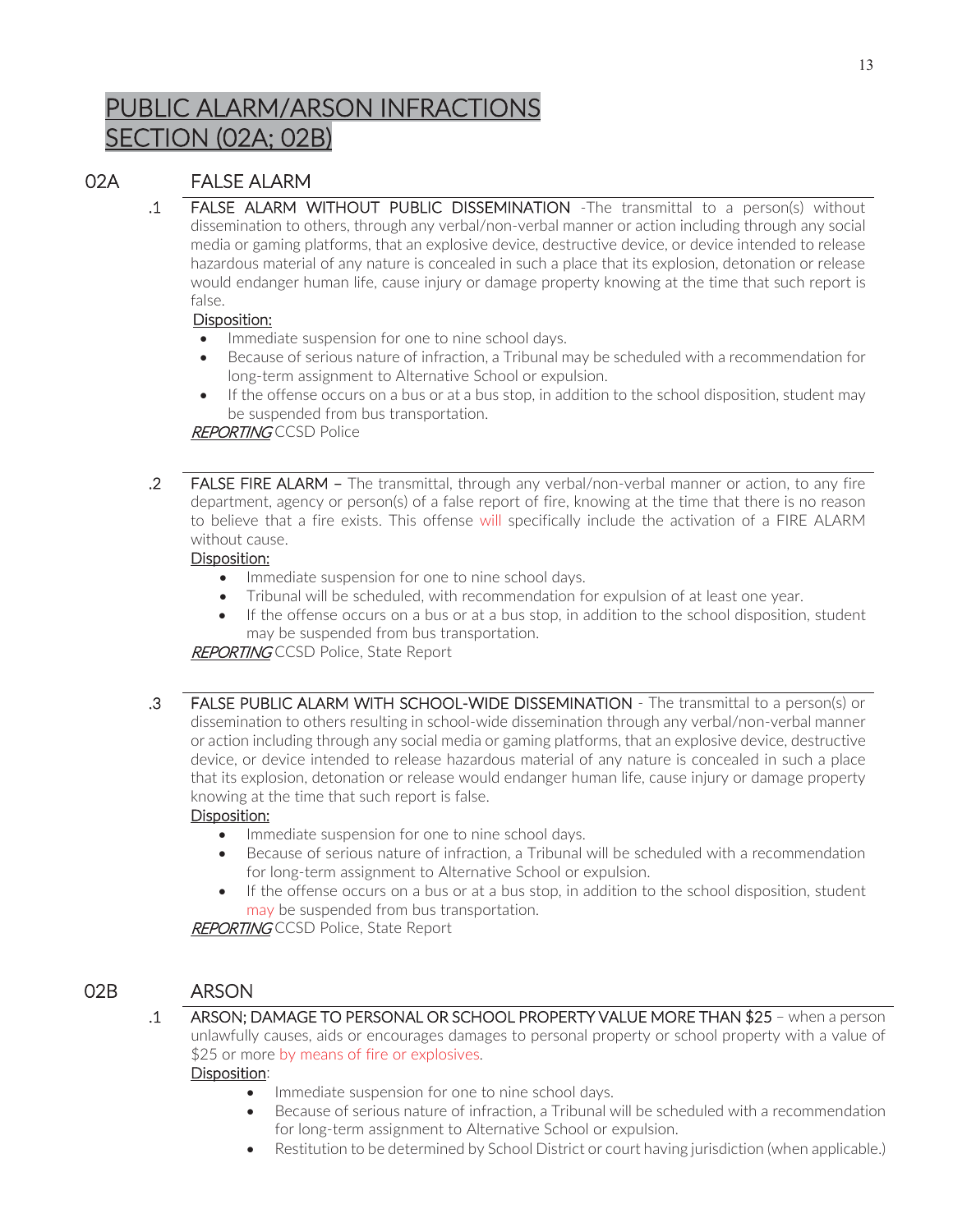# PUBLIC ALARM/ARSON INFRACTIONS SECTION (02A; 02B)

## 02A FALSE ALARM

**.1 FALSE ALARM WITHOUT PUBLIC DISSEMINATION** -The transmittal to a person(s) without dissemination to others, through any verbal/non-verbal manner or action including through any social media or gaming platforms, that an explosive device, destructive device, or device intended to release hazardous material of any nature is concealed in such a place that its explosion, detonation or release would endanger human life, cause injury or damage property knowing at the time that such report is false.

Disposition:

- Immediate suspension for one to nine school days.
- Because of serious nature of infraction, a Tribunal may be scheduled with a recommendation for long-term assignment to Alternative School or expulsion.
- If the offense occurs on a bus or at a bus stop, in addition to the school disposition, student may be suspended from bus transportation.

***REPORTING*** CCSD Police

**.2 FALSE FIRE ALARM** – The transmittal, through any verbal/non-verbal manner or action, to any fire department, agency or person(s) of a false report of fire, knowing at the time that there is no reason to believe that a fire exists. This offense will specifically include the activation of a FIRE ALARM without cause.

Disposition:

- Immediate suspension for one to nine school days.
- Tribunal will be scheduled, with recommendation for expulsion of at least one year.
- If the offense occurs on a bus or at a bus stop, in addition to the school disposition, student may be suspended from bus transportation.

***REPORTING*** CCSD Police, State Report

**.3 FALSE PUBLIC ALARM WITH SCHOOL-WIDE DISSEMINATION** - The transmittal to a person(s) or dissemination to others resulting in school-wide dissemination through any verbal/non-verbal manner or action including through any social media or gaming platforms, that an explosive device, destructive device, or device intended to release hazardous material of any nature is concealed in such a place that its explosion, detonation or release would endanger human life, cause injury or damage property knowing at the time that such report is false.

Disposition:

- Immediate suspension for one to nine school days.
- Because of serious nature of infraction, a Tribunal will be scheduled with a recommendation for long-term assignment to Alternative School or expulsion.
- If the offense occurs on a bus or at a bus stop, in addition to the school disposition, student may be suspended from bus transportation.

***REPORTING*** CCSD Police, State Report

## 02B ARSON

**.1 ARSON; DAMAGE TO PERSONAL OR SCHOOL PROPERTY VALUE MORE THAN $25** – when a person unlawfully causes, aids or encourages damages to personal property or school property with a value of $25 or more by means of fire or explosives.

Disposition:

- Immediate suspension for one to nine school days.
- Because of serious nature of infraction, a Tribunal will be scheduled with a recommendation for long-term assignment to Alternative School or expulsion.
- Restitution to be determined by School District or court having jurisdiction (when applicable.)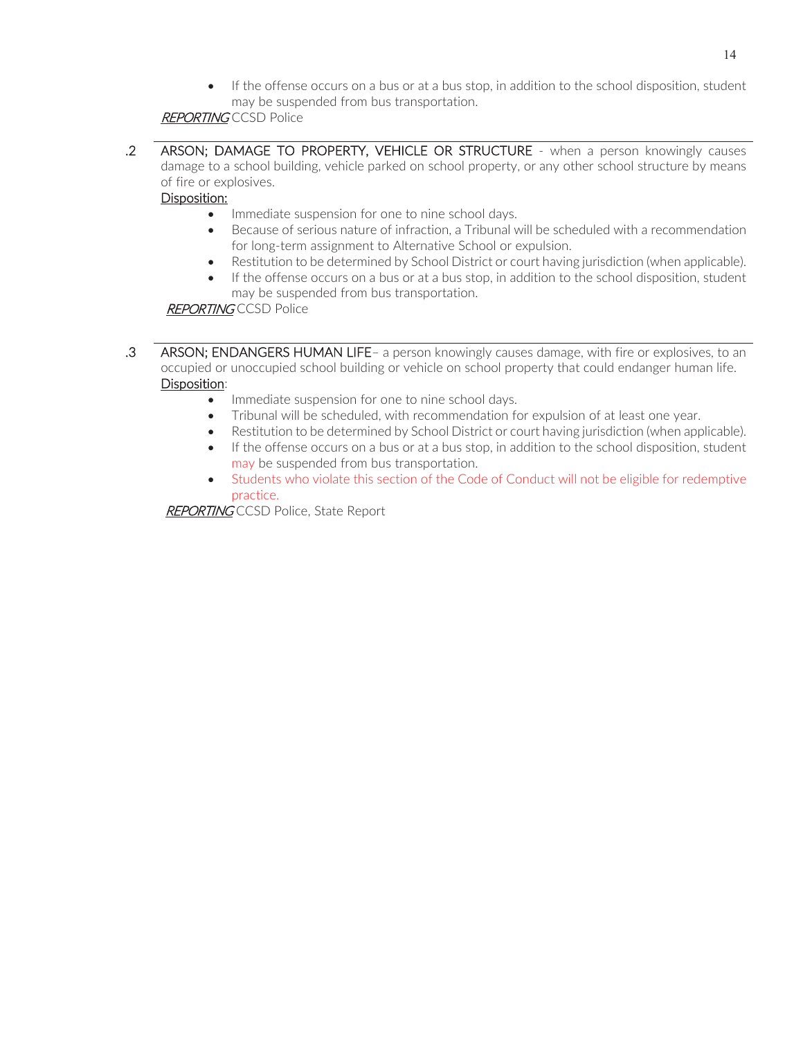- If the offense occurs on a bus or at a bus stop, in addition to the school disposition, student may be suspended from bus transportation.

*REPORTING* CCSD Police

---

.2 ARSON; DAMAGE TO PROPERTY, VEHICLE OR STRUCTURE - when a person knowingly causes damage to a school building, vehicle parked on school property, or any other school structure by means of fire or explosives.

Disposition:

- Immediate suspension for one to nine school days.
- Because of serious nature of infraction, a Tribunal will be scheduled with a recommendation for long-term assignment to Alternative School or expulsion.
- Restitution to be determined by School District or court having jurisdiction (when applicable).
- If the offense occurs on a bus or at a bus stop, in addition to the school disposition, student may be suspended from bus transportation.

*REPORTING* CCSD Police

---

.3 ARSON; ENDANGERS HUMAN LIFE– a person knowingly causes damage, with fire or explosives, to an occupied or unoccupied school building or vehicle on school property that could endanger human life.

Disposition:

- Immediate suspension for one to nine school days.
- Tribunal will be scheduled, with recommendation for expulsion of at least one year.
- Restitution to be determined by School District or court having jurisdiction (when applicable).
- If the offense occurs on a bus or at a bus stop, in addition to the school disposition, student may be suspended from bus transportation.
- Students who violate this section of the Code of Conduct will not be eligible for redemptive practice.

*REPORTING* CCSD Police, State Report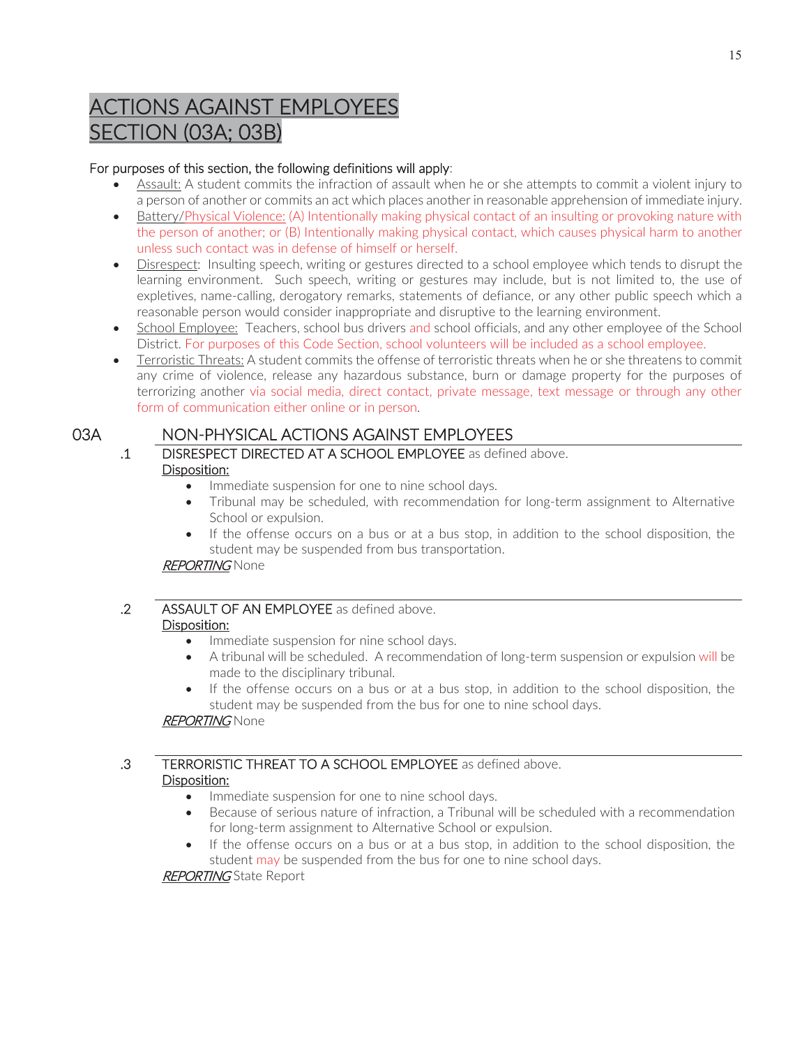# ACTIONS AGAINST EMPLOYEES SECTION (03A; 03B)

For purposes of this section, the following definitions will apply:

- Assault: A student commits the infraction of assault when he or she attempts to commit a violent injury to a person of another or commits an act which places another in reasonable apprehension of immediate injury.
- Battery/Physical Violence: (A) Intentionally making physical contact of an insulting or provoking nature with the person of another; or (B) Intentionally making physical contact, which causes physical harm to another unless such contact was in defense of himself or herself.
- Disrespect: Insulting speech, writing or gestures directed to a school employee which tends to disrupt the learning environment. Such speech, writing or gestures may include, but is not limited to, the use of expletives, name-calling, derogatory remarks, statements of defiance, or any other public speech which a reasonable person would consider inappropriate and disruptive to the learning environment.
- School Employee: Teachers, school bus drivers and school officials, and any other employee of the School District. For purposes of this Code Section, school volunteers will be included as a school employee.
- Terroristic Threats: A student commits the offense of terroristic threats when he or she threatens to commit any crime of violence, release any hazardous substance, burn or damage property for the purposes of terrorizing another via social media, direct contact, private message, text message or through any other form of communication either online or in person.

## 03A NON-PHYSICAL ACTIONS AGAINST EMPLOYEES

### .1 DISRESPECT DIRECTED AT A SCHOOL EMPLOYEE as defined above.

Disposition:

- Immediate suspension for one to nine school days.
- Tribunal may be scheduled, with recommendation for long-term assignment to Alternative School or expulsion.
- If the offense occurs on a bus or at a bus stop, in addition to the school disposition, the student may be suspended from bus transportation.

*REPORTING* None

### .2 ASSAULT OF AN EMPLOYEE as defined above.

Disposition:

- Immediate suspension for nine school days.
- A tribunal will be scheduled. A recommendation of long-term suspension or expulsion will be made to the disciplinary tribunal.
- If the offense occurs on a bus or at a bus stop, in addition to the school disposition, the student may be suspended from the bus for one to nine school days.

*REPORTING* None

### .3 TERRORISTIC THREAT TO A SCHOOL EMPLOYEE as defined above.

Disposition:

- Immediate suspension for one to nine school days.
- Because of serious nature of infraction, a Tribunal will be scheduled with a recommendation for long-term assignment to Alternative School or expulsion.
- If the offense occurs on a bus or at a bus stop, in addition to the school disposition, the student may be suspended from the bus for one to nine school days.

*REPORTING* State Report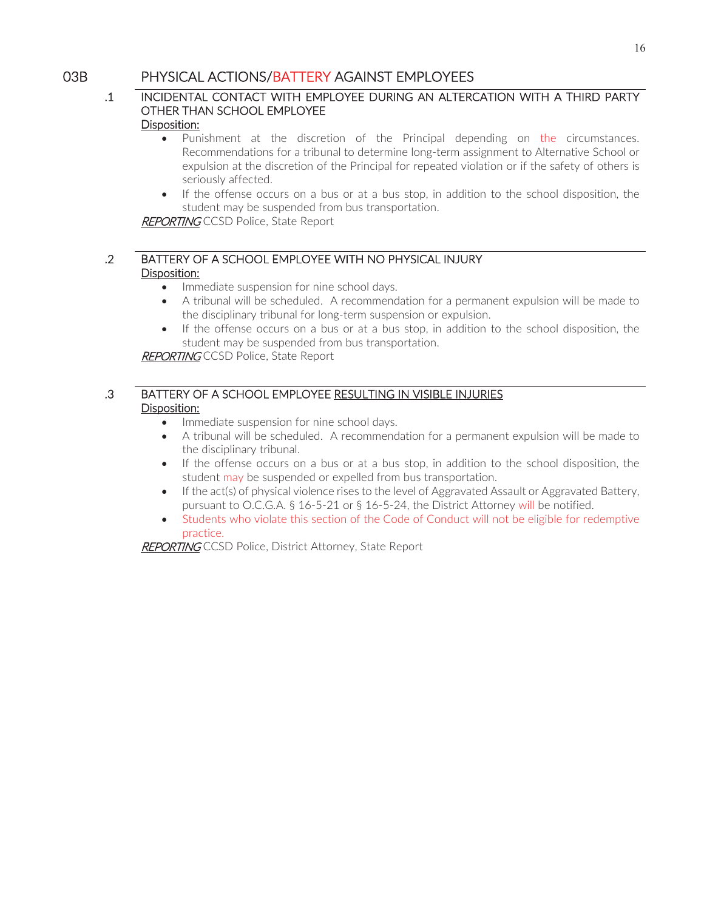## 03B PHYSICAL ACTIONS/BATTERY AGAINST EMPLOYEES

### .1 INCIDENTAL CONTACT WITH EMPLOYEE DURING AN ALTERCATION WITH A THIRD PARTY OTHER THAN SCHOOL EMPLOYEE

Disposition:

- Punishment at the discretion of the Principal depending on the circumstances. Recommendations for a tribunal to determine long-term assignment to Alternative School or expulsion at the discretion of the Principal for repeated violation or if the safety of others is seriously affected.
- If the offense occurs on a bus or at a bus stop, in addition to the school disposition, the student may be suspended from bus transportation.

***REPORTING*** CCSD Police, State Report

### .2 BATTERY OF A SCHOOL EMPLOYEE WITH NO PHYSICAL INJURY

Disposition:

- Immediate suspension for nine school days.
- A tribunal will be scheduled. A recommendation for a permanent expulsion will be made to the disciplinary tribunal for long-term suspension or expulsion.
- If the offense occurs on a bus or at a bus stop, in addition to the school disposition, the student may be suspended from bus transportation.

***REPORTING*** CCSD Police, State Report

### .3 BATTERY OF A SCHOOL EMPLOYEE RESULTING IN VISIBLE INJURIES

Disposition:

- Immediate suspension for nine school days.
- A tribunal will be scheduled. A recommendation for a permanent expulsion will be made to the disciplinary tribunal.
- If the offense occurs on a bus or at a bus stop, in addition to the school disposition, the student may be suspended or expelled from bus transportation.
- If the act(s) of physical violence rises to the level of Aggravated Assault or Aggravated Battery, pursuant to O.C.G.A. § 16-5-21 or § 16-5-24, the District Attorney will be notified.
- Students who violate this section of the Code of Conduct will not be eligible for redemptive practice.

***REPORTING*** CCSD Police, District Attorney, State Report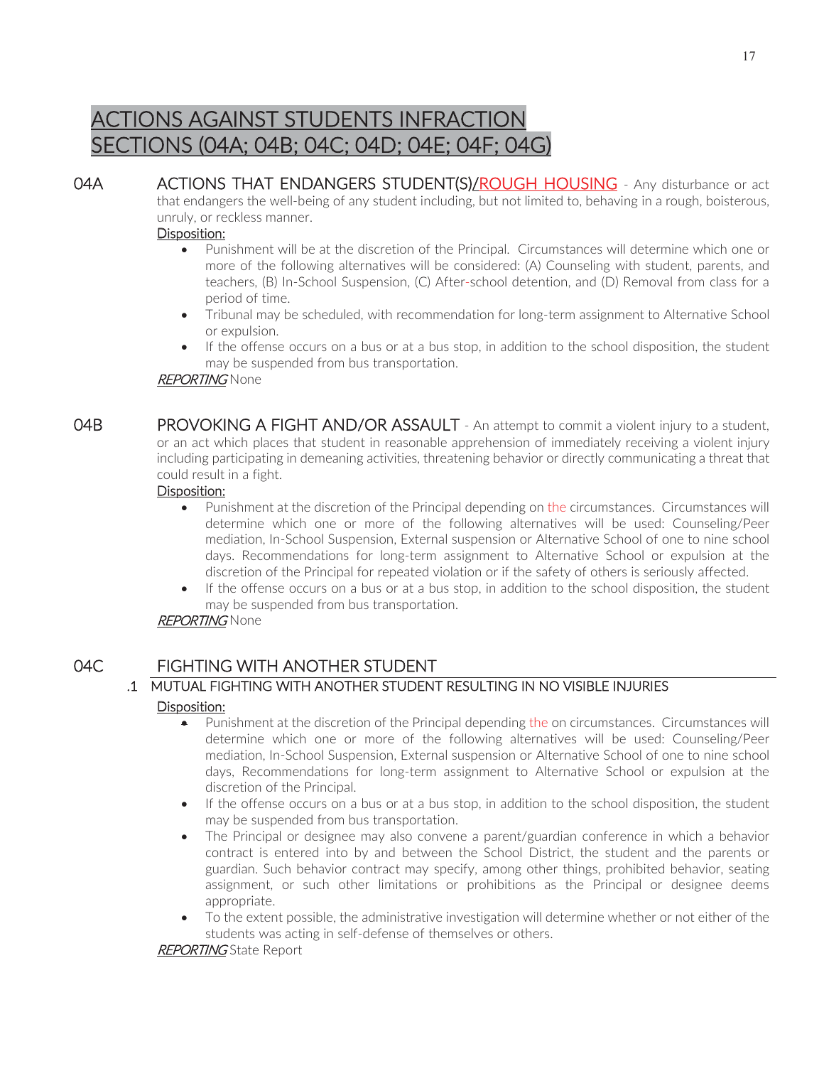# ACTIONS AGAINST STUDENTS INFRACTION SECTIONS (04A; 04B; 04C; 04D; 04E; 04F; 04G)

## 04A ACTIONS THAT ENDANGERS STUDENT(S)/ROUGH HOUSING

- Any disturbance or act that endangers the well-being of any student including, but not limited to, behaving in a rough, boisterous, unruly, or reckless manner.

Disposition:

- Punishment will be at the discretion of the Principal. Circumstances will determine which one or more of the following alternatives will be considered: (A) Counseling with student, parents, and teachers, (B) In-School Suspension, (C) After-school detention, and (D) Removal from class for a period of time.
- Tribunal may be scheduled, with recommendation for long-term assignment to Alternative School or expulsion.
- If the offense occurs on a bus or at a bus stop, in addition to the school disposition, the student may be suspended from bus transportation.

***REPORTING*** None

## 04B PROVOKING A FIGHT AND/OR ASSAULT

- An attempt to commit a violent injury to a student, or an act which places that student in reasonable apprehension of immediately receiving a violent injury including participating in demeaning activities, threatening behavior or directly communicating a threat that could result in a fight.

Disposition:

- Punishment at the discretion of the Principal depending on the circumstances. Circumstances will determine which one or more of the following alternatives will be used: Counseling/Peer mediation, In-School Suspension, External suspension or Alternative School of one to nine school days. Recommendations for long-term assignment to Alternative School or expulsion at the discretion of the Principal for repeated violation or if the safety of others is seriously affected.
- If the offense occurs on a bus or at a bus stop, in addition to the school disposition, the student may be suspended from bus transportation.

***REPORTING*** None

## 04C FIGHTING WITH ANOTHER STUDENT

### .1 MUTUAL FIGHTING WITH ANOTHER STUDENT RESULTING IN NO VISIBLE INJURIES

Disposition:

- Punishment at the discretion of the Principal depending the on circumstances. Circumstances will determine which one or more of the following alternatives will be used: Counseling/Peer mediation, In-School Suspension, External suspension or Alternative School of one to nine school days, Recommendations for long-term assignment to Alternative School or expulsion at the discretion of the Principal.
- If the offense occurs on a bus or at a bus stop, in addition to the school disposition, the student may be suspended from bus transportation.
- The Principal or designee may also convene a parent/guardian conference in which a behavior contract is entered into by and between the School District, the student and the parents or guardian. Such behavior contract may specify, among other things, prohibited behavior, seating assignment, or such other limitations or prohibitions as the Principal or designee deems appropriate.
- To the extent possible, the administrative investigation will determine whether or not either of the students was acting in self-defense of themselves or others.

***REPORTING*** State Report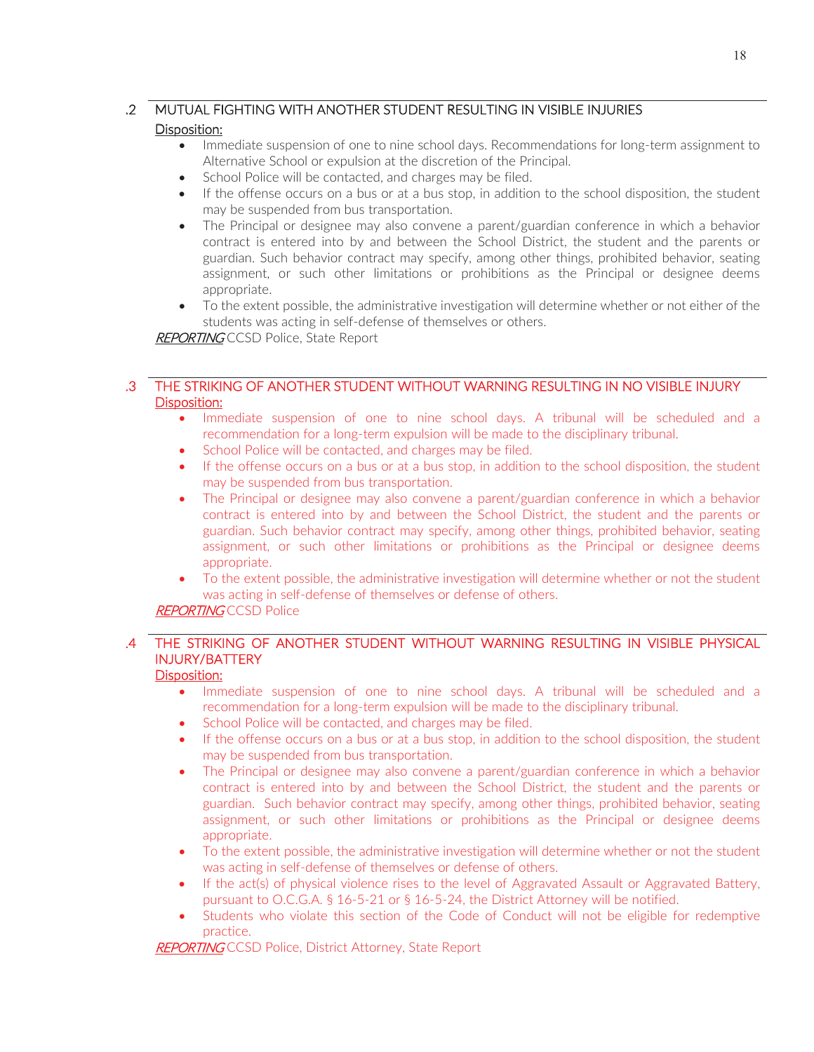.2 MUTUAL FIGHTING WITH ANOTHER STUDENT RESULTING IN VISIBLE INJURIES

Disposition:

- Immediate suspension of one to nine school days. Recommendations for long-term assignment to Alternative School or expulsion at the discretion of the Principal.
- School Police will be contacted, and charges may be filed.
- If the offense occurs on a bus or at a bus stop, in addition to the school disposition, the student may be suspended from bus transportation.
- The Principal or designee may also convene a parent/guardian conference in which a behavior contract is entered into by and between the School District, the student and the parents or guardian. Such behavior contract may specify, among other things, prohibited behavior, seating assignment, or such other limitations or prohibitions as the Principal or designee deems appropriate.
- To the extent possible, the administrative investigation will determine whether or not either of the students was acting in self-defense of themselves or others.

*REPORTING* CCSD Police, State Report

.3 THE STRIKING OF ANOTHER STUDENT WITHOUT WARNING RESULTING IN NO VISIBLE INJURY

Disposition:

- Immediate suspension of one to nine school days. A tribunal will be scheduled and a recommendation for a long-term expulsion will be made to the disciplinary tribunal.
- School Police will be contacted, and charges may be filed.
- If the offense occurs on a bus or at a bus stop, in addition to the school disposition, the student may be suspended from bus transportation.
- The Principal or designee may also convene a parent/guardian conference in which a behavior contract is entered into by and between the School District, the student and the parents or guardian. Such behavior contract may specify, among other things, prohibited behavior, seating assignment, or such other limitations or prohibitions as the Principal or designee deems appropriate.
- To the extent possible, the administrative investigation will determine whether or not the student was acting in self-defense of themselves or defense of others.

*REPORTING* CCSD Police

.4 THE STRIKING OF ANOTHER STUDENT WITHOUT WARNING RESULTING IN VISIBLE PHYSICAL INJURY/BATTERY

Disposition:

- Immediate suspension of one to nine school days. A tribunal will be scheduled and a recommendation for a long-term expulsion will be made to the disciplinary tribunal.
- School Police will be contacted, and charges may be filed.
- If the offense occurs on a bus or at a bus stop, in addition to the school disposition, the student may be suspended from bus transportation.
- The Principal or designee may also convene a parent/guardian conference in which a behavior contract is entered into by and between the School District, the student and the parents or guardian. Such behavior contract may specify, among other things, prohibited behavior, seating assignment, or such other limitations or prohibitions as the Principal or designee deems appropriate.
- To the extent possible, the administrative investigation will determine whether or not the student was acting in self-defense of themselves or defense of others.
- If the act(s) of physical violence rises to the level of Aggravated Assault or Aggravated Battery, pursuant to O.C.G.A. § 16-5-21 or § 16-5-24, the District Attorney will be notified.
- Students who violate this section of the Code of Conduct will not be eligible for redemptive practice.

*REPORTING* CCSD Police, District Attorney, State Report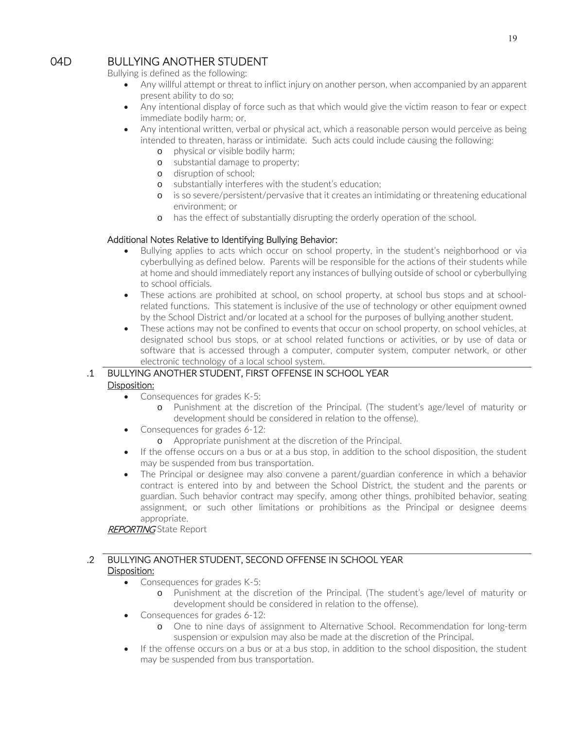## 04D BULLYING ANOTHER STUDENT

Bullying is defined as the following:

- Any willful attempt or threat to inflict injury on another person, when accompanied by an apparent present ability to do so;
- Any intentional display of force such as that which would give the victim reason to fear or expect immediate bodily harm; or,
- Any intentional written, verbal or physical act, which a reasonable person would perceive as being intended to threaten, harass or intimidate. Such acts could include causing the following:
  - physical or visible bodily harm;
  - substantial damage to property;
  - disruption of school;
  - substantially interferes with the student's education;
  - is so severe/persistent/pervasive that it creates an intimidating or threatening educational environment; or
  - has the effect of substantially disrupting the orderly operation of the school.

Additional Notes Relative to Identifying Bullying Behavior:

- Bullying applies to acts which occur on school property, in the student's neighborhood or via cyberbullying as defined below. Parents will be responsible for the actions of their students while at home and should immediately report any instances of bullying outside of school or cyberbullying to school officials.
- These actions are prohibited at school, on school property, at school bus stops and at school-related functions. This statement is inclusive of the use of technology or other equipment owned by the School District and/or located at a school for the purposes of bullying another student.
- These actions may not be confined to events that occur on school property, on school vehicles, at designated school bus stops, or at school related functions or activities, or by use of data or software that is accessed through a computer, computer system, computer network, or other electronic technology of a local school system.

### .1 BULLYING ANOTHER STUDENT, FIRST OFFENSE IN SCHOOL YEAR

Disposition:

- Consequences for grades K-5:
  - Punishment at the discretion of the Principal. (The student's age/level of maturity or development should be considered in relation to the offense).
- Consequences for grades 6-12:
  - Appropriate punishment at the discretion of the Principal.
- If the offense occurs on a bus or at a bus stop, in addition to the school disposition, the student may be suspended from bus transportation.
- The Principal or designee may also convene a parent/guardian conference in which a behavior contract is entered into by and between the School District, the student and the parents or guardian. Such behavior contract may specify, among other things, prohibited behavior, seating assignment, or such other limitations or prohibitions as the Principal or designee deems appropriate.

*REPORTING* State Report

### .2 BULLYING ANOTHER STUDENT, SECOND OFFENSE IN SCHOOL YEAR

Disposition:

- Consequences for grades K-5:
  - Punishment at the discretion of the Principal. (The student's age/level of maturity or development should be considered in relation to the offense).
- Consequences for grades 6-12:
  - One to nine days of assignment to Alternative School. Recommendation for long-term suspension or expulsion may also be made at the discretion of the Principal.
- If the offense occurs on a bus or at a bus stop, in addition to the school disposition, the student may be suspended from bus transportation.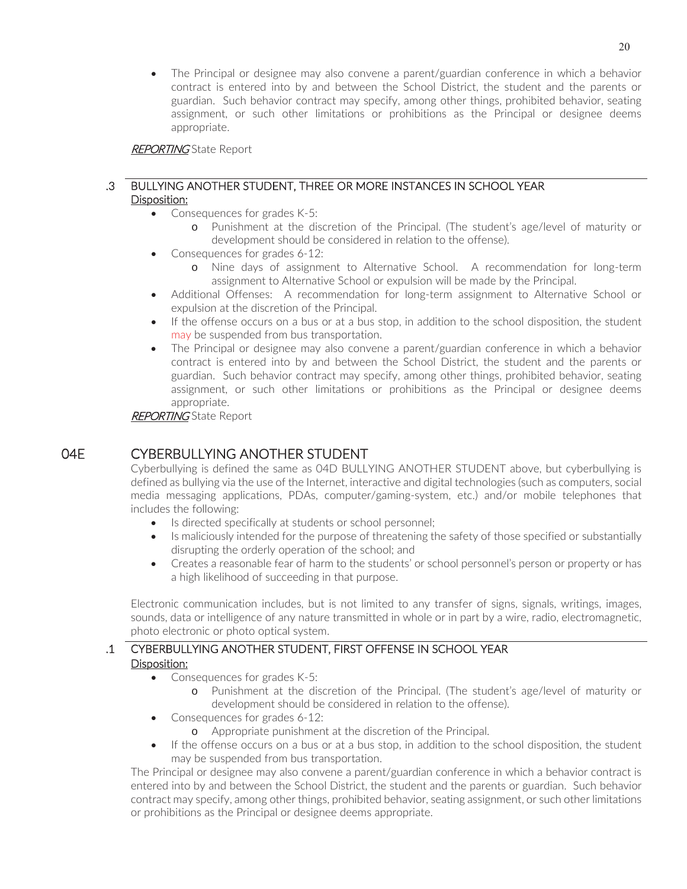- The Principal or designee may also convene a parent/guardian conference in which a behavior contract is entered into by and between the School District, the student and the parents or guardian. Such behavior contract may specify, among other things, prohibited behavior, seating assignment, or such other limitations or prohibitions as the Principal or designee deems appropriate.

***REPORTING*** State Report

### .3 BULLYING ANOTHER STUDENT, THREE OR MORE INSTANCES IN SCHOOL YEAR

Disposition:

- Consequences for grades K-5:
  - Punishment at the discretion of the Principal. (The student's age/level of maturity or development should be considered in relation to the offense).
- Consequences for grades 6-12:
  - Nine days of assignment to Alternative School. A recommendation for long-term assignment to Alternative School or expulsion will be made by the Principal.
- Additional Offenses: A recommendation for long-term assignment to Alternative School or expulsion at the discretion of the Principal.
- If the offense occurs on a bus or at a bus stop, in addition to the school disposition, the student may be suspended from bus transportation.
- The Principal or designee may also convene a parent/guardian conference in which a behavior contract is entered into by and between the School District, the student and the parents or guardian. Such behavior contract may specify, among other things, prohibited behavior, seating assignment, or such other limitations or prohibitions as the Principal or designee deems appropriate.

***REPORTING*** State Report

## 04E CYBERBULLYING ANOTHER STUDENT

Cyberbullying is defined the same as 04D BULLYING ANOTHER STUDENT above, but cyberbullying is defined as bullying via the use of the Internet, interactive and digital technologies (such as computers, social media messaging applications, PDAs, computer/gaming-system, etc.) and/or mobile telephones that includes the following:

- Is directed specifically at students or school personnel;
- Is maliciously intended for the purpose of threatening the safety of those specified or substantially disrupting the orderly operation of the school; and
- Creates a reasonable fear of harm to the students' or school personnel's person or property or has a high likelihood of succeeding in that purpose.

Electronic communication includes, but is not limited to any transfer of signs, signals, writings, images, sounds, data or intelligence of any nature transmitted in whole or in part by a wire, radio, electromagnetic, photo electronic or photo optical system.

### .1 CYBERBULLYING ANOTHER STUDENT, FIRST OFFENSE IN SCHOOL YEAR

Disposition:

- Consequences for grades K-5:
  - Punishment at the discretion of the Principal. (The student's age/level of maturity or development should be considered in relation to the offense).
- Consequences for grades 6-12:
  - Appropriate punishment at the discretion of the Principal.
- If the offense occurs on a bus or at a bus stop, in addition to the school disposition, the student may be suspended from bus transportation.

The Principal or designee may also convene a parent/guardian conference in which a behavior contract is entered into by and between the School District, the student and the parents or guardian. Such behavior contract may specify, among other things, prohibited behavior, seating assignment, or such other limitations or prohibitions as the Principal or designee deems appropriate.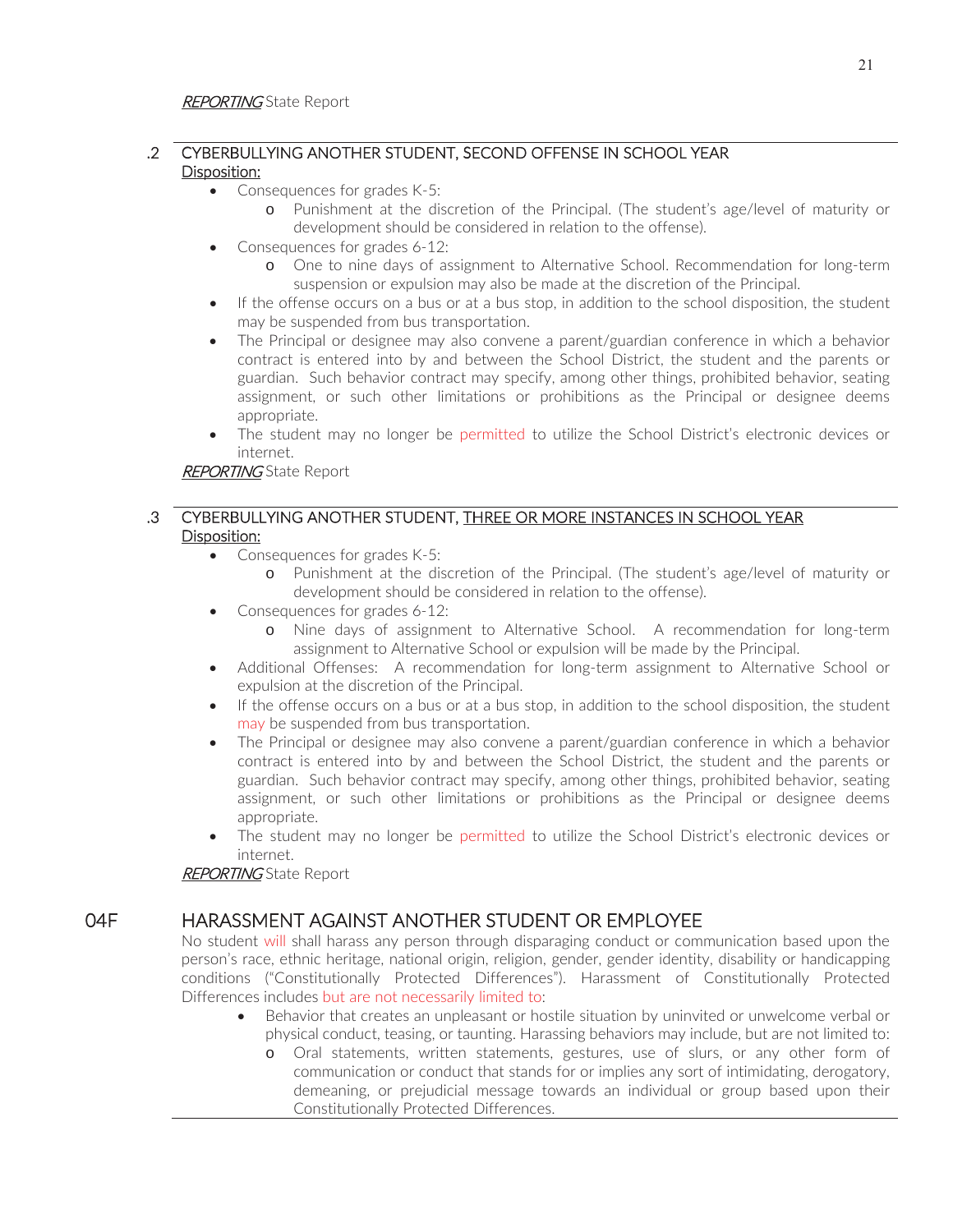*REPORTING* State Report

.2 CYBERBULLYING ANOTHER STUDENT, SECOND OFFENSE IN SCHOOL YEAR

Disposition:

- Consequences for grades K-5:
  - Punishment at the discretion of the Principal. (The student's age/level of maturity or development should be considered in relation to the offense).
- Consequences for grades 6-12:
  - One to nine days of assignment to Alternative School. Recommendation for long-term suspension or expulsion may also be made at the discretion of the Principal.
- If the offense occurs on a bus or at a bus stop, in addition to the school disposition, the student may be suspended from bus transportation.
- The Principal or designee may also convene a parent/guardian conference in which a behavior contract is entered into by and between the School District, the student and the parents or guardian. Such behavior contract may specify, among other things, prohibited behavior, seating assignment, or such other limitations or prohibitions as the Principal or designee deems appropriate.
- The student may no longer be permitted to utilize the School District's electronic devices or internet.

*REPORTING* State Report

.3 CYBERBULLYING ANOTHER STUDENT, THREE OR MORE INSTANCES IN SCHOOL YEAR

Disposition:

- Consequences for grades K-5:
  - Punishment at the discretion of the Principal. (The student's age/level of maturity or development should be considered in relation to the offense).
- Consequences for grades 6-12:
  - Nine days of assignment to Alternative School. A recommendation for long-term assignment to Alternative School or expulsion will be made by the Principal.
- Additional Offenses: A recommendation for long-term assignment to Alternative School or expulsion at the discretion of the Principal.
- If the offense occurs on a bus or at a bus stop, in addition to the school disposition, the student may be suspended from bus transportation.
- The Principal or designee may also convene a parent/guardian conference in which a behavior contract is entered into by and between the School District, the student and the parents or guardian. Such behavior contract may specify, among other things, prohibited behavior, seating assignment, or such other limitations or prohibitions as the Principal or designee deems appropriate.
- The student may no longer be permitted to utilize the School District's electronic devices or internet.

*REPORTING* State Report

## 04F HARASSMENT AGAINST ANOTHER STUDENT OR EMPLOYEE

No student will shall harass any person through disparaging conduct or communication based upon the person's race, ethnic heritage, national origin, religion, gender, gender identity, disability or handicapping conditions ("Constitutionally Protected Differences"). Harassment of Constitutionally Protected Differences includes but are not necessarily limited to:

- Behavior that creates an unpleasant or hostile situation by uninvited or unwelcome verbal or physical conduct, teasing, or taunting. Harassing behaviors may include, but are not limited to:
  - Oral statements, written statements, gestures, use of slurs, or any other form of communication or conduct that stands for or implies any sort of intimidating, derogatory, demeaning, or prejudicial message towards an individual or group based upon their Constitutionally Protected Differences.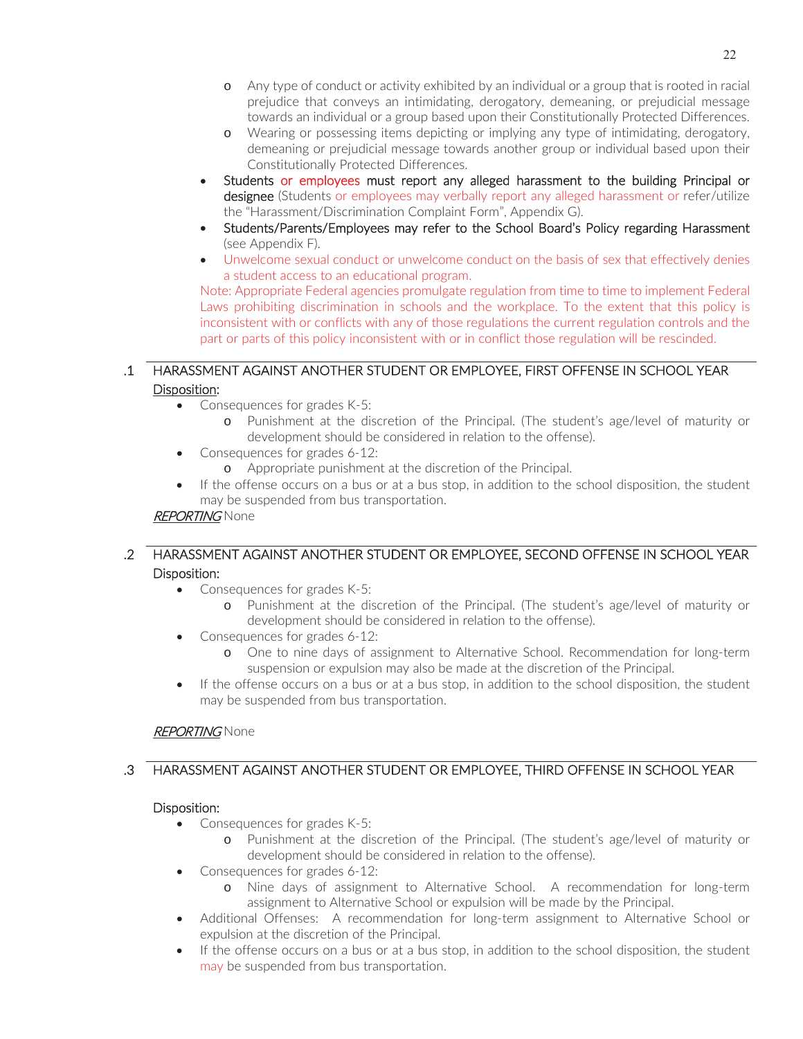- Any type of conduct or activity exhibited by an individual or a group that is rooted in racial prejudice that conveys an intimidating, derogatory, demeaning, or prejudicial message towards an individual or a group based upon their Constitutionally Protected Differences.
- Wearing or possessing items depicting or implying any type of intimidating, derogatory, demeaning or prejudicial message towards another group or individual based upon their Constitutionally Protected Differences.

- Students or employees must report any alleged harassment to the building Principal or designee (Students or employees may verbally report any alleged harassment or refer/utilize the "Harassment/Discrimination Complaint Form", Appendix G).
- Students/Parents/Employees may refer to the School Board's Policy regarding Harassment (see Appendix F).
- Unwelcome sexual conduct or unwelcome conduct on the basis of sex that effectively denies a student access to an educational program.

Note: Appropriate Federal agencies promulgate regulation from time to time to implement Federal Laws prohibiting discrimination in schools and the workplace. To the extent that this policy is inconsistent with or conflicts with any of those regulations the current regulation controls and the part or parts of this policy inconsistent with or in conflict those regulation will be rescinded.

## .1 HARASSMENT AGAINST ANOTHER STUDENT OR EMPLOYEE, FIRST OFFENSE IN SCHOOL YEAR

Disposition:

- Consequences for grades K-5:
  - Punishment at the discretion of the Principal. (The student's age/level of maturity or development should be considered in relation to the offense).
- Consequences for grades 6-12:
  - Appropriate punishment at the discretion of the Principal.
- If the offense occurs on a bus or at a bus stop, in addition to the school disposition, the student may be suspended from bus transportation.

*REPORTING* None

## .2 HARASSMENT AGAINST ANOTHER STUDENT OR EMPLOYEE, SECOND OFFENSE IN SCHOOL YEAR

Disposition:

- Consequences for grades K-5:
  - Punishment at the discretion of the Principal. (The student's age/level of maturity or development should be considered in relation to the offense).
- Consequences for grades 6-12:
  - One to nine days of assignment to Alternative School. Recommendation for long-term suspension or expulsion may also be made at the discretion of the Principal.
- If the offense occurs on a bus or at a bus stop, in addition to the school disposition, the student may be suspended from bus transportation.

*REPORTING* None

## .3 HARASSMENT AGAINST ANOTHER STUDENT OR EMPLOYEE, THIRD OFFENSE IN SCHOOL YEAR

Disposition:

- Consequences for grades K-5:
  - Punishment at the discretion of the Principal. (The student's age/level of maturity or development should be considered in relation to the offense).
- Consequences for grades 6-12:
  - Nine days of assignment to Alternative School. A recommendation for long-term assignment to Alternative School or expulsion will be made by the Principal.
- Additional Offenses: A recommendation for long-term assignment to Alternative School or expulsion at the discretion of the Principal.
- If the offense occurs on a bus or at a bus stop, in addition to the school disposition, the student may be suspended from bus transportation.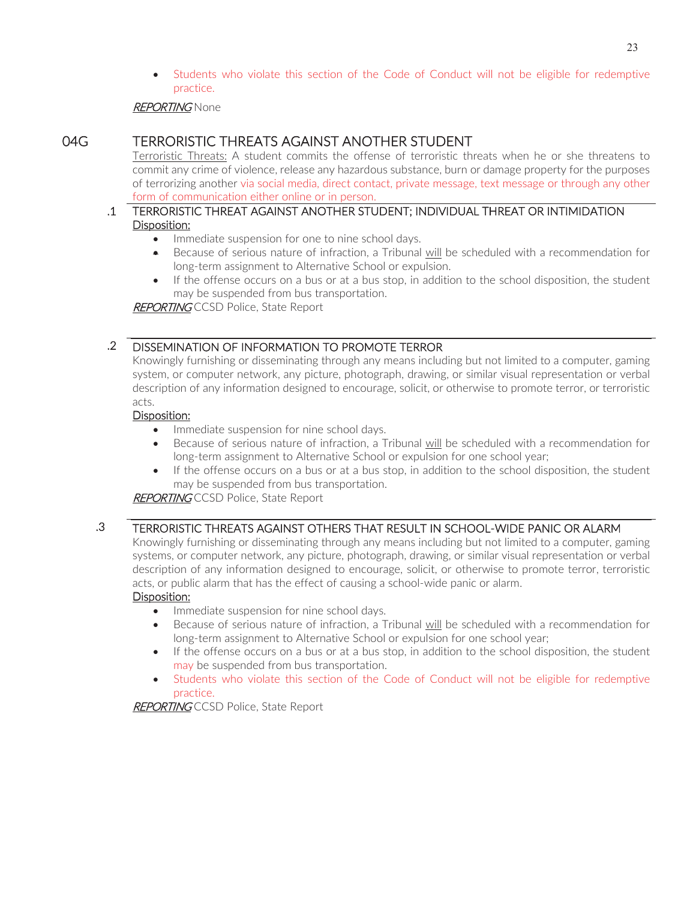- Students who violate this section of the Code of Conduct will not be eligible for redemptive practice.

***REPORTING*** None

## 04G TERRORISTIC THREATS AGAINST ANOTHER STUDENT

Terroristic Threats: A student commits the offense of terroristic threats when he or she threatens to commit any crime of violence, release any hazardous substance, burn or damage property for the purposes of terrorizing another via social media, direct contact, private message, text message or through any other form of communication either online or in person.

### .1 TERRORISTIC THREAT AGAINST ANOTHER STUDENT; INDIVIDUAL THREAT OR INTIMIDATION

Disposition:

- Immediate suspension for one to nine school days.
- Because of serious nature of infraction, a Tribunal will be scheduled with a recommendation for long-term assignment to Alternative School or expulsion.
- If the offense occurs on a bus or at a bus stop, in addition to the school disposition, the student may be suspended from bus transportation.

***REPORTING*** CCSD Police, State Report

### .2 DISSEMINATION OF INFORMATION TO PROMOTE TERROR

Knowingly furnishing or disseminating through any means including but not limited to a computer, gaming system, or computer network, any picture, photograph, drawing, or similar visual representation or verbal description of any information designed to encourage, solicit, or otherwise to promote terror, or terroristic acts.

Disposition:

- Immediate suspension for nine school days.
- Because of serious nature of infraction, a Tribunal will be scheduled with a recommendation for long-term assignment to Alternative School or expulsion for one school year;
- If the offense occurs on a bus or at a bus stop, in addition to the school disposition, the student may be suspended from bus transportation.

***REPORTING*** CCSD Police, State Report

### .3 TERRORISTIC THREATS AGAINST OTHERS THAT RESULT IN SCHOOL-WIDE PANIC OR ALARM

Knowingly furnishing or disseminating through any means including but not limited to a computer, gaming systems, or computer network, any picture, photograph, drawing, or similar visual representation or verbal description of any information designed to encourage, solicit, or otherwise to promote terror, terroristic acts, or public alarm that has the effect of causing a school-wide panic or alarm.

Disposition:

- Immediate suspension for nine school days.
- Because of serious nature of infraction, a Tribunal will be scheduled with a recommendation for long-term assignment to Alternative School or expulsion for one school year;
- If the offense occurs on a bus or at a bus stop, in addition to the school disposition, the student may be suspended from bus transportation.
- Students who violate this section of the Code of Conduct will not be eligible for redemptive practice.

***REPORTING*** CCSD Police, State Report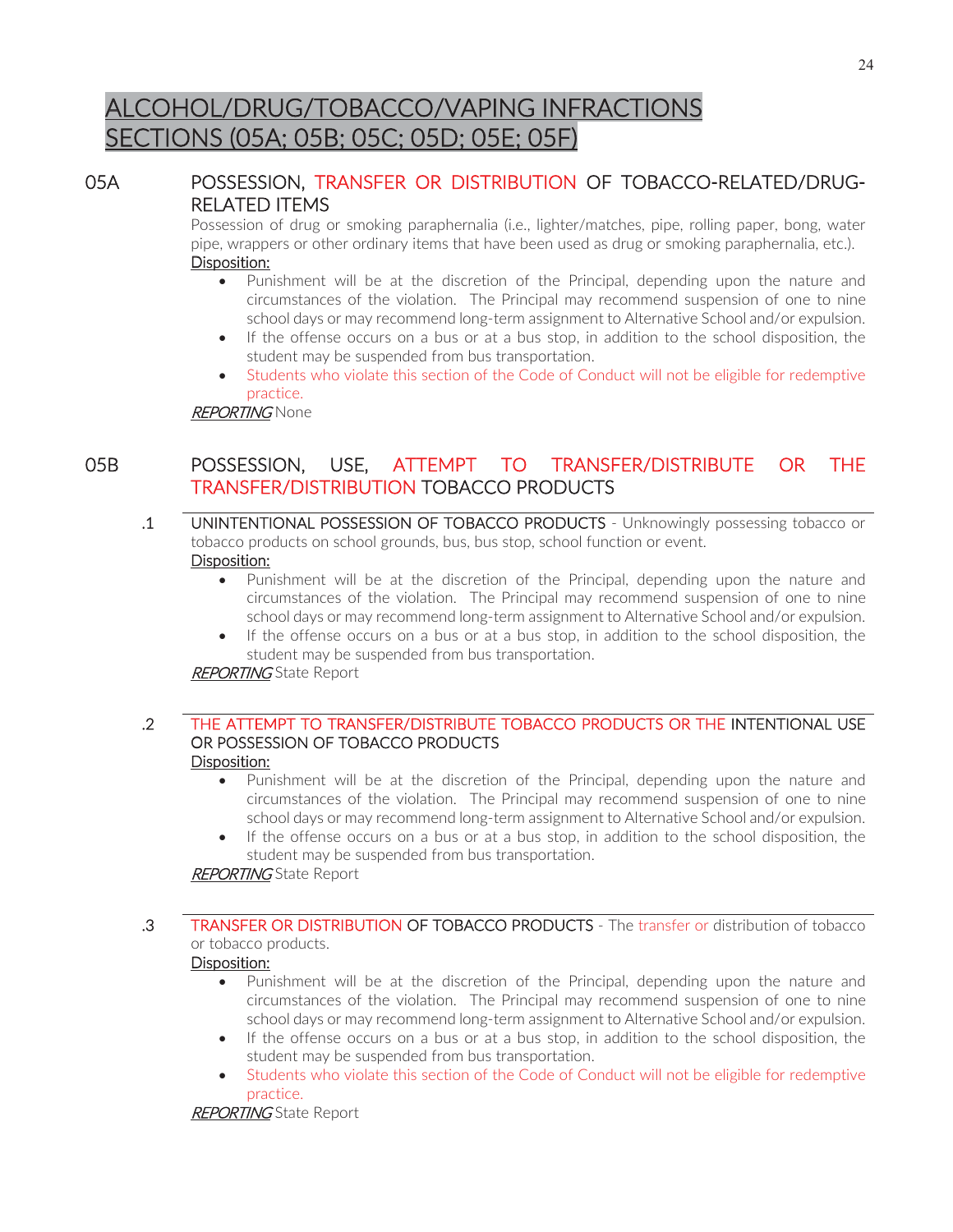# ALCOHOL/DRUG/TOBACCO/VAPING INFRACTIONS SECTIONS (05A; 05B; 05C; 05D; 05E; 05F)

## 05A POSSESSION, TRANSFER OR DISTRIBUTION OF TOBACCO-RELATED/DRUG-RELATED ITEMS

Possession of drug or smoking paraphernalia (i.e., lighter/matches, pipe, rolling paper, bong, water pipe, wrappers or other ordinary items that have been used as drug or smoking paraphernalia, etc.).

Disposition:

- Punishment will be at the discretion of the Principal, depending upon the nature and circumstances of the violation. The Principal may recommend suspension of one to nine school days or may recommend long-term assignment to Alternative School and/or expulsion.
- If the offense occurs on a bus or at a bus stop, in addition to the school disposition, the student may be suspended from bus transportation.
- Students who violate this section of the Code of Conduct will not be eligible for redemptive practice.

*REPORTING* None

## 05B POSSESSION, USE, ATTEMPT TO TRANSFER/DISTRIBUTE OR THE TRANSFER/DISTRIBUTION TOBACCO PRODUCTS

### .1 UNINTENTIONAL POSSESSION OF TOBACCO PRODUCTS

Unknowingly possessing tobacco or tobacco products on school grounds, bus, bus stop, school function or event.

Disposition:

- Punishment will be at the discretion of the Principal, depending upon the nature and circumstances of the violation. The Principal may recommend suspension of one to nine school days or may recommend long-term assignment to Alternative School and/or expulsion.
- If the offense occurs on a bus or at a bus stop, in addition to the school disposition, the student may be suspended from bus transportation.

*REPORTING* State Report

### .2 THE ATTEMPT TO TRANSFER/DISTRIBUTE TOBACCO PRODUCTS OR THE INTENTIONAL USE OR POSSESSION OF TOBACCO PRODUCTS

Disposition:

- Punishment will be at the discretion of the Principal, depending upon the nature and circumstances of the violation. The Principal may recommend suspension of one to nine school days or may recommend long-term assignment to Alternative School and/or expulsion.
- If the offense occurs on a bus or at a bus stop, in addition to the school disposition, the student may be suspended from bus transportation.

*REPORTING* State Report

### .3 TRANSFER OR DISTRIBUTION OF TOBACCO PRODUCTS

The transfer or distribution of tobacco or tobacco products.

Disposition:

- Punishment will be at the discretion of the Principal, depending upon the nature and circumstances of the violation. The Principal may recommend suspension of one to nine school days or may recommend long-term assignment to Alternative School and/or expulsion.
- If the offense occurs on a bus or at a bus stop, in addition to the school disposition, the student may be suspended from bus transportation.
- Students who violate this section of the Code of Conduct will not be eligible for redemptive practice.

*REPORTING* State Report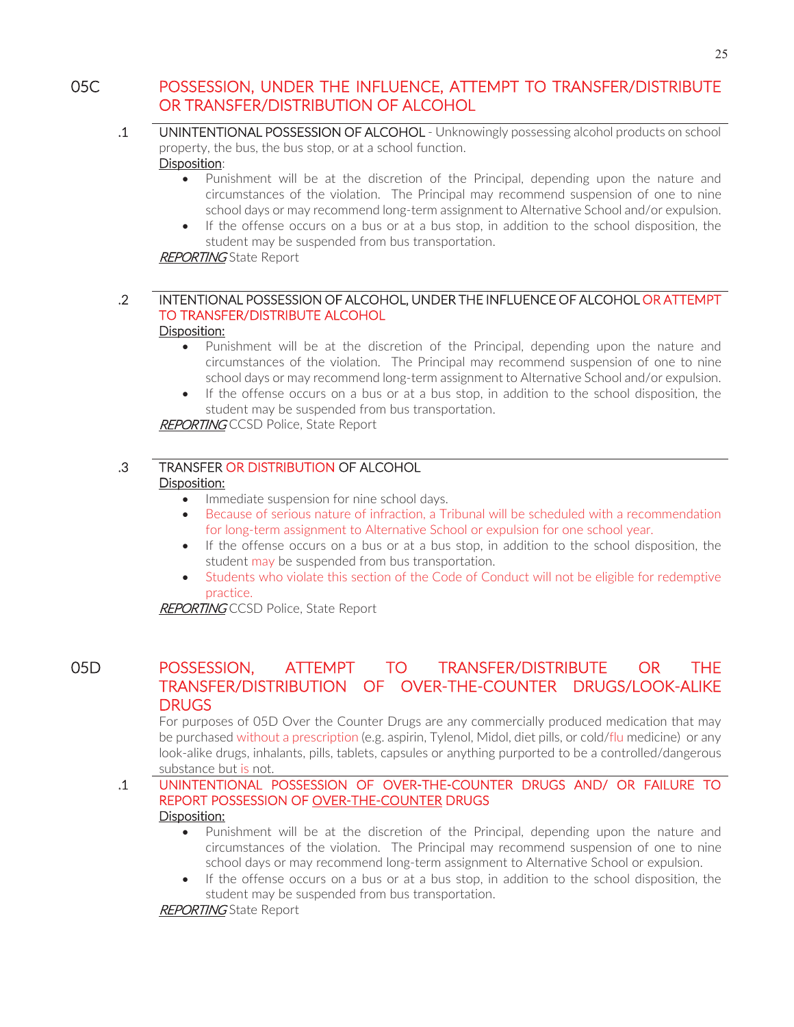## 05C POSSESSION, UNDER THE INFLUENCE, ATTEMPT TO TRANSFER/DISTRIBUTE OR TRANSFER/DISTRIBUTION OF ALCOHOL

**.1 UNINTENTIONAL POSSESSION OF ALCOHOL** - Unknowingly possessing alcohol products on school property, the bus, the bus stop, or at a school function.

Disposition:

- Punishment will be at the discretion of the Principal, depending upon the nature and circumstances of the violation. The Principal may recommend suspension of one to nine school days or may recommend long-term assignment to Alternative School and/or expulsion.
- If the offense occurs on a bus or at a bus stop, in addition to the school disposition, the student may be suspended from bus transportation.

*REPORTING* State Report

**.2 INTENTIONAL POSSESSION OF ALCOHOL, UNDER THE INFLUENCE OF ALCOHOL OR ATTEMPT TO TRANSFER/DISTRIBUTE ALCOHOL**

Disposition:

- Punishment will be at the discretion of the Principal, depending upon the nature and circumstances of the violation. The Principal may recommend suspension of one to nine school days or may recommend long-term assignment to Alternative School and/or expulsion.
- If the offense occurs on a bus or at a bus stop, in addition to the school disposition, the student may be suspended from bus transportation.

*REPORTING* CCSD Police, State Report

**.3 TRANSFER OR DISTRIBUTION OF ALCOHOL**

Disposition:

- Immediate suspension for nine school days.
- Because of serious nature of infraction, a Tribunal will be scheduled with a recommendation for long-term assignment to Alternative School or expulsion for one school year.
- If the offense occurs on a bus or at a bus stop, in addition to the school disposition, the student may be suspended from bus transportation.
- Students who violate this section of the Code of Conduct will not be eligible for redemptive practice.

*REPORTING* CCSD Police, State Report

## 05D POSSESSION, ATTEMPT TO TRANSFER/DISTRIBUTE OR THE TRANSFER/DISTRIBUTION OF OVER-THE-COUNTER DRUGS/LOOK-ALIKE DRUGS

For purposes of 05D Over the Counter Drugs are any commercially produced medication that may be purchased without a prescription (e.g. aspirin, Tylenol, Midol, diet pills, or cold/flu medicine) or any look-alike drugs, inhalants, pills, tablets, capsules or anything purported to be a controlled/dangerous substance but is not.

**.1 UNINTENTIONAL POSSESSION OF OVER-THE-COUNTER DRUGS AND/ OR FAILURE TO REPORT POSSESSION OF OVER-THE-COUNTER DRUGS**

Disposition:

- Punishment will be at the discretion of the Principal, depending upon the nature and circumstances of the violation. The Principal may recommend suspension of one to nine school days or may recommend long-term assignment to Alternative School or expulsion.
- If the offense occurs on a bus or at a bus stop, in addition to the school disposition, the student may be suspended from bus transportation.

*REPORTING* State Report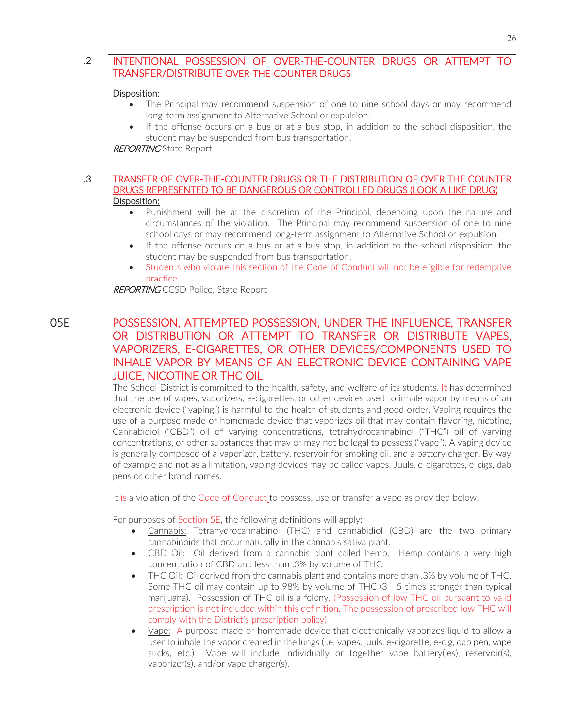## .2 INTENTIONAL POSSESSION OF OVER-THE-COUNTER DRUGS OR ATTEMPT TO TRANSFER/DISTRIBUTE OVER-THE-COUNTER DRUGS

Disposition:

- The Principal may recommend suspension of one to nine school days or may recommend long-term assignment to Alternative School or expulsion.
- If the offense occurs on a bus or at a bus stop, in addition to the school disposition, the student may be suspended from bus transportation.

***REPORTING*** State Report

## .3 TRANSFER OF OVER-THE-COUNTER DRUGS OR THE DISTRIBUTION OF OVER THE COUNTER DRUGS REPRESENTED TO BE DANGEROUS OR CONTROLLED DRUGS (LOOK A LIKE DRUG)

Disposition:

- Punishment will be at the discretion of the Principal, depending upon the nature and circumstances of the violation. The Principal may recommend suspension of one to nine school days or may recommend long-term assignment to Alternative School or expulsion.
- If the offense occurs on a bus or at a bus stop, in addition to the school disposition, the student may be suspended from bus transportation.
- Students who violate this section of the Code of Conduct will not be eligible for redemptive practice.

***REPORTING*** CCSD Police, State Report

# 05E POSSESSION, ATTEMPTED POSSESSION, UNDER THE INFLUENCE, TRANSFER OR DISTRIBUTION OR ATTEMPT TO TRANSFER OR DISTRIBUTE VAPES, VAPORIZERS, E-CIGARETTES, OR OTHER DEVICES/COMPONENTS USED TO INHALE VAPOR BY MEANS OF AN ELECTRONIC DEVICE CONTAINING VAPE JUICE, NICOTINE OR THC OIL

The School District is committed to the health, safety, and welfare of its students. It has determined that the use of vapes, vaporizers, e-cigarettes, or other devices used to inhale vapor by means of an electronic device ("vaping") is harmful to the health of students and good order. Vaping requires the use of a purpose-made or homemade device that vaporizes oil that may contain flavoring, nicotine, Cannabidiol ("CBD") oil of varying concentrations, tetrahydrocannabinol ("THC") oil of varying concentrations, or other substances that may or may not be legal to possess ("vape"). A vaping device is generally composed of a vaporizer, battery, reservoir for smoking oil, and a battery charger. By way of example and not as a limitation, vaping devices may be called vapes, Juuls, e-cigarettes, e-cigs, dab pens or other brand names.

It is a violation of the Code of Conduct to possess, use or transfer a vape as provided below.

For purposes of Section 5E, the following definitions will apply:

- Cannabis: Tetrahydrocannabinol (THC) and cannabidiol (CBD) are the two primary cannabinoids that occur naturally in the cannabis sativa plant.
- CBD Oil: Oil derived from a cannabis plant called hemp. Hemp contains a very high concentration of CBD and less than .3% by volume of THC.
- THC Oil: Oil derived from the cannabis plant and contains more than .3% by volume of THC. Some THC oil may contain up to 98% by volume of THC (3 - 5 times stronger than typical marijuana). Possession of THC oil is a felony. (Possession of low THC oil pursuant to valid prescription is not included within this definition. The possession of prescribed low THC will comply with the District's prescription policy)
- Vape: A purpose-made or homemade device that electronically vaporizes liquid to allow a user to inhale the vapor created in the lungs (i.e. vapes, juuls, e-cigarette, e-cig, dab pen, vape sticks, etc.) Vape will include individually or together vape battery(ies), reservoir(s), vaporizer(s), and/or vape charger(s).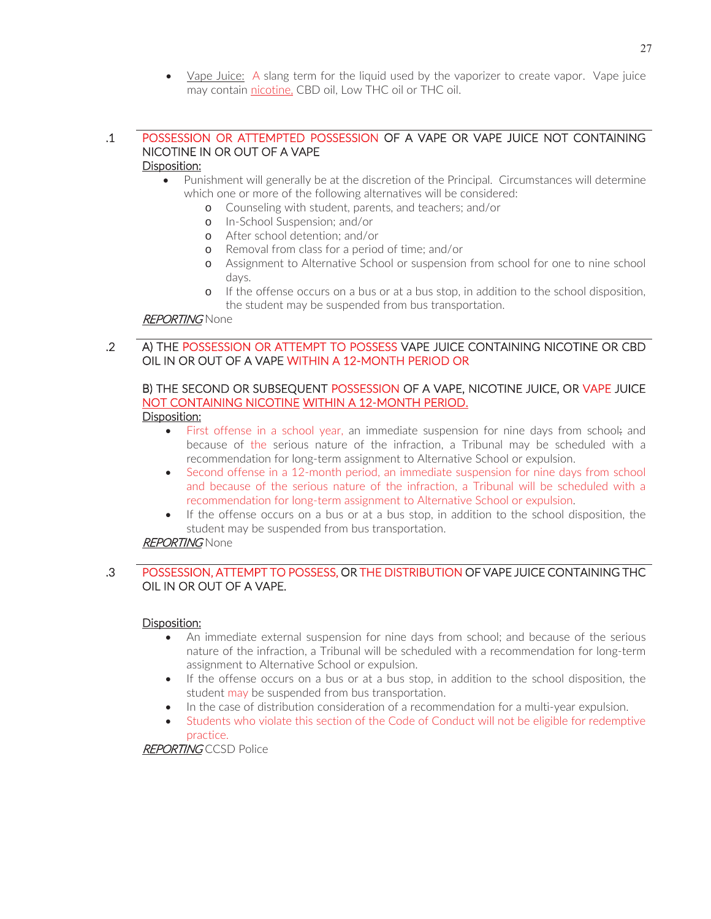- Vape Juice: A slang term for the liquid used by the vaporizer to create vapor. Vape juice may contain nicotine, CBD oil, Low THC oil or THC oil.

### .1 POSSESSION OR ATTEMPTED POSSESSION OF A VAPE OR VAPE JUICE NOT CONTAINING NICOTINE IN OR OUT OF A VAPE

Disposition:

- Punishment will generally be at the discretion of the Principal. Circumstances will determine which one or more of the following alternatives will be considered:
  - Counseling with student, parents, and teachers; and/or
  - In-School Suspension; and/or
  - After school detention; and/or
  - Removal from class for a period of time; and/or
  - Assignment to Alternative School or suspension from school for one to nine school days.
  - If the offense occurs on a bus or at a bus stop, in addition to the school disposition, the student may be suspended from bus transportation.

*REPORTING* None

### .2 A) THE POSSESSION OR ATTEMPT TO POSSESS VAPE JUICE CONTAINING NICOTINE OR CBD OIL IN OR OUT OF A VAPE WITHIN A 12-MONTH PERIOD OR

B) THE SECOND OR SUBSEQUENT POSSESSION OF A VAPE, NICOTINE JUICE, OR VAPE JUICE NOT CONTAINING NICOTINE WITHIN A 12-MONTH PERIOD.

Disposition:

- First offense in a school year, an immediate suspension for nine days from school; and because of the serious nature of the infraction, a Tribunal may be scheduled with a recommendation for long-term assignment to Alternative School or expulsion.
- Second offense in a 12-month period, an immediate suspension for nine days from school and because of the serious nature of the infraction, a Tribunal will be scheduled with a recommendation for long-term assignment to Alternative School or expulsion.
- If the offense occurs on a bus or at a bus stop, in addition to the school disposition, the student may be suspended from bus transportation.

*REPORTING* None

### .3 POSSESSION, ATTEMPT TO POSSESS, OR THE DISTRIBUTION OF VAPE JUICE CONTAINING THC OIL IN OR OUT OF A VAPE.

Disposition:

- An immediate external suspension for nine days from school; and because of the serious nature of the infraction, a Tribunal will be scheduled with a recommendation for long-term assignment to Alternative School or expulsion.
- If the offense occurs on a bus or at a bus stop, in addition to the school disposition, the student may be suspended from bus transportation.
- In the case of distribution consideration of a recommendation for a multi-year expulsion.
- Students who violate this section of the Code of Conduct will not be eligible for redemptive practice.

*REPORTING* CCSD Police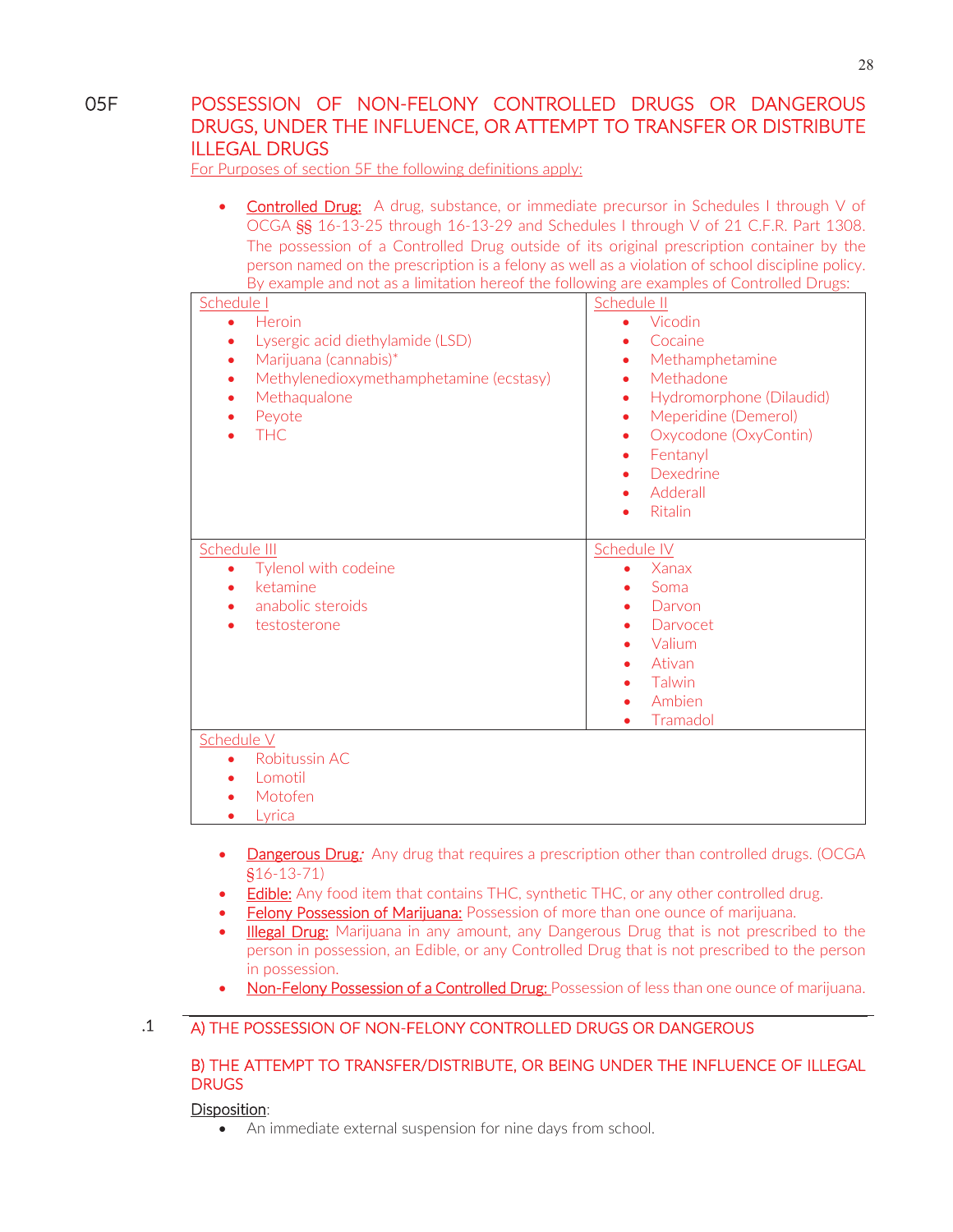## 05F POSSESSION OF NON-FELONY CONTROLLED DRUGS OR DANGEROUS DRUGS, UNDER THE INFLUENCE, OR ATTEMPT TO TRANSFER OR DISTRIBUTE ILLEGAL DRUGS

For Purposes of section 5F the following definitions apply:

- Controlled Drug: A drug, substance, or immediate precursor in Schedules I through V of OCGA §§ 16-13-25 through 16-13-29 and Schedules I through V of 21 C.F.R. Part 1308. The possession of a Controlled Drug outside of its original prescription container by the person named on the prescription is a felony as well as a violation of school discipline policy. By example and not as a limitation hereof the following are examples of Controlled Drugs:

| Schedule I | Schedule II |
|---|---|
| • Heroin<br>• Lysergic acid diethylamide (LSD)<br>• Marijuana (cannabis)*<br>• Methylenedioxymethamphetamine (ecstasy)<br>• Methaqualone<br>• Peyote<br>• THC | • Vicodin<br>• Cocaine<br>• Methamphetamine<br>• Methadone<br>• Hydromorphone (Dilaudid)<br>• Meperidine (Demerol)<br>• Oxycodone (OxyContin)<br>• Fentanyl<br>• Dexedrine<br>• Adderall<br>• Ritalin |
| **Schedule III** | **Schedule IV** |
| • Tylenol with codeine<br>• ketamine<br>• anabolic steroids<br>• testosterone | • Xanax<br>• Soma<br>• Darvon<br>• Darvocet<br>• Valium<br>• Ativan<br>• Talwin<br>• Ambien<br>• Tramadol |
| **Schedule V** | |
| • Robitussin AC<br>• Lomotil<br>• Motofen<br>• Lyrica | |

- Dangerous Drug: Any drug that requires a prescription other than controlled drugs. (OCGA §16-13-71)
- Edible: Any food item that contains THC, synthetic THC, or any other controlled drug.
- Felony Possession of Marijuana: Possession of more than one ounce of marijuana.
- Illegal Drug: Marijuana in any amount, any Dangerous Drug that is not prescribed to the person in possession, an Edible, or any Controlled Drug that is not prescribed to the person in possession.
- Non-Felony Possession of a Controlled Drug: Possession of less than one ounce of marijuana.

.1 A) THE POSSESSION OF NON-FELONY CONTROLLED DRUGS OR DANGEROUS

B) THE ATTEMPT TO TRANSFER/DISTRIBUTE, OR BEING UNDER THE INFLUENCE OF ILLEGAL DRUGS

Disposition:

- An immediate external suspension for nine days from school.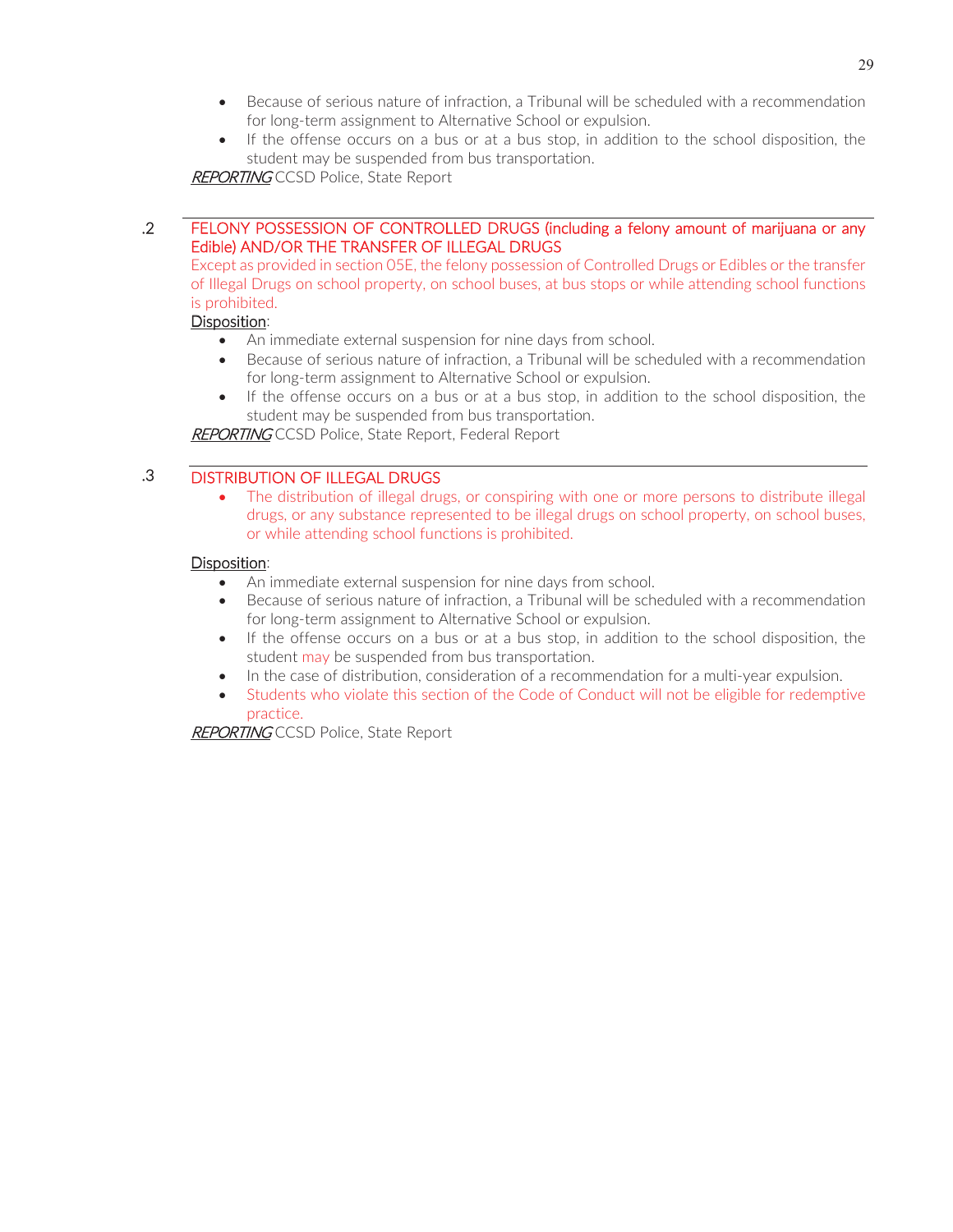- Because of serious nature of infraction, a Tribunal will be scheduled with a recommendation for long-term assignment to Alternative School or expulsion.
- If the offense occurs on a bus or at a bus stop, in addition to the school disposition, the student may be suspended from bus transportation.

***REPORTING*** CCSD Police, State Report

---

### .2 FELONY POSSESSION OF CONTROLLED DRUGS (including a felony amount of marijuana or any Edible) AND/OR THE TRANSFER OF ILLEGAL DRUGS

Except as provided in section 05E, the felony possession of Controlled Drugs or Edibles or the transfer of Illegal Drugs on school property, on school buses, at bus stops or while attending school functions is prohibited.

Disposition:

- An immediate external suspension for nine days from school.
- Because of serious nature of infraction, a Tribunal will be scheduled with a recommendation for long-term assignment to Alternative School or expulsion.
- If the offense occurs on a bus or at a bus stop, in addition to the school disposition, the student may be suspended from bus transportation.

***REPORTING*** CCSD Police, State Report, Federal Report

---

### .3 DISTRIBUTION OF ILLEGAL DRUGS

- The distribution of illegal drugs, or conspiring with one or more persons to distribute illegal drugs, or any substance represented to be illegal drugs on school property, on school buses, or while attending school functions is prohibited.

Disposition:

- An immediate external suspension for nine days from school.
- Because of serious nature of infraction, a Tribunal will be scheduled with a recommendation for long-term assignment to Alternative School or expulsion.
- If the offense occurs on a bus or at a bus stop, in addition to the school disposition, the student may be suspended from bus transportation.
- In the case of distribution, consideration of a recommendation for a multi-year expulsion.
- Students who violate this section of the Code of Conduct will not be eligible for redemptive practice.

***REPORTING*** CCSD Police, State Report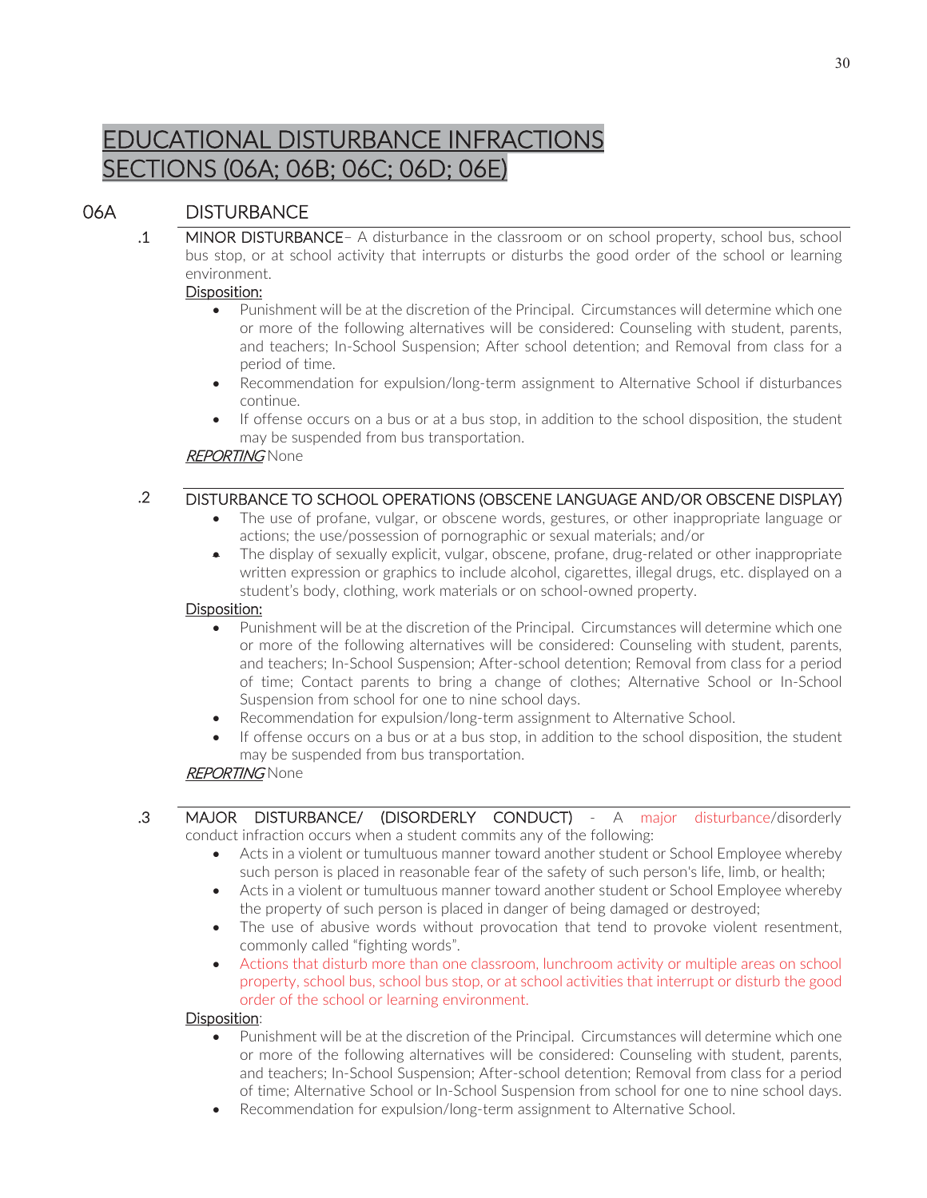# EDUCATIONAL DISTURBANCE INFRACTIONS SECTIONS (06A; 06B; 06C; 06D; 06E)

## 06A DISTURBANCE

**.1 MINOR DISTURBANCE**– A disturbance in the classroom or on school property, school bus, school bus stop, or at school activity that interrupts or disturbs the good order of the school or learning environment.

Disposition:

- Punishment will be at the discretion of the Principal. Circumstances will determine which one or more of the following alternatives will be considered: Counseling with student, parents, and teachers; In-School Suspension; After school detention; and Removal from class for a period of time.
- Recommendation for expulsion/long-term assignment to Alternative School if disturbances continue.
- If offense occurs on a bus or at a bus stop, in addition to the school disposition, the student may be suspended from bus transportation.

*REPORTING* None

**.2 DISTURBANCE TO SCHOOL OPERATIONS (OBSCENE LANGUAGE AND/OR OBSCENE DISPLAY)**

- The use of profane, vulgar, or obscene words, gestures, or other inappropriate language or actions; the use/possession of pornographic or sexual materials; and/or
- The display of sexually explicit, vulgar, obscene, profane, drug-related or other inappropriate written expression or graphics to include alcohol, cigarettes, illegal drugs, etc. displayed on a student's body, clothing, work materials or on school-owned property.

Disposition:

- Punishment will be at the discretion of the Principal. Circumstances will determine which one or more of the following alternatives will be considered: Counseling with student, parents, and teachers; In-School Suspension; After-school detention; Removal from class for a period of time; Contact parents to bring a change of clothes; Alternative School or In-School Suspension from school for one to nine school days.
- Recommendation for expulsion/long-term assignment to Alternative School.
- If offense occurs on a bus or at a bus stop, in addition to the school disposition, the student may be suspended from bus transportation.

*REPORTING* None

**.3 MAJOR DISTURBANCE/ (DISORDERLY CONDUCT)** - A major disturbance/disorderly conduct infraction occurs when a student commits any of the following:

- Acts in a violent or tumultuous manner toward another student or School Employee whereby such person is placed in reasonable fear of the safety of such person's life, limb, or health;
- Acts in a violent or tumultuous manner toward another student or School Employee whereby the property of such person is placed in danger of being damaged or destroyed;
- The use of abusive words without provocation that tend to provoke violent resentment, commonly called "fighting words".
- Actions that disturb more than one classroom, lunchroom activity or multiple areas on school property, school bus, school bus stop, or at school activities that interrupt or disturb the good order of the school or learning environment.

Disposition:

- Punishment will be at the discretion of the Principal. Circumstances will determine which one or more of the following alternatives will be considered: Counseling with student, parents, and teachers; In-School Suspension; After-school detention; Removal from class for a period of time; Alternative School or In-School Suspension from school for one to nine school days.
- Recommendation for expulsion/long-term assignment to Alternative School.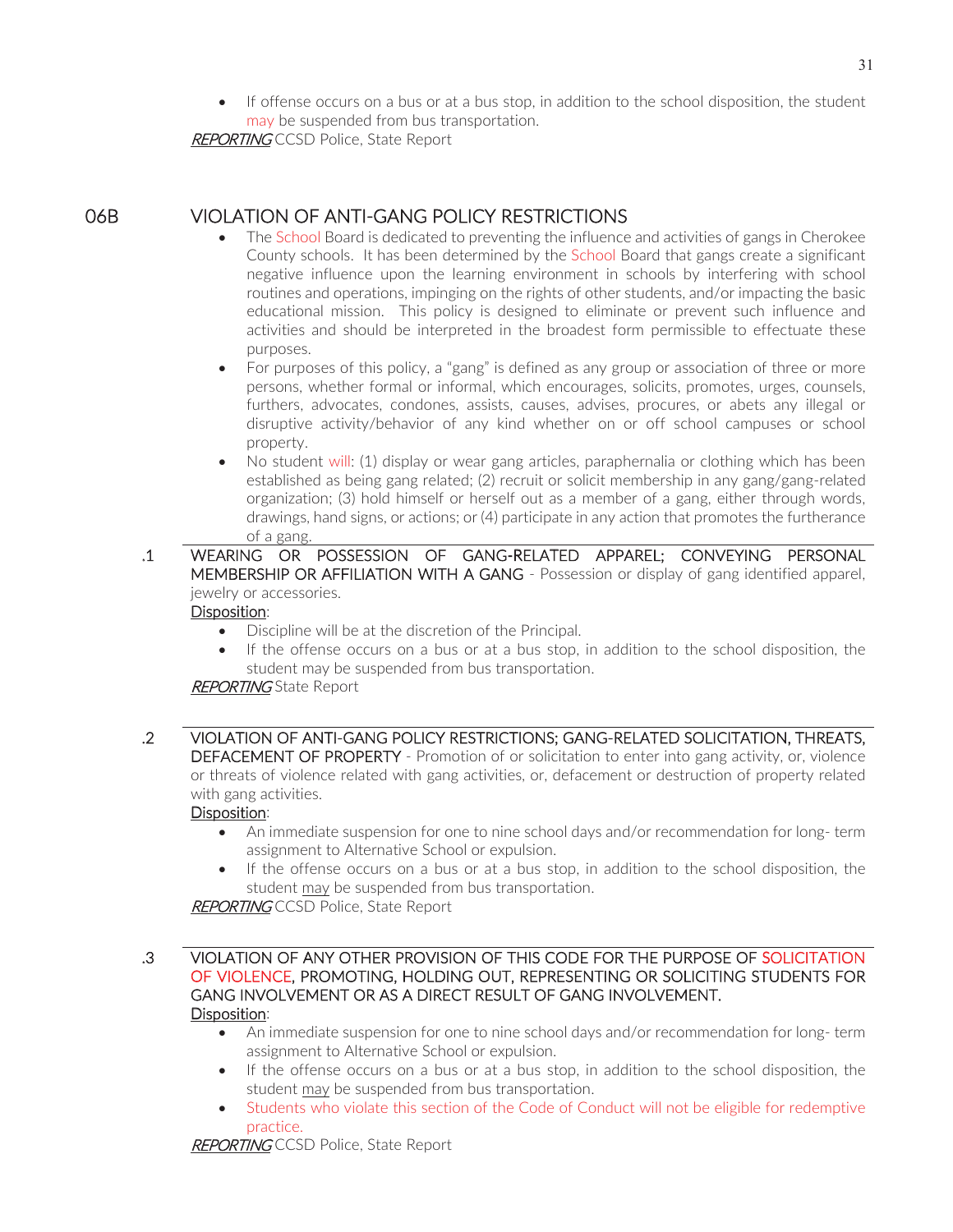- If offense occurs on a bus or at a bus stop, in addition to the school disposition, the student may be suspended from bus transportation.

***REPORTING*** CCSD Police, State Report

## 06B VIOLATION OF ANTI-GANG POLICY RESTRICTIONS

- The School Board is dedicated to preventing the influence and activities of gangs in Cherokee County schools. It has been determined by the School Board that gangs create a significant negative influence upon the learning environment in schools by interfering with school routines and operations, impinging on the rights of other students, and/or impacting the basic educational mission. This policy is designed to eliminate or prevent such influence and activities and should be interpreted in the broadest form permissible to effectuate these purposes.
- For purposes of this policy, a "gang" is defined as any group or association of three or more persons, whether formal or informal, which encourages, solicits, promotes, urges, counsels, furthers, advocates, condones, assists, causes, advises, procures, or abets any illegal or disruptive activity/behavior of any kind whether on or off school campuses or school property.
- No student will: (1) display or wear gang articles, paraphernalia or clothing which has been established as being gang related; (2) recruit or solicit membership in any gang/gang-related organization; (3) hold himself or herself out as a member of a gang, either through words, drawings, hand signs, or actions; or (4) participate in any action that promotes the furtherance of a gang.

### .1 WEARING OR POSSESSION OF GANG-RELATED APPAREL; CONVEYING PERSONAL MEMBERSHIP OR AFFILIATION WITH A GANG

Possession or display of gang identified apparel, jewelry or accessories.

Disposition:

- Discipline will be at the discretion of the Principal.
- If the offense occurs on a bus or at a bus stop, in addition to the school disposition, the student may be suspended from bus transportation.

***REPORTING*** State Report

### .2 VIOLATION OF ANTI-GANG POLICY RESTRICTIONS; GANG-RELATED SOLICITATION, THREATS, DEFACEMENT OF PROPERTY

Promotion of or solicitation to enter into gang activity, or, violence or threats of violence related with gang activities, or, defacement or destruction of property related with gang activities.

Disposition:

- An immediate suspension for one to nine school days and/or recommendation for long- term assignment to Alternative School or expulsion.
- If the offense occurs on a bus or at a bus stop, in addition to the school disposition, the student may be suspended from bus transportation.

***REPORTING*** CCSD Police, State Report

### .3 VIOLATION OF ANY OTHER PROVISION OF THIS CODE FOR THE PURPOSE OF SOLICITATION OF VIOLENCE, PROMOTING, HOLDING OUT, REPRESENTING OR SOLICITING STUDENTS FOR GANG INVOLVEMENT OR AS A DIRECT RESULT OF GANG INVOLVEMENT.

Disposition:

- An immediate suspension for one to nine school days and/or recommendation for long- term assignment to Alternative School or expulsion.
- If the offense occurs on a bus or at a bus stop, in addition to the school disposition, the student may be suspended from bus transportation.
- Students who violate this section of the Code of Conduct will not be eligible for redemptive practice.

***REPORTING*** CCSD Police, State Report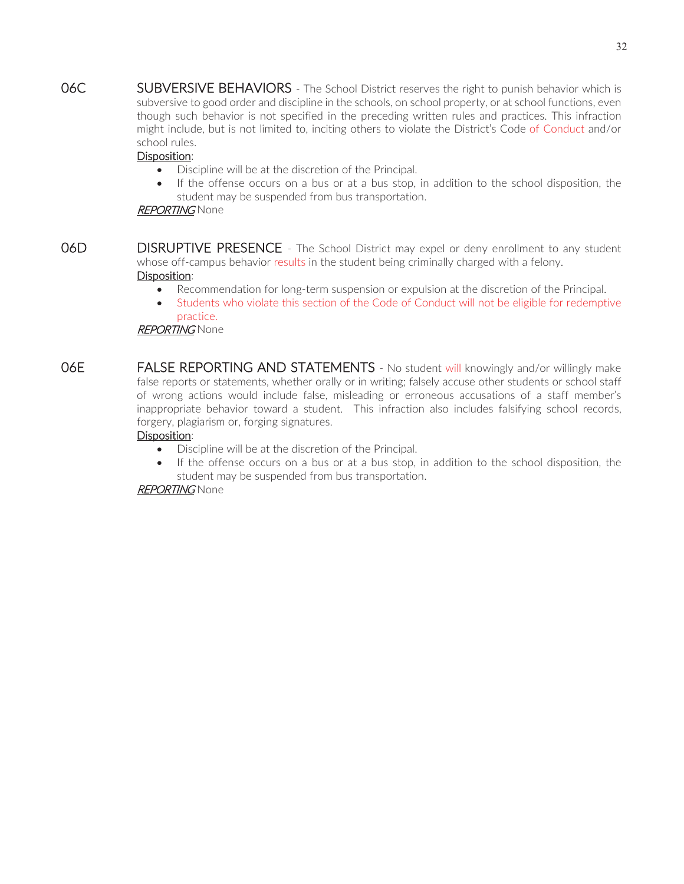## 06C SUBVERSIVE BEHAVIORS

SUBVERSIVE BEHAVIORS - The School District reserves the right to punish behavior which is subversive to good order and discipline in the schools, on school property, or at school functions, even though such behavior is not specified in the preceding written rules and practices. This infraction might include, but is not limited to, inciting others to violate the District's Code of Conduct and/or school rules.

Disposition:

- Discipline will be at the discretion of the Principal.
- If the offense occurs on a bus or at a bus stop, in addition to the school disposition, the student may be suspended from bus transportation.

*REPORTING* None

## 06D DISRUPTIVE PRESENCE

DISRUPTIVE PRESENCE - The School District may expel or deny enrollment to any student whose off-campus behavior results in the student being criminally charged with a felony.

Disposition:

- Recommendation for long-term suspension or expulsion at the discretion of the Principal.
- Students who violate this section of the Code of Conduct will not be eligible for redemptive practice.

*REPORTING* None

## 06E FALSE REPORTING AND STATEMENTS

FALSE REPORTING AND STATEMENTS - No student will knowingly and/or willingly make false reports or statements, whether orally or in writing; falsely accuse other students or school staff of wrong actions would include false, misleading or erroneous accusations of a staff member's inappropriate behavior toward a student. This infraction also includes falsifying school records, forgery, plagiarism or, forging signatures.

Disposition:

- Discipline will be at the discretion of the Principal.
- If the offense occurs on a bus or at a bus stop, in addition to the school disposition, the student may be suspended from bus transportation.

*REPORTING* None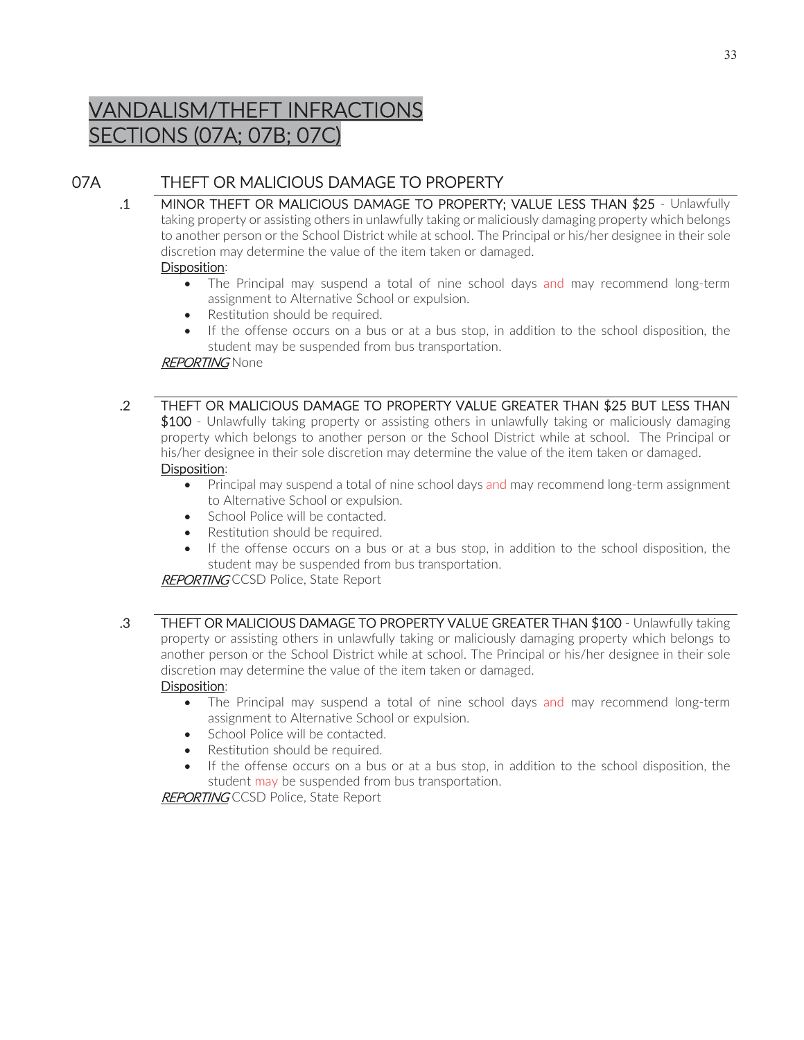# VANDALISM/THEFT INFRACTIONS SECTIONS (07A; 07B; 07C)

## 07A THEFT OR MALICIOUS DAMAGE TO PROPERTY

**.1 MINOR THEFT OR MALICIOUS DAMAGE TO PROPERTY; VALUE LESS THAN $25** - Unlawfully taking property or assisting others in unlawfully taking or maliciously damaging property which belongs to another person or the School District while at school. The Principal or his/her designee in their sole discretion may determine the value of the item taken or damaged.

Disposition:

- The Principal may suspend a total of nine school days and may recommend long-term assignment to Alternative School or expulsion.
- Restitution should be required.
- If the offense occurs on a bus or at a bus stop, in addition to the school disposition, the student may be suspended from bus transportation.

*REPORTING* None

**.2 THEFT OR MALICIOUS DAMAGE TO PROPERTY VALUE GREATER THAN $25 BUT LESS THAN $100** - Unlawfully taking property or assisting others in unlawfully taking or maliciously damaging property which belongs to another person or the School District while at school. The Principal or his/her designee in their sole discretion may determine the value of the item taken or damaged.

Disposition:

- Principal may suspend a total of nine school days and may recommend long-term assignment to Alternative School or expulsion.
- School Police will be contacted.
- Restitution should be required.
- If the offense occurs on a bus or at a bus stop, in addition to the school disposition, the student may be suspended from bus transportation.

*REPORTING* CCSD Police, State Report

**.3 THEFT OR MALICIOUS DAMAGE TO PROPERTY VALUE GREATER THAN $100** - Unlawfully taking property or assisting others in unlawfully taking or maliciously damaging property which belongs to another person or the School District while at school. The Principal or his/her designee in their sole discretion may determine the value of the item taken or damaged.

Disposition:

- The Principal may suspend a total of nine school days and may recommend long-term assignment to Alternative School or expulsion.
- School Police will be contacted.
- Restitution should be required.
- If the offense occurs on a bus or at a bus stop, in addition to the school disposition, the student may be suspended from bus transportation.

*REPORTING* CCSD Police, State Report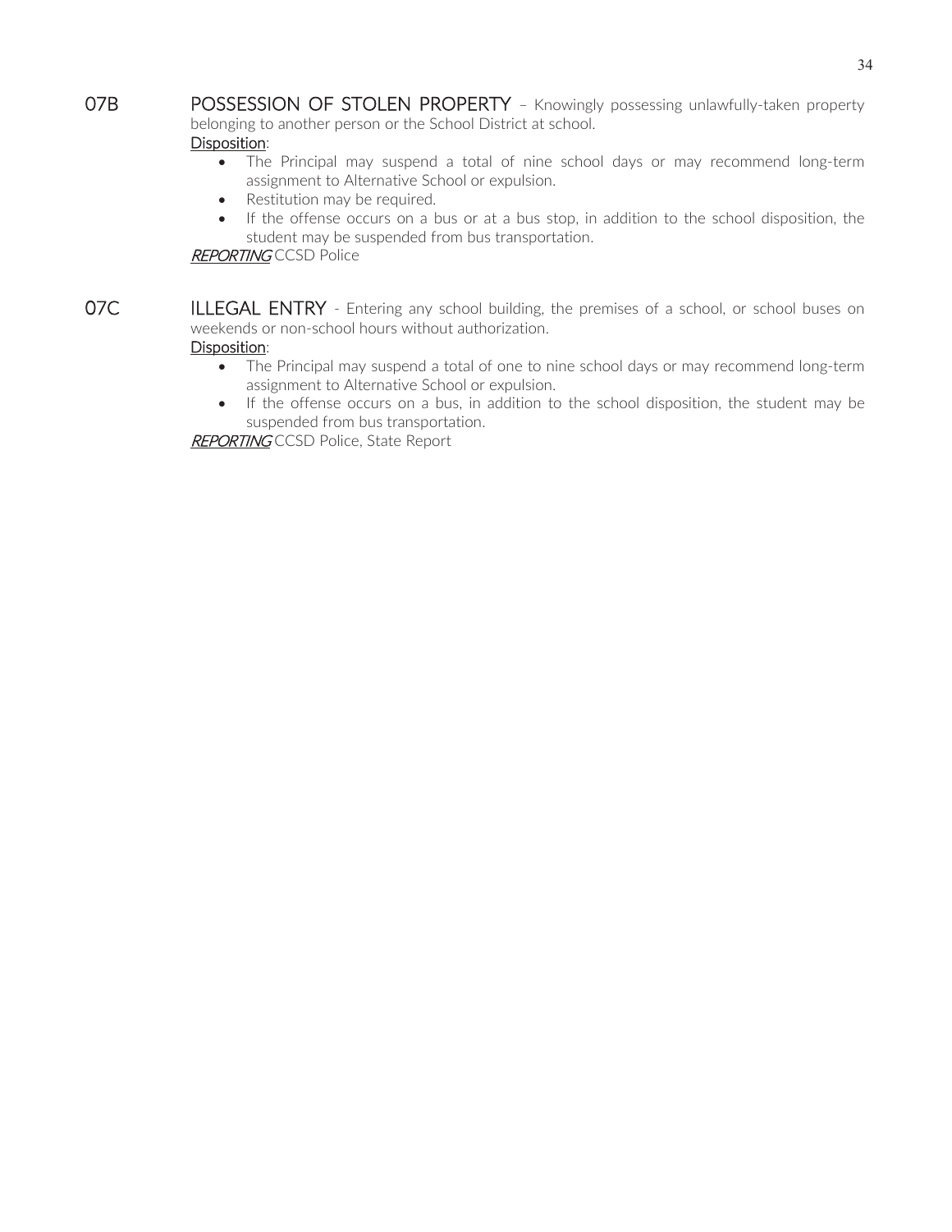**07B POSSESSION OF STOLEN PROPERTY** – Knowingly possessing unlawfully-taken property belonging to another person or the School District at school.

Disposition:

- The Principal may suspend a total of nine school days or may recommend long-term assignment to Alternative School or expulsion.
- Restitution may be required.
- If the offense occurs on a bus or at a bus stop, in addition to the school disposition, the student may be suspended from bus transportation.

*REPORTING* CCSD Police

**07C ILLEGAL ENTRY** - Entering any school building, the premises of a school, or school buses on weekends or non-school hours without authorization.

Disposition:

- The Principal may suspend a total of one to nine school days or may recommend long-term assignment to Alternative School or expulsion.
- If the offense occurs on a bus, in addition to the school disposition, the student may be suspended from bus transportation.

*REPORTING* CCSD Police, State Report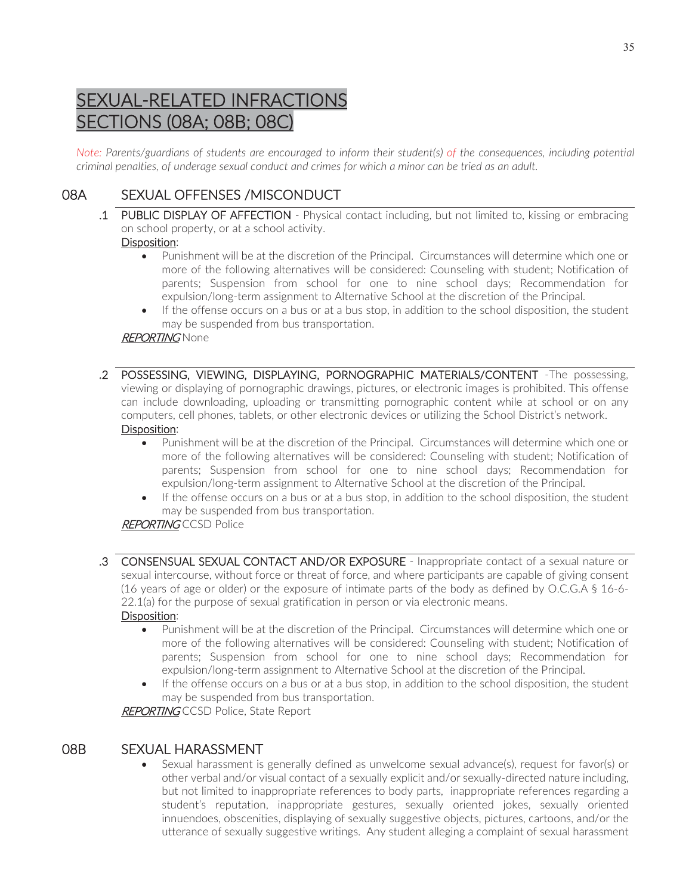# SEXUAL-RELATED INFRACTIONS SECTIONS (08A; 08B; 08C)

*Note: Parents/guardians of students are encouraged to inform their student(s) of the consequences, including potential criminal penalties, of underage sexual conduct and crimes for which a minor can be tried as an adult.*

## 08A SEXUAL OFFENSES /MISCONDUCT

**.1 PUBLIC DISPLAY OF AFFECTION** - Physical contact including, but not limited to, kissing or embracing on school property, or at a school activity.

Disposition:

- Punishment will be at the discretion of the Principal. Circumstances will determine which one or more of the following alternatives will be considered: Counseling with student; Notification of parents; Suspension from school for one to nine school days; Recommendation for expulsion/long-term assignment to Alternative School at the discretion of the Principal.
- If the offense occurs on a bus or at a bus stop, in addition to the school disposition, the student may be suspended from bus transportation.

***REPORTING*** None

**.2 POSSESSING, VIEWING, DISPLAYING, PORNOGRAPHIC MATERIALS/CONTENT** -The possessing, viewing or displaying of pornographic drawings, pictures, or electronic images is prohibited. This offense can include downloading, uploading or transmitting pornographic content while at school or on any computers, cell phones, tablets, or other electronic devices or utilizing the School District's network.

Disposition:

- Punishment will be at the discretion of the Principal. Circumstances will determine which one or more of the following alternatives will be considered: Counseling with student; Notification of parents; Suspension from school for one to nine school days; Recommendation for expulsion/long-term assignment to Alternative School at the discretion of the Principal.
- If the offense occurs on a bus or at a bus stop, in addition to the school disposition, the student may be suspended from bus transportation.

***REPORTING*** CCSD Police

**.3 CONSENSUAL SEXUAL CONTACT AND/OR EXPOSURE** - Inappropriate contact of a sexual nature or sexual intercourse, without force or threat of force, and where participants are capable of giving consent (16 years of age or older) or the exposure of intimate parts of the body as defined by O.C.G.A § 16-6-22.1(a) for the purpose of sexual gratification in person or via electronic means.

Disposition:

- Punishment will be at the discretion of the Principal. Circumstances will determine which one or more of the following alternatives will be considered: Counseling with student; Notification of parents; Suspension from school for one to nine school days; Recommendation for expulsion/long-term assignment to Alternative School at the discretion of the Principal.
- If the offense occurs on a bus or at a bus stop, in addition to the school disposition, the student may be suspended from bus transportation.

***REPORTING*** CCSD Police, State Report

## 08B SEXUAL HARASSMENT

- Sexual harassment is generally defined as unwelcome sexual advance(s), request for favor(s) or other verbal and/or visual contact of a sexually explicit and/or sexually-directed nature including, but not limited to inappropriate references to body parts, inappropriate references regarding a student's reputation, inappropriate gestures, sexually oriented jokes, sexually oriented innuendoes, obscenities, displaying of sexually suggestive objects, pictures, cartoons, and/or the utterance of sexually suggestive writings. Any student alleging a complaint of sexual harassment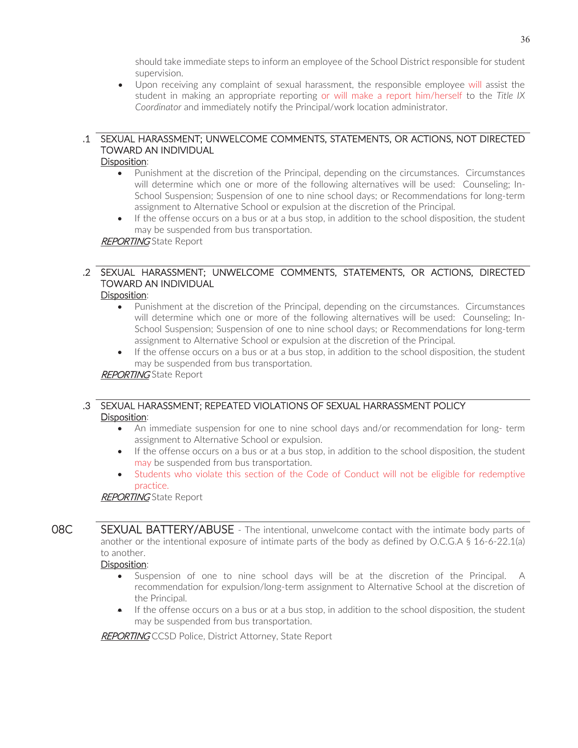should take immediate steps to inform an employee of the School District responsible for student supervision.

- Upon receiving any complaint of sexual harassment, the responsible employee will assist the student in making an appropriate reporting or will make a report him/herself to the *Title IX Coordinator* and immediately notify the Principal/work location administrator.

### .1 SEXUAL HARASSMENT; UNWELCOME COMMENTS, STATEMENTS, OR ACTIONS, NOT DIRECTED TOWARD AN INDIVIDUAL

Disposition:

- Punishment at the discretion of the Principal, depending on the circumstances. Circumstances will determine which one or more of the following alternatives will be used: Counseling; In-School Suspension; Suspension of one to nine school days; or Recommendations for long-term assignment to Alternative School or expulsion at the discretion of the Principal.
- If the offense occurs on a bus or at a bus stop, in addition to the school disposition, the student may be suspended from bus transportation.

***REPORTING*** State Report

### .2 SEXUAL HARASSMENT; UNWELCOME COMMENTS, STATEMENTS, OR ACTIONS, DIRECTED TOWARD AN INDIVIDUAL

Disposition:

- Punishment at the discretion of the Principal, depending on the circumstances. Circumstances will determine which one or more of the following alternatives will be used: Counseling; In-School Suspension; Suspension of one to nine school days; or Recommendations for long-term assignment to Alternative School or expulsion at the discretion of the Principal.
- If the offense occurs on a bus or at a bus stop, in addition to the school disposition, the student may be suspended from bus transportation.

***REPORTING*** State Report

### .3 SEXUAL HARASSMENT; REPEATED VIOLATIONS OF SEXUAL HARRASSMENT POLICY

Disposition:

- An immediate suspension for one to nine school days and/or recommendation for long- term assignment to Alternative School or expulsion.
- If the offense occurs on a bus or at a bus stop, in addition to the school disposition, the student may be suspended from bus transportation.
- Students who violate this section of the Code of Conduct will not be eligible for redemptive practice.

***REPORTING*** State Report

## 08C SEXUAL BATTERY/ABUSE

- The intentional, unwelcome contact with the intimate body parts of another or the intentional exposure of intimate parts of the body as defined by O.C.G.A § 16-6-22.1(a) to another.

Disposition:

- Suspension of one to nine school days will be at the discretion of the Principal. A recommendation for expulsion/long-term assignment to Alternative School at the discretion of the Principal.
- If the offense occurs on a bus or at a bus stop, in addition to the school disposition, the student may be suspended from bus transportation.

***REPORTING*** CCSD Police, District Attorney, State Report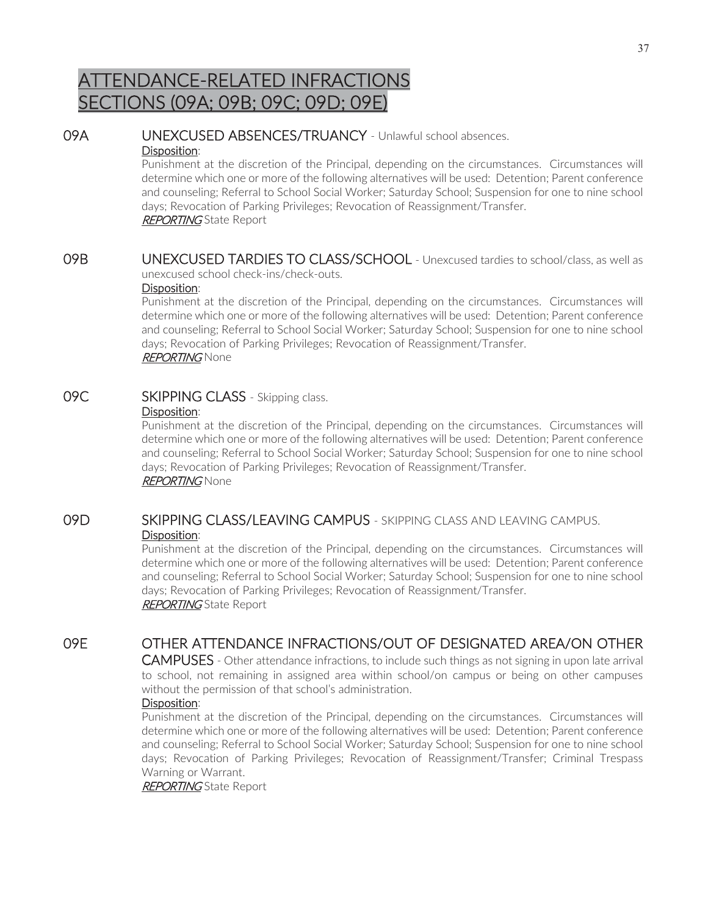# ATTENDANCE-RELATED INFRACTIONS SECTIONS (09A; 09B; 09C; 09D; 09E)

## 09A UNEXCUSED ABSENCES/TRUANCY - Unlawful school absences.

Disposition:

Punishment at the discretion of the Principal, depending on the circumstances. Circumstances will determine which one or more of the following alternatives will be used: Detention; Parent conference and counseling; Referral to School Social Worker; Saturday School; Suspension for one to nine school days; Revocation of Parking Privileges; Revocation of Reassignment/Transfer.

***REPORTING*** State Report

## 09B UNEXCUSED TARDIES TO CLASS/SCHOOL - Unexcused tardies to school/class, as well as unexcused school check-ins/check-outs.

Disposition:

Punishment at the discretion of the Principal, depending on the circumstances. Circumstances will determine which one or more of the following alternatives will be used: Detention; Parent conference and counseling; Referral to School Social Worker; Saturday School; Suspension for one to nine school days; Revocation of Parking Privileges; Revocation of Reassignment/Transfer.

***REPORTING*** None

## 09C SKIPPING CLASS - Skipping class.

Disposition:

Punishment at the discretion of the Principal, depending on the circumstances. Circumstances will determine which one or more of the following alternatives will be used: Detention; Parent conference and counseling; Referral to School Social Worker; Saturday School; Suspension for one to nine school days; Revocation of Parking Privileges; Revocation of Reassignment/Transfer.

***REPORTING*** None

## 09D SKIPPING CLASS/LEAVING CAMPUS - SKIPPING CLASS AND LEAVING CAMPUS.

Disposition:

Punishment at the discretion of the Principal, depending on the circumstances. Circumstances will determine which one or more of the following alternatives will be used: Detention; Parent conference and counseling; Referral to School Social Worker; Saturday School; Suspension for one to nine school days; Revocation of Parking Privileges; Revocation of Reassignment/Transfer.

***REPORTING*** State Report

## 09E OTHER ATTENDANCE INFRACTIONS/OUT OF DESIGNATED AREA/ON OTHER CAMPUSES - Other attendance infractions, to include such things as not signing in upon late arrival to school, not remaining in assigned area within school/on campus or being on other campuses without the permission of that school's administration.

Disposition:

Punishment at the discretion of the Principal, depending on the circumstances. Circumstances will determine which one or more of the following alternatives will be used: Detention; Parent conference and counseling; Referral to School Social Worker; Saturday School; Suspension for one to nine school days; Revocation of Parking Privileges; Revocation of Reassignment/Transfer; Criminal Trespass Warning or Warrant.

***REPORTING*** State Report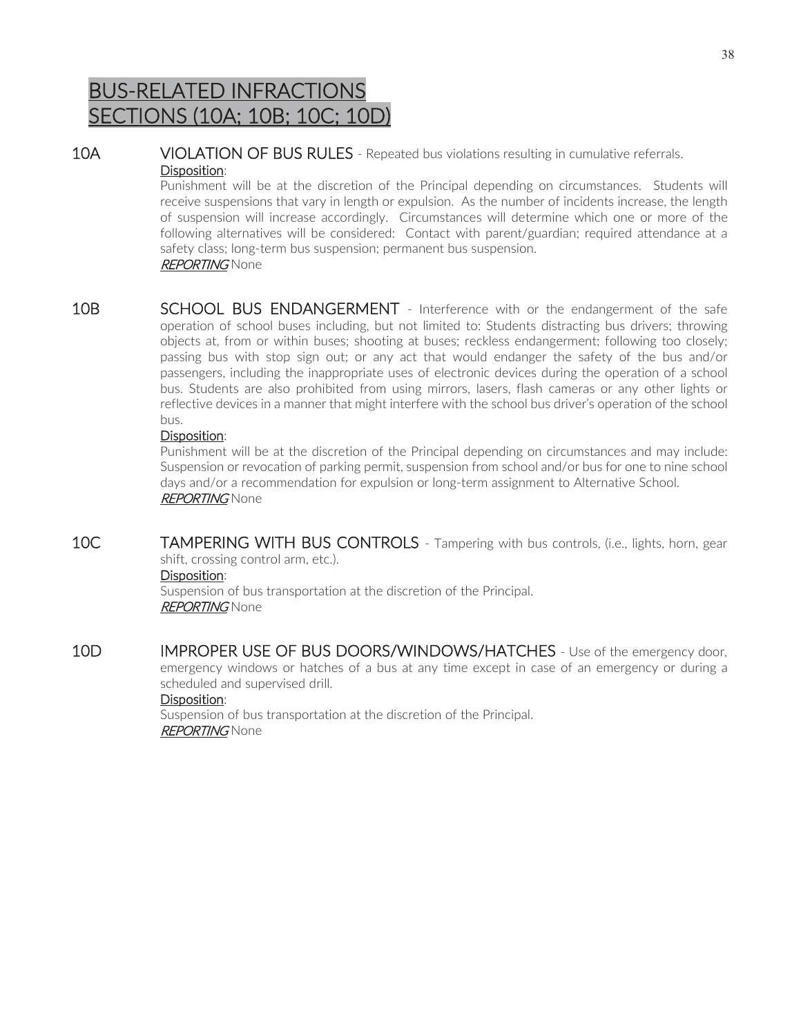# BUS-RELATED INFRACTIONS SECTIONS (10A; 10B; 10C; 10D)

**10A VIOLATION OF BUS RULES** - Repeated bus violations resulting in cumulative referrals.

Disposition:

Punishment will be at the discretion of the Principal depending on circumstances. Students will receive suspensions that vary in length or expulsion. As the number of incidents increase, the length of suspension will increase accordingly. Circumstances will determine which one or more of the following alternatives will be considered: Contact with parent/guardian; required attendance at a safety class; long-term bus suspension; permanent bus suspension.

***REPORTING*** None

**10B SCHOOL BUS ENDANGERMENT** - Interference with or the endangerment of the safe operation of school buses including, but not limited to: Students distracting bus drivers; throwing objects at, from or within buses; shooting at buses; reckless endangerment; following too closely; passing bus with stop sign out; or any act that would endanger the safety of the bus and/or passengers, including the inappropriate uses of electronic devices during the operation of a school bus. Students are also prohibited from using mirrors, lasers, flash cameras or any other lights or reflective devices in a manner that might interfere with the school bus driver's operation of the school bus.

Disposition:

Punishment will be at the discretion of the Principal depending on circumstances and may include: Suspension or revocation of parking permit, suspension from school and/or bus for one to nine school days and/or a recommendation for expulsion or long-term assignment to Alternative School.

***REPORTING*** None

**10C TAMPERING WITH BUS CONTROLS** - Tampering with bus controls, (i.e., lights, horn, gear shift, crossing control arm, etc.).

Disposition:

Suspension of bus transportation at the discretion of the Principal.

***REPORTING*** None

**10D IMPROPER USE OF BUS DOORS/WINDOWS/HATCHES** - Use of the emergency door, emergency windows or hatches of a bus at any time except in case of an emergency or during a scheduled and supervised drill.

Disposition:

Suspension of bus transportation at the discretion of the Principal.

***REPORTING*** None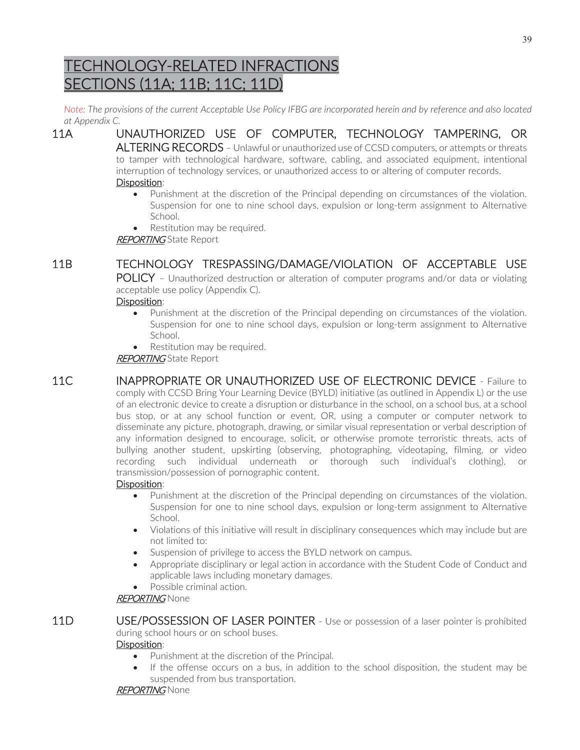# TECHNOLOGY-RELATED INFRACTIONS SECTIONS (11A; 11B; 11C; 11D)

*Note: The provisions of the current Acceptable Use Policy IFBG are incorporated herein and by reference and also located at Appendix C.*

## 11A UNAUTHORIZED USE OF COMPUTER, TECHNOLOGY TAMPERING, OR ALTERING RECORDS

– Unlawful or unauthorized use of CCSD computers, or attempts or threats to tamper with technological hardware, software, cabling, and associated equipment, intentional interruption of technology services, or unauthorized access to or altering of computer records.

Disposition:

- Punishment at the discretion of the Principal depending on circumstances of the violation. Suspension for one to nine school days, expulsion or long-term assignment to Alternative School.
- Restitution may be required.

*REPORTING* State Report

## 11B TECHNOLOGY TRESPASSING/DAMAGE/VIOLATION OF ACCEPTABLE USE POLICY

– Unauthorized destruction or alteration of computer programs and/or data or violating acceptable use policy (Appendix C).

Disposition:

- Punishment at the discretion of the Principal depending on circumstances of the violation. Suspension for one to nine school days, expulsion or long-term assignment to Alternative School.
- Restitution may be required.

*REPORTING* State Report

## 11C INAPPROPRIATE OR UNAUTHORIZED USE OF ELECTRONIC DEVICE

- Failure to comply with CCSD Bring Your Learning Device (BYLD) initiative (as outlined in Appendix L) or the use of an electronic device to create a disruption or disturbance in the school, on a school bus, at a school bus stop, or at any school function or event, OR, using a computer or computer network to disseminate any picture, photograph, drawing, or similar visual representation or verbal description of any information designed to encourage, solicit, or otherwise promote terroristic threats, acts of bullying another student, upskirting (observing, photographing, videotaping, filming, or video recording such individual underneath or thorough such individual's clothing), or transmission/possession of pornographic content.

Disposition:

- Punishment at the discretion of the Principal depending on circumstances of the violation. Suspension for one to nine school days, expulsion or long-term assignment to Alternative School.
- Violations of this initiative will result in disciplinary consequences which may include but are not limited to:
- Suspension of privilege to access the BYLD network on campus.
- Appropriate disciplinary or legal action in accordance with the Student Code of Conduct and applicable laws including monetary damages.
- Possible criminal action.

*REPORTING* None

## 11D USE/POSSESSION OF LASER POINTER

- Use or possession of a laser pointer is prohibited during school hours or on school buses.

Disposition:

- Punishment at the discretion of the Principal.
- If the offense occurs on a bus, in addition to the school disposition, the student may be suspended from bus transportation.

*REPORTING* None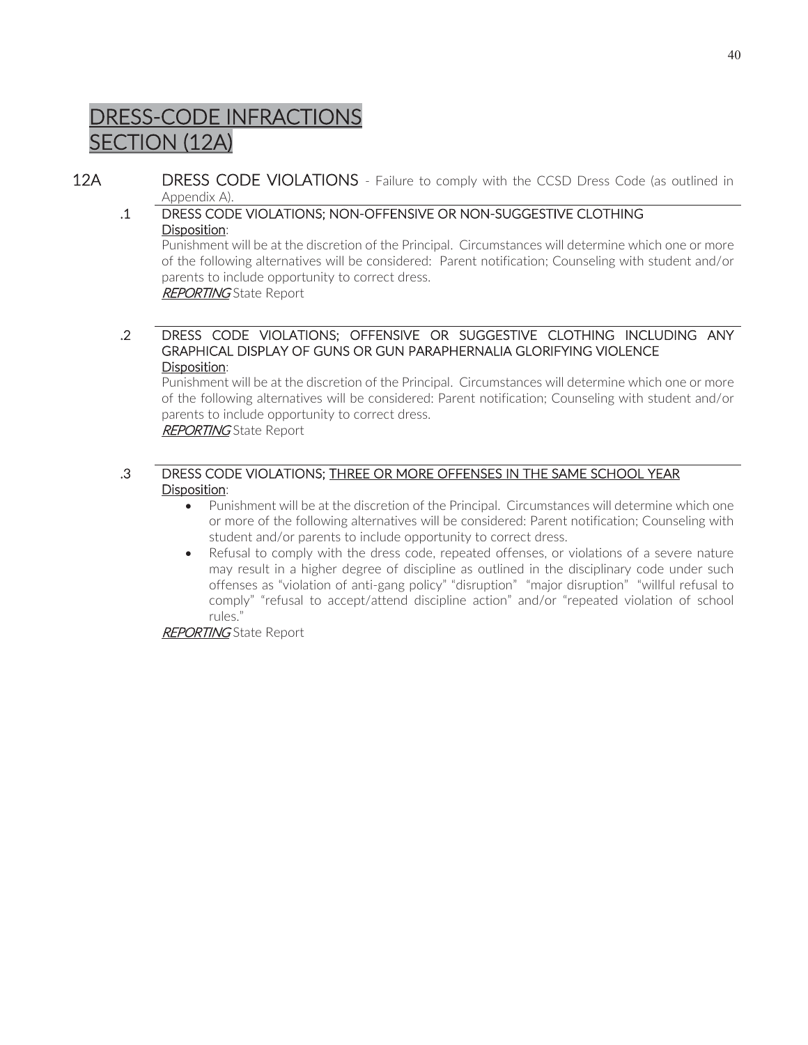# DRESS-CODE INFRACTIONS SECTION (12A)

**12A DRESS CODE VIOLATIONS** - Failure to comply with the CCSD Dress Code (as outlined in Appendix A).

**.1 DRESS CODE VIOLATIONS; NON-OFFENSIVE OR NON-SUGGESTIVE CLOTHING**

Disposition:

Punishment will be at the discretion of the Principal. Circumstances will determine which one or more of the following alternatives will be considered: Parent notification; Counseling with student and/or parents to include opportunity to correct dress.

*REPORTING* State Report

**.2 DRESS CODE VIOLATIONS; OFFENSIVE OR SUGGESTIVE CLOTHING INCLUDING ANY GRAPHICAL DISPLAY OF GUNS OR GUN PARAPHERNALIA GLORIFYING VIOLENCE**

Disposition:

Punishment will be at the discretion of the Principal. Circumstances will determine which one or more of the following alternatives will be considered: Parent notification; Counseling with student and/or parents to include opportunity to correct dress.

*REPORTING* State Report

**.3 DRESS CODE VIOLATIONS; THREE OR MORE OFFENSES IN THE SAME SCHOOL YEAR**

Disposition:

- Punishment will be at the discretion of the Principal. Circumstances will determine which one or more of the following alternatives will be considered: Parent notification; Counseling with student and/or parents to include opportunity to correct dress.
- Refusal to comply with the dress code, repeated offenses, or violations of a severe nature may result in a higher degree of discipline as outlined in the disciplinary code under such offenses as "violation of anti-gang policy" "disruption" "major disruption" "willful refusal to comply" "refusal to accept/attend discipline action" and/or "repeated violation of school rules."

*REPORTING* State Report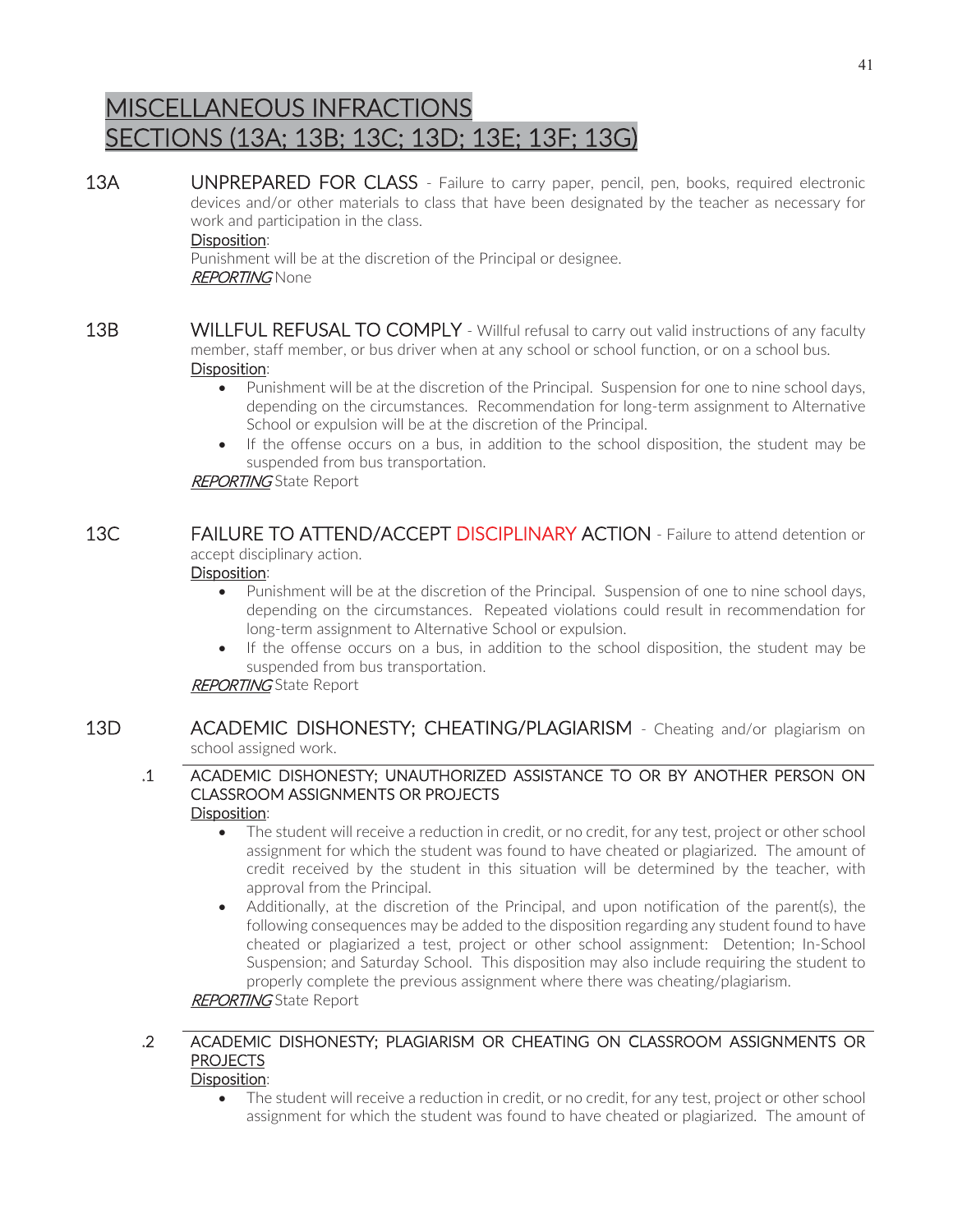# MISCELLANEOUS INFRACTIONS SECTIONS (13A; 13B; 13C; 13D; 13E; 13F; 13G)

**13A UNPREPARED FOR CLASS** - Failure to carry paper, pencil, pen, books, required electronic devices and/or other materials to class that have been designated by the teacher as necessary for work and participation in the class.

Disposition:

Punishment will be at the discretion of the Principal or designee.

*REPORTING* None

**13B WILLFUL REFUSAL TO COMPLY** - Willful refusal to carry out valid instructions of any faculty member, staff member, or bus driver when at any school or school function, or on a school bus.

Disposition:

- Punishment will be at the discretion of the Principal. Suspension for one to nine school days, depending on the circumstances. Recommendation for long-term assignment to Alternative School or expulsion will be at the discretion of the Principal.
- If the offense occurs on a bus, in addition to the school disposition, the student may be suspended from bus transportation.

*REPORTING* State Report

**13C FAILURE TO ATTEND/ACCEPT DISCIPLINARY ACTION** - Failure to attend detention or accept disciplinary action.

Disposition:

- Punishment will be at the discretion of the Principal. Suspension of one to nine school days, depending on the circumstances. Repeated violations could result in recommendation for long-term assignment to Alternative School or expulsion.
- If the offense occurs on a bus, in addition to the school disposition, the student may be suspended from bus transportation.

*REPORTING* State Report

**13D ACADEMIC DISHONESTY; CHEATING/PLAGIARISM** - Cheating and/or plagiarism on school assigned work.

**.1 ACADEMIC DISHONESTY; UNAUTHORIZED ASSISTANCE TO OR BY ANOTHER PERSON ON CLASSROOM ASSIGNMENTS OR PROJECTS**

Disposition:

- The student will receive a reduction in credit, or no credit, for any test, project or other school assignment for which the student was found to have cheated or plagiarized. The amount of credit received by the student in this situation will be determined by the teacher, with approval from the Principal.
- Additionally, at the discretion of the Principal, and upon notification of the parent(s), the following consequences may be added to the disposition regarding any student found to have cheated or plagiarized a test, project or other school assignment: Detention; In-School Suspension; and Saturday School. This disposition may also include requiring the student to properly complete the previous assignment where there was cheating/plagiarism.

*REPORTING* State Report

**.2 ACADEMIC DISHONESTY; PLAGIARISM OR CHEATING ON CLASSROOM ASSIGNMENTS OR PROJECTS**

Disposition:

- The student will receive a reduction in credit, or no credit, for any test, project or other school assignment for which the student was found to have cheated or plagiarized. The amount of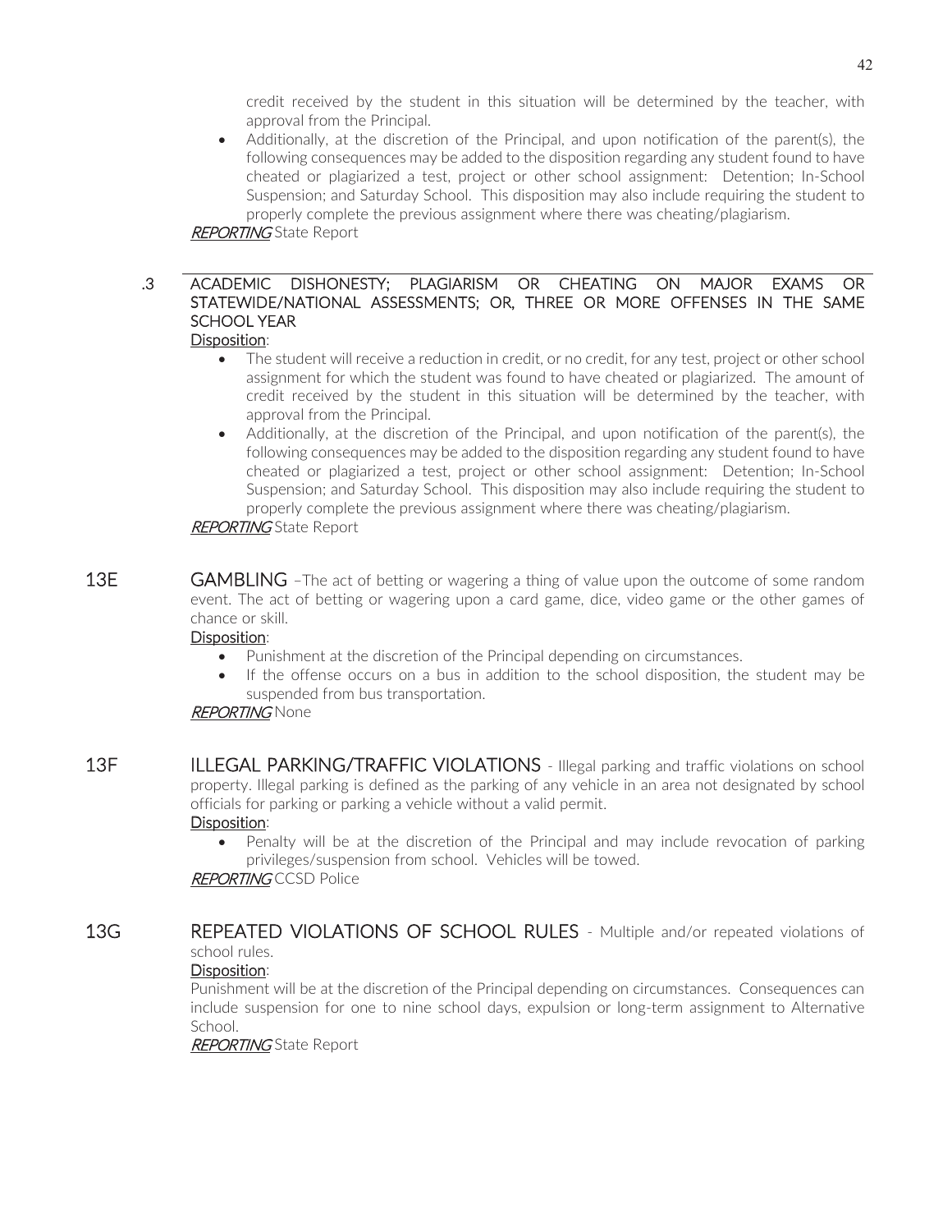credit received by the student in this situation will be determined by the teacher, with approval from the Principal.

- Additionally, at the discretion of the Principal, and upon notification of the parent(s), the following consequences may be added to the disposition regarding any student found to have cheated or plagiarized a test, project or other school assignment: Detention; In-School Suspension; and Saturday School. This disposition may also include requiring the student to properly complete the previous assignment where there was cheating/plagiarism.

*REPORTING* State Report

### .3 ACADEMIC DISHONESTY; PLAGIARISM OR CHEATING ON MAJOR EXAMS OR STATEWIDE/NATIONAL ASSESSMENTS; OR, THREE OR MORE OFFENSES IN THE SAME SCHOOL YEAR

Disposition:

- The student will receive a reduction in credit, or no credit, for any test, project or other school assignment for which the student was found to have cheated or plagiarized. The amount of credit received by the student in this situation will be determined by the teacher, with approval from the Principal.
- Additionally, at the discretion of the Principal, and upon notification of the parent(s), the following consequences may be added to the disposition regarding any student found to have cheated or plagiarized a test, project or other school assignment: Detention; In-School Suspension; and Saturday School. This disposition may also include requiring the student to properly complete the previous assignment where there was cheating/plagiarism.

*REPORTING* State Report

## 13E GAMBLING

–The act of betting or wagering a thing of value upon the outcome of some random event. The act of betting or wagering upon a card game, dice, video game or the other games of chance or skill.

Disposition:

- Punishment at the discretion of the Principal depending on circumstances.
- If the offense occurs on a bus in addition to the school disposition, the student may be suspended from bus transportation.

*REPORTING* None

## 13F ILLEGAL PARKING/TRAFFIC VIOLATIONS

- Illegal parking and traffic violations on school property. Illegal parking is defined as the parking of any vehicle in an area not designated by school officials for parking or parking a vehicle without a valid permit.

Disposition:

- Penalty will be at the discretion of the Principal and may include revocation of parking privileges/suspension from school. Vehicles will be towed.

*REPORTING* CCSD Police

## 13G REPEATED VIOLATIONS OF SCHOOL RULES

- Multiple and/or repeated violations of school rules.

Disposition:

Punishment will be at the discretion of the Principal depending on circumstances. Consequences can include suspension for one to nine school days, expulsion or long-term assignment to Alternative School.

*REPORTING* State Report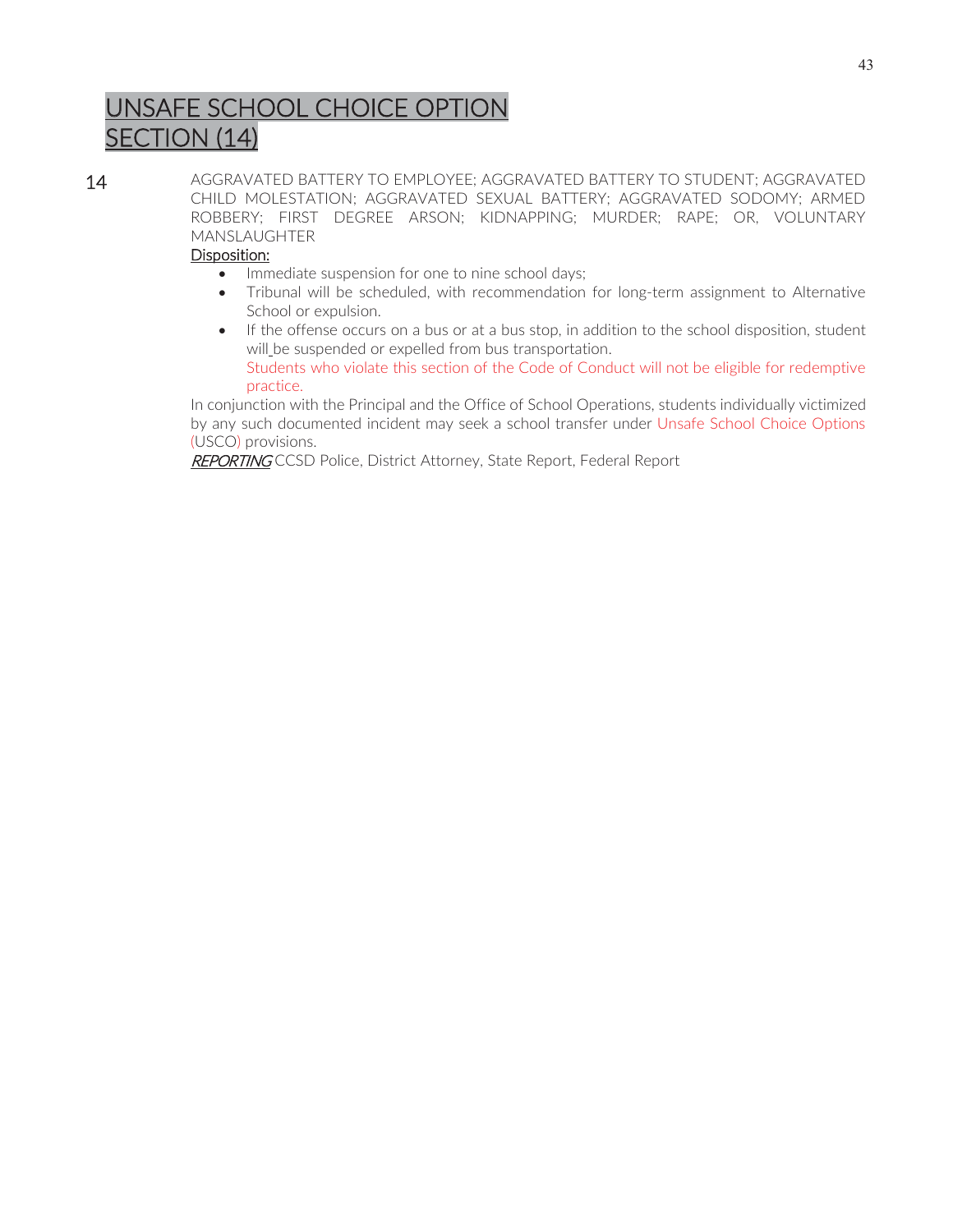# UNSAFE SCHOOL CHOICE OPTION SECTION (14)

14 AGGRAVATED BATTERY TO EMPLOYEE; AGGRAVATED BATTERY TO STUDENT; AGGRAVATED CHILD MOLESTATION; AGGRAVATED SEXUAL BATTERY; AGGRAVATED SODOMY; ARMED ROBBERY; FIRST DEGREE ARSON; KIDNAPPING; MURDER; RAPE; OR, VOLUNTARY MANSLAUGHTER

Disposition:

- Immediate suspension for one to nine school days;
- Tribunal will be scheduled, with recommendation for long-term assignment to Alternative School or expulsion.
- If the offense occurs on a bus or at a bus stop, in addition to the school disposition, student will be suspended or expelled from bus transportation.
  Students who violate this section of the Code of Conduct will not be eligible for redemptive practice.

In conjunction with the Principal and the Office of School Operations, students individually victimized by any such documented incident may seek a school transfer under Unsafe School Choice Options (USCO) provisions.

***REPORTING*** CCSD Police, District Attorney, State Report, Federal Report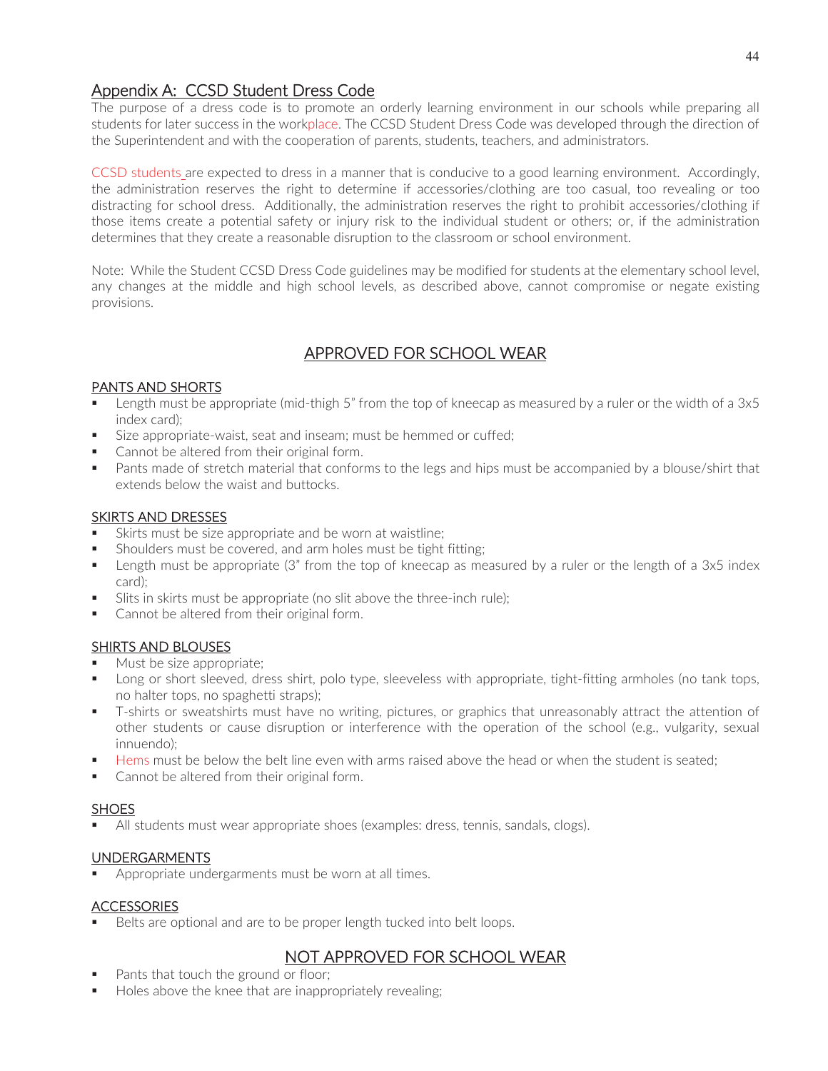## Appendix A: CCSD Student Dress Code

The purpose of a dress code is to promote an orderly learning environment in our schools while preparing all students for later success in the workplace. The CCSD Student Dress Code was developed through the direction of the Superintendent and with the cooperation of parents, students, teachers, and administrators.

CCSD students are expected to dress in a manner that is conducive to a good learning environment. Accordingly, the administration reserves the right to determine if accessories/clothing are too casual, too revealing or too distracting for school dress. Additionally, the administration reserves the right to prohibit accessories/clothing if those items create a potential safety or injury risk to the individual student or others; or, if the administration determines that they create a reasonable disruption to the classroom or school environment.

Note: While the Student CCSD Dress Code guidelines may be modified for students at the elementary school level, any changes at the middle and high school levels, as described above, cannot compromise or negate existing provisions.

## APPROVED FOR SCHOOL WEAR

### PANTS AND SHORTS

- Length must be appropriate (mid-thigh 5" from the top of kneecap as measured by a ruler or the width of a 3x5 index card);
- Size appropriate-waist, seat and inseam; must be hemmed or cuffed;
- Cannot be altered from their original form.
- Pants made of stretch material that conforms to the legs and hips must be accompanied by a blouse/shirt that extends below the waist and buttocks.

### SKIRTS AND DRESSES

- Skirts must be size appropriate and be worn at waistline;
- Shoulders must be covered, and arm holes must be tight fitting;
- Length must be appropriate (3" from the top of kneecap as measured by a ruler or the length of a 3x5 index card);
- Slits in skirts must be appropriate (no slit above the three-inch rule);
- Cannot be altered from their original form.

### SHIRTS AND BLOUSES

- Must be size appropriate;
- Long or short sleeved, dress shirt, polo type, sleeveless with appropriate, tight-fitting armholes (no tank tops, no halter tops, no spaghetti straps);
- T-shirts or sweatshirts must have no writing, pictures, or graphics that unreasonably attract the attention of other students or cause disruption or interference with the operation of the school (e.g., vulgarity, sexual innuendo);
- Hems must be below the belt line even with arms raised above the head or when the student is seated;
- Cannot be altered from their original form.

### SHOES

- All students must wear appropriate shoes (examples: dress, tennis, sandals, clogs).

### UNDERGARMENTS

- Appropriate undergarments must be worn at all times.

### ACCESSORIES

- Belts are optional and are to be proper length tucked into belt loops.

## NOT APPROVED FOR SCHOOL WEAR

- Pants that touch the ground or floor;
- Holes above the knee that are inappropriately revealing;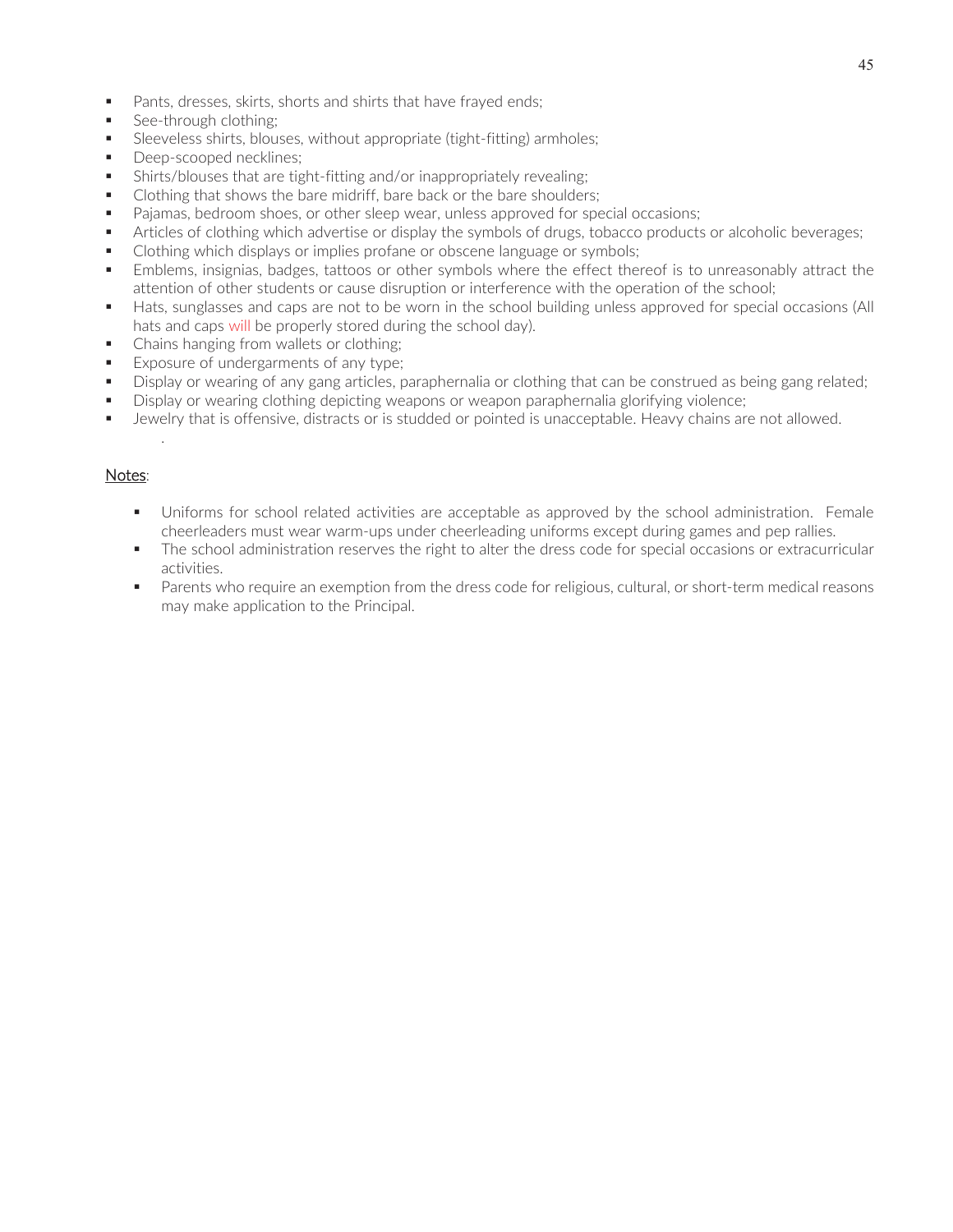- Pants, dresses, skirts, shorts and shirts that have frayed ends;
- See-through clothing;
- Sleeveless shirts, blouses, without appropriate (tight-fitting) armholes;
- Deep-scooped necklines;
- Shirts/blouses that are tight-fitting and/or inappropriately revealing;
- Clothing that shows the bare midriff, bare back or the bare shoulders;
- Pajamas, bedroom shoes, or other sleep wear, unless approved for special occasions;
- Articles of clothing which advertise or display the symbols of drugs, tobacco products or alcoholic beverages;
- Clothing which displays or implies profane or obscene language or symbols;
- Emblems, insignias, badges, tattoos or other symbols where the effect thereof is to unreasonably attract the attention of other students or cause disruption or interference with the operation of the school;
- Hats, sunglasses and caps are not to be worn in the school building unless approved for special occasions (All hats and caps will be properly stored during the school day).
- Chains hanging from wallets or clothing;
- Exposure of undergarments of any type;
- Display or wearing of any gang articles, paraphernalia or clothing that can be construed as being gang related;
- Display or wearing clothing depicting weapons or weapon paraphernalia glorifying violence;
- Jewelry that is offensive, distracts or is studded or pointed is unacceptable. Heavy chains are not allowed.

Notes:

- Uniforms for school related activities are acceptable as approved by the school administration. Female cheerleaders must wear warm-ups under cheerleading uniforms except during games and pep rallies.
- The school administration reserves the right to alter the dress code for special occasions or extracurricular activities.
- Parents who require an exemption from the dress code for religious, cultural, or short-term medical reasons may make application to the Principal.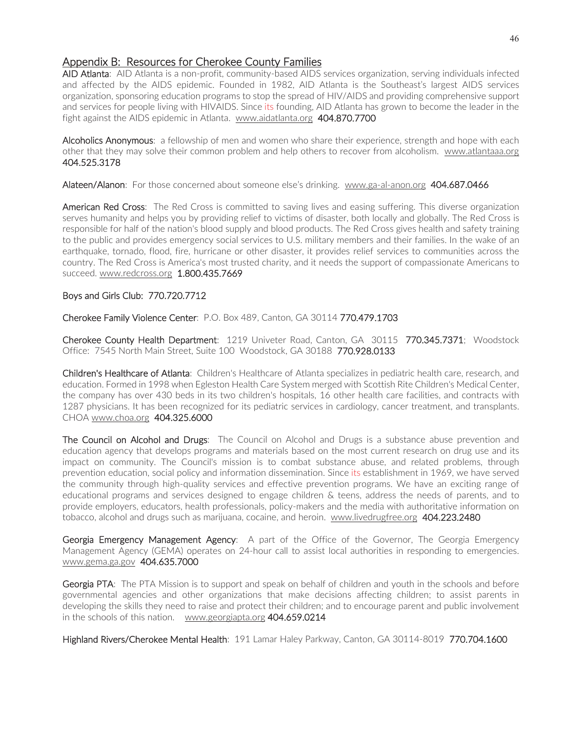## Appendix B: Resources for Cherokee County Families

**AID Atlanta**: AID Atlanta is a non-profit, community-based AIDS services organization, serving individuals infected and affected by the AIDS epidemic. Founded in 1982, AID Atlanta is the Southeast's largest AIDS services organization, sponsoring education programs to stop the spread of HIV/AIDS and providing comprehensive support and services for people living with HIVAIDS. Since its founding, AID Atlanta has grown to become the leader in the fight against the AIDS epidemic in Atlanta. www.aidatlanta.org **404.870.7700**

**Alcoholics Anonymous**: a fellowship of men and women who share their experience, strength and hope with each other that they may solve their common problem and help others to recover from alcoholism. www.atlantaaa.org **404.525.3178**

**Alateen/Alanon**: For those concerned about someone else's drinking. www.ga-al-anon.org **404.687.0466**

**American Red Cross**: The Red Cross is committed to saving lives and easing suffering. This diverse organization serves humanity and helps you by providing relief to victims of disaster, both locally and globally. The Red Cross is responsible for half of the nation's blood supply and blood products. The Red Cross gives health and safety training to the public and provides emergency social services to U.S. military members and their families. In the wake of an earthquake, tornado, flood, fire, hurricane or other disaster, it provides relief services to communities across the country. The Red Cross is America's most trusted charity, and it needs the support of compassionate Americans to succeed. www.redcross.org **1.800.435.7669**

Boys and Girls Club: 770.720.7712

**Cherokee Family Violence Center**: P.O. Box 489, Canton, GA 30114 **770.479.1703**

**Cherokee County Health Department**: 1219 Univeter Road, Canton, GA 30115 **770.345.7371**; Woodstock Office: 7545 North Main Street, Suite 100 Woodstock, GA 30188 **770.928.0133**

**Children's Healthcare of Atlanta**: Children's Healthcare of Atlanta specializes in pediatric health care, research, and education. Formed in 1998 when Egleston Health Care System merged with Scottish Rite Children's Medical Center, the company has over 430 beds in its two children's hospitals, 16 other health care facilities, and contracts with 1287 physicians. It has been recognized for its pediatric services in cardiology, cancer treatment, and transplants. CHOA www.choa.org **404.325.6000**

**The Council on Alcohol and Drugs**: The Council on Alcohol and Drugs is a substance abuse prevention and education agency that develops programs and materials based on the most current research on drug use and its impact on community. The Council's mission is to combat substance abuse, and related problems, through prevention education, social policy and information dissemination. Since its establishment in 1969, we have served the community through high-quality services and effective prevention programs. We have an exciting range of educational programs and services designed to engage children & teens, address the needs of parents, and to provide employers, educators, health professionals, policy-makers and the media with authoritative information on tobacco, alcohol and drugs such as marijuana, cocaine, and heroin. www.livedrugfree.org **404.223.2480**

**Georgia Emergency Management Agency**: A part of the Office of the Governor, The Georgia Emergency Management Agency (GEMA) operates on 24-hour call to assist local authorities in responding to emergencies. www.gema.ga.gov **404.635.7000**

**Georgia PTA**: The PTA Mission is to support and speak on behalf of children and youth in the schools and before governmental agencies and other organizations that make decisions affecting children; to assist parents in developing the skills they need to raise and protect their children; and to encourage parent and public involvement in the schools of this nation. www.georgiapta.org **404.659.0214**

**Highland Rivers/Cherokee Mental Health**: 191 Lamar Haley Parkway, Canton, GA 30114-8019 **770.704.1600**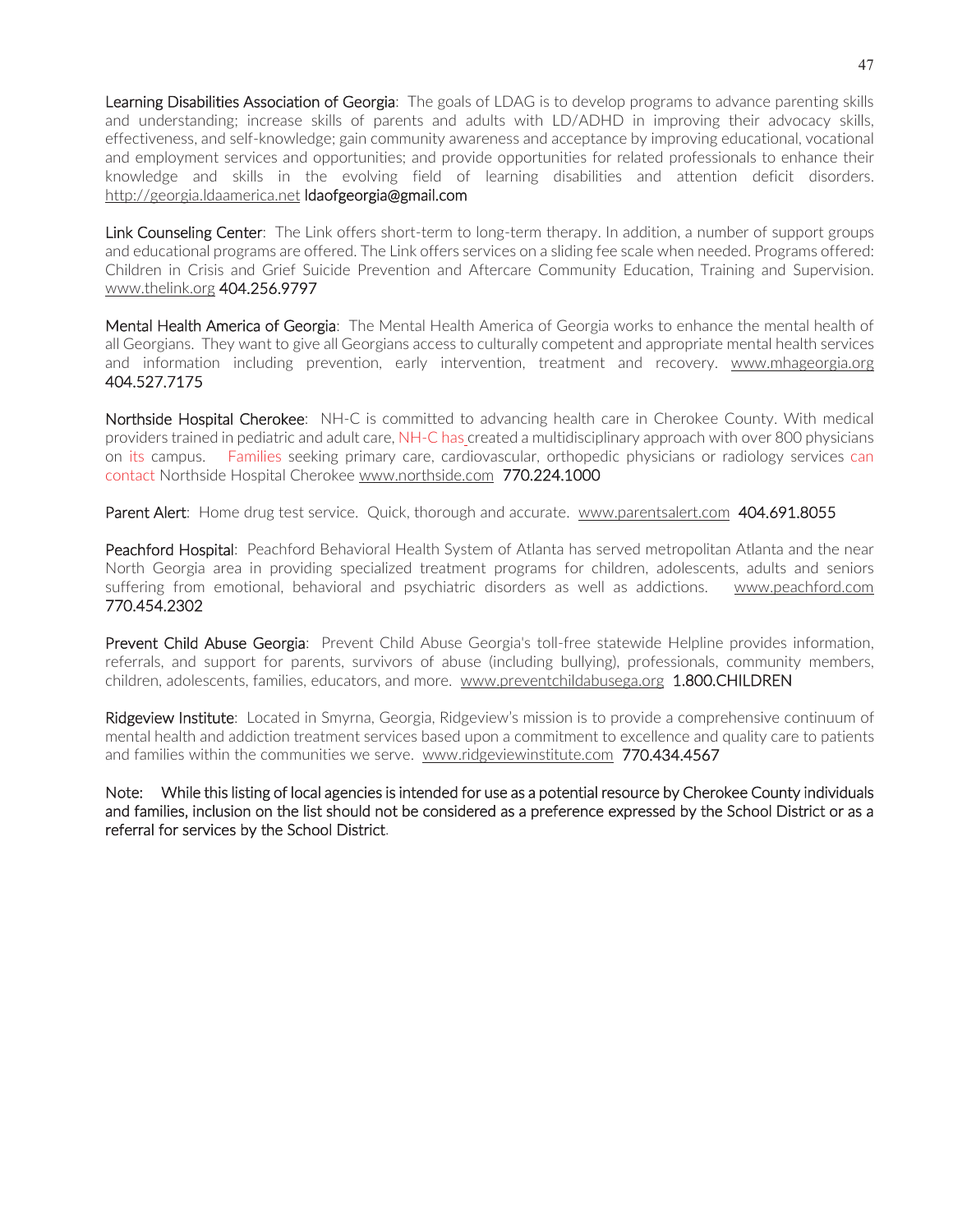**Learning Disabilities Association of Georgia**: The goals of LDAG is to develop programs to advance parenting skills and understanding; increase skills of parents and adults with LD/ADHD in improving their advocacy skills, effectiveness, and self-knowledge; gain community awareness and acceptance by improving educational, vocational and employment services and opportunities; and provide opportunities for related professionals to enhance their knowledge and skills in the evolving field of learning disabilities and attention deficit disorders. http://georgia.ldaamerica.net ldaofgeorgia@gmail.com

**Link Counseling Center**: The Link offers short-term to long-term therapy. In addition, a number of support groups and educational programs are offered. The Link offers services on a sliding fee scale when needed. Programs offered: Children in Crisis and Grief Suicide Prevention and Aftercare Community Education, Training and Supervision. www.thelink.org 404.256.9797

**Mental Health America of Georgia**: The Mental Health America of Georgia works to enhance the mental health of all Georgians. They want to give all Georgians access to culturally competent and appropriate mental health services and information including prevention, early intervention, treatment and recovery. www.mhageorgia.org 404.527.7175

**Northside Hospital Cherokee**: NH-C is committed to advancing health care in Cherokee County. With medical providers trained in pediatric and adult care, NH-C has created a multidisciplinary approach with over 800 physicians on its campus. Families seeking primary care, cardiovascular, orthopedic physicians or radiology services can contact Northside Hospital Cherokee www.northside.com 770.224.1000

**Parent Alert**: Home drug test service. Quick, thorough and accurate. www.parentsalert.com 404.691.8055

**Peachford Hospital**: Peachford Behavioral Health System of Atlanta has served metropolitan Atlanta and the near North Georgia area in providing specialized treatment programs for children, adolescents, adults and seniors suffering from emotional, behavioral and psychiatric disorders as well as addictions. www.peachford.com 770.454.2302

**Prevent Child Abuse Georgia**: Prevent Child Abuse Georgia's toll-free statewide Helpline provides information, referrals, and support for parents, survivors of abuse (including bullying), professionals, community members, children, adolescents, families, educators, and more. www.preventchildabusega.org 1.800.CHILDREN

**Ridgeview Institute**: Located in Smyrna, Georgia, Ridgeview's mission is to provide a comprehensive continuum of mental health and addiction treatment services based upon a commitment to excellence and quality care to patients and families within the communities we serve. www.ridgeviewinstitute.com 770.434.4567

Note: While this listing of local agencies is intended for use as a potential resource by Cherokee County individuals and families, inclusion on the list should not be considered as a preference expressed by the School District or as a referral for services by the School District.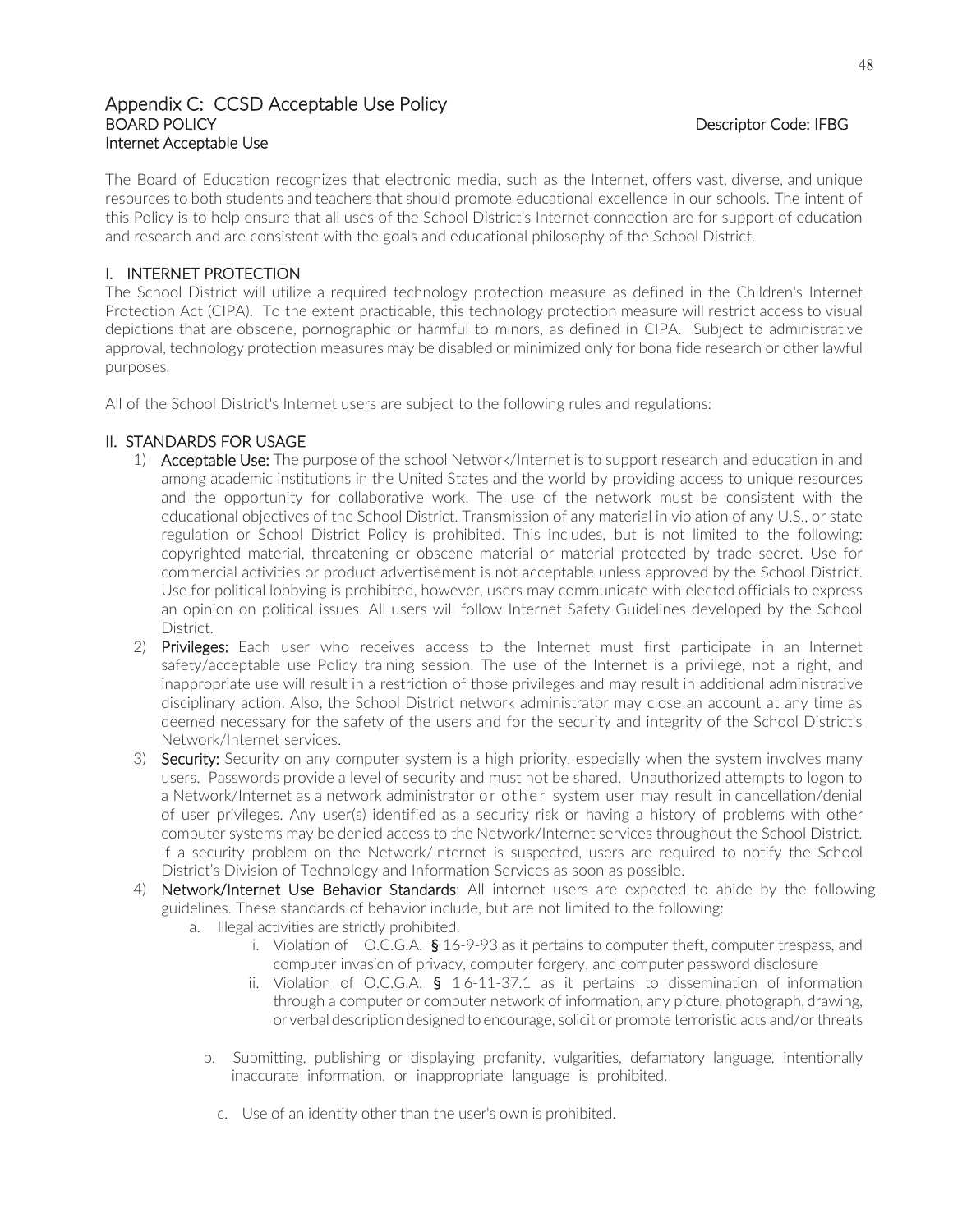## Appendix C: CCSD Acceptable Use Policy

BOARD POLICY — Descriptor Code: IFBG

Internet Acceptable Use

The Board of Education recognizes that electronic media, such as the Internet, offers vast, diverse, and unique resources to both students and teachers that should promote educational excellence in our schools. The intent of this Policy is to help ensure that all uses of the School District's Internet connection are for support of education and research and are consistent with the goals and educational philosophy of the School District.

### I. INTERNET PROTECTION

The School District will utilize a required technology protection measure as defined in the Children's Internet Protection Act (CIPA). To the extent practicable, this technology protection measure will restrict access to visual depictions that are obscene, pornographic or harmful to minors, as defined in CIPA. Subject to administrative approval, technology protection measures may be disabled or minimized only for bona fide research or other lawful purposes.

All of the School District's Internet users are subject to the following rules and regulations:

### II. STANDARDS FOR USAGE

1) **Acceptable Use:** The purpose of the school Network/Internet is to support research and education in and among academic institutions in the United States and the world by providing access to unique resources and the opportunity for collaborative work. The use of the network must be consistent with the educational objectives of the School District. Transmission of any material in violation of any U.S., or state regulation or School District Policy is prohibited. This includes, but is not limited to the following: copyrighted material, threatening or obscene material or material protected by trade secret. Use for commercial activities or product advertisement is not acceptable unless approved by the School District. Use for political lobbying is prohibited, however, users may communicate with elected officials to express an opinion on political issues. All users will follow Internet Safety Guidelines developed by the School District.
2) **Privileges:** Each user who receives access to the Internet must first participate in an Internet safety/acceptable use Policy training session. The use of the Internet is a privilege, not a right, and inappropriate use will result in a restriction of those privileges and may result in additional administrative disciplinary action. Also, the School District network administrator may close an account at any time as deemed necessary for the safety of the users and for the security and integrity of the School District's Network/Internet services.
3) **Security:** Security on any computer system is a high priority, especially when the system involves many users. Passwords provide a level of security and must not be shared. Unauthorized attempts to logon to a Network/Internet as a network administrator or other system user may result in cancellation/denial of user privileges. Any user(s) identified as a security risk or having a history of problems with other computer systems may be denied access to the Network/Internet services throughout the School District. If a security problem on the Network/Internet is suspected, users are required to notify the School District's Division of Technology and Information Services as soon as possible.
4) **Network/Internet Use Behavior Standards**: All internet users are expected to abide by the following guidelines. These standards of behavior include, but are not limited to the following:
   a. Illegal activities are strictly prohibited.
      i. Violation of O.C.G.A. § 16-9-93 as it pertains to computer theft, computer trespass, and computer invasion of privacy, computer forgery, and computer password disclosure
      ii. Violation of O.C.G.A. § 16-11-37.1 as it pertains to dissemination of information through a computer or computer network of information, any picture, photograph, drawing, or verbal description designed to encourage, solicit or promote terroristic acts and/or threats

   b. Submitting, publishing or displaying profanity, vulgarities, defamatory language, intentionally inaccurate information, or inappropriate language is prohibited.

   c. Use of an identity other than the user's own is prohibited.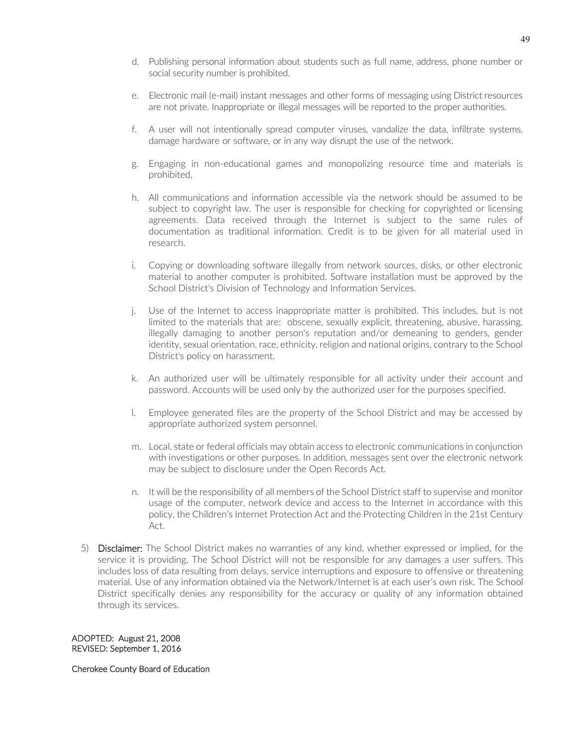d. Publishing personal information about students such as full name, address, phone number or social security number is prohibited.

e. Electronic mail (e-mail) instant messages and other forms of messaging using District resources are not private. Inappropriate or illegal messages will be reported to the proper authorities.

f. A user will not intentionally spread computer viruses, vandalize the data, infiltrate systems, damage hardware or software, or in any way disrupt the use of the network.

g. Engaging in non-educational games and monopolizing resource time and materials is prohibited.

h. All communications and information accessible via the network should be assumed to be subject to copyright law. The user is responsible for checking for copyrighted or licensing agreements. Data received through the Internet is subject to the same rules of documentation as traditional information. Credit is to be given for all material used in research.

i. Copying or downloading software illegally from network sources, disks, or other electronic material to another computer is prohibited. Software installation must be approved by the School District's Division of Technology and Information Services.

j. Use of the Internet to access inappropriate matter is prohibited. This includes, but is not limited to the materials that are: obscene, sexually explicit, threatening, abusive, harassing, illegally damaging to another person's reputation and/or demeaning to genders, gender identity, sexual orientation, race, ethnicity, religion and national origins, contrary to the School District's policy on harassment.

k. An authorized user will be ultimately responsible for all activity under their account and password. Accounts will be used only by the authorized user for the purposes specified.

l. Employee generated files are the property of the School District and may be accessed by appropriate authorized system personnel.

m. Local, state or federal officials may obtain access to electronic communications in conjunction with investigations or other purposes. In addition, messages sent over the electronic network may be subject to disclosure under the Open Records Act.

n. It will be the responsibility of all members of the School District staff to supervise and monitor usage of the computer, network device and access to the Internet in accordance with this policy, the Children's Internet Protection Act and the Protecting Children in the 21st Century Act.

5) **Disclaimer:** The School District makes no warranties of any kind, whether expressed or implied, for the service it is providing. The School District will not be responsible for any damages a user suffers. This includes loss of data resulting from delays, service interruptions and exposure to offensive or threatening material. Use of any information obtained via the Network/Internet is at each user's own risk. The School District specifically denies any responsibility for the accuracy or quality of any information obtained through its services.

ADOPTED: August 21, 2008
REVISED: September 1, 2016

Cherokee County Board of Education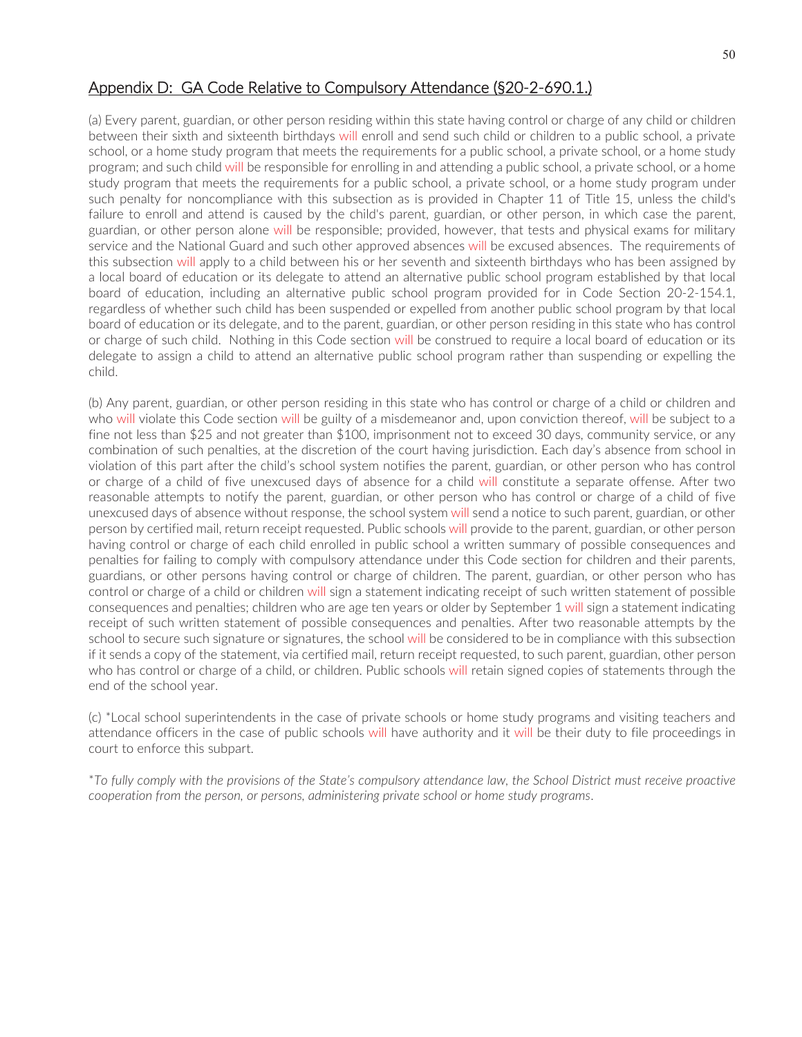## Appendix D: GA Code Relative to Compulsory Attendance (§20-2-690.1.)

(a) Every parent, guardian, or other person residing within this state having control or charge of any child or children between their sixth and sixteenth birthdays will enroll and send such child or children to a public school, a private school, or a home study program that meets the requirements for a public school, a private school, or a home study program; and such child will be responsible for enrolling in and attending a public school, a private school, or a home study program that meets the requirements for a public school, a private school, or a home study program under such penalty for noncompliance with this subsection as is provided in Chapter 11 of Title 15, unless the child's failure to enroll and attend is caused by the child's parent, guardian, or other person, in which case the parent, guardian, or other person alone will be responsible; provided, however, that tests and physical exams for military service and the National Guard and such other approved absences will be excused absences. The requirements of this subsection will apply to a child between his or her seventh and sixteenth birthdays who has been assigned by a local board of education or its delegate to attend an alternative public school program established by that local board of education, including an alternative public school program provided for in Code Section 20-2-154.1, regardless of whether such child has been suspended or expelled from another public school program by that local board of education or its delegate, and to the parent, guardian, or other person residing in this state who has control or charge of such child. Nothing in this Code section will be construed to require a local board of education or its delegate to assign a child to attend an alternative public school program rather than suspending or expelling the child.

(b) Any parent, guardian, or other person residing in this state who has control or charge of a child or children and who will violate this Code section will be guilty of a misdemeanor and, upon conviction thereof, will be subject to a fine not less than $25 and not greater than $100, imprisonment not to exceed 30 days, community service, or any combination of such penalties, at the discretion of the court having jurisdiction. Each day's absence from school in violation of this part after the child's school system notifies the parent, guardian, or other person who has control or charge of a child of five unexcused days of absence for a child will constitute a separate offense. After two reasonable attempts to notify the parent, guardian, or other person who has control or charge of a child of five unexcused days of absence without response, the school system will send a notice to such parent, guardian, or other person by certified mail, return receipt requested. Public schools will provide to the parent, guardian, or other person having control or charge of each child enrolled in public school a written summary of possible consequences and penalties for failing to comply with compulsory attendance under this Code section for children and their parents, guardians, or other persons having control or charge of children. The parent, guardian, or other person who has control or charge of a child or children will sign a statement indicating receipt of such written statement of possible consequences and penalties; children who are age ten years or older by September 1 will sign a statement indicating receipt of such written statement of possible consequences and penalties. After two reasonable attempts by the school to secure such signature or signatures, the school will be considered to be in compliance with this subsection if it sends a copy of the statement, via certified mail, return receipt requested, to such parent, guardian, other person who has control or charge of a child, or children. Public schools will retain signed copies of statements through the end of the school year.

(c) *Local school superintendents in the case of private schools or home study programs and visiting teachers and attendance officers in the case of public schools will have authority and it will be their duty to file proceedings in court to enforce this subpart.

*\*To fully comply with the provisions of the State's compulsory attendance law, the School District must receive proactive cooperation from the person, or persons, administering private school or home study programs.*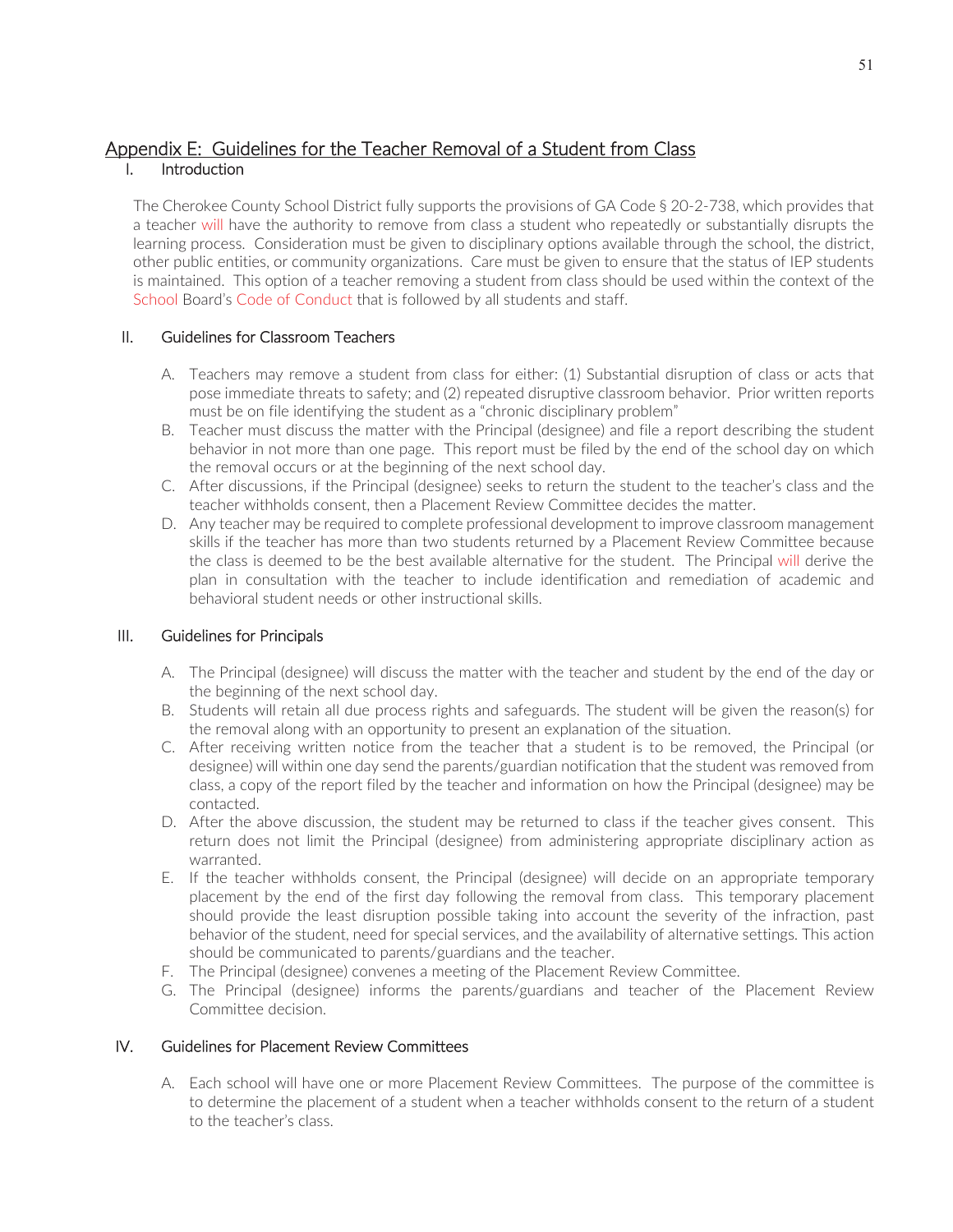## Appendix E: Guidelines for the Teacher Removal of a Student from Class

### I. Introduction

The Cherokee County School District fully supports the provisions of GA Code § 20-2-738, which provides that a teacher will have the authority to remove from class a student who repeatedly or substantially disrupts the learning process. Consideration must be given to disciplinary options available through the school, the district, other public entities, or community organizations. Care must be given to ensure that the status of IEP students is maintained. This option of a teacher removing a student from class should be used within the context of the School Board's Code of Conduct that is followed by all students and staff.

### II. Guidelines for Classroom Teachers

A. Teachers may remove a student from class for either: (1) Substantial disruption of class or acts that pose immediate threats to safety; and (2) repeated disruptive classroom behavior. Prior written reports must be on file identifying the student as a "chronic disciplinary problem"

B. Teacher must discuss the matter with the Principal (designee) and file a report describing the student behavior in not more than one page. This report must be filed by the end of the school day on which the removal occurs or at the beginning of the next school day.

C. After discussions, if the Principal (designee) seeks to return the student to the teacher's class and the teacher withholds consent, then a Placement Review Committee decides the matter.

D. Any teacher may be required to complete professional development to improve classroom management skills if the teacher has more than two students returned by a Placement Review Committee because the class is deemed to be the best available alternative for the student. The Principal will derive the plan in consultation with the teacher to include identification and remediation of academic and behavioral student needs or other instructional skills.

### III. Guidelines for Principals

A. The Principal (designee) will discuss the matter with the teacher and student by the end of the day or the beginning of the next school day.

B. Students will retain all due process rights and safeguards. The student will be given the reason(s) for the removal along with an opportunity to present an explanation of the situation.

C. After receiving written notice from the teacher that a student is to be removed, the Principal (or designee) will within one day send the parents/guardian notification that the student was removed from class, a copy of the report filed by the teacher and information on how the Principal (designee) may be contacted.

D. After the above discussion, the student may be returned to class if the teacher gives consent. This return does not limit the Principal (designee) from administering appropriate disciplinary action as warranted.

E. If the teacher withholds consent, the Principal (designee) will decide on an appropriate temporary placement by the end of the first day following the removal from class. This temporary placement should provide the least disruption possible taking into account the severity of the infraction, past behavior of the student, need for special services, and the availability of alternative settings. This action should be communicated to parents/guardians and the teacher.

F. The Principal (designee) convenes a meeting of the Placement Review Committee.

G. The Principal (designee) informs the parents/guardians and teacher of the Placement Review Committee decision.

### IV. Guidelines for Placement Review Committees

A. Each school will have one or more Placement Review Committees. The purpose of the committee is to determine the placement of a student when a teacher withholds consent to the return of a student to the teacher's class.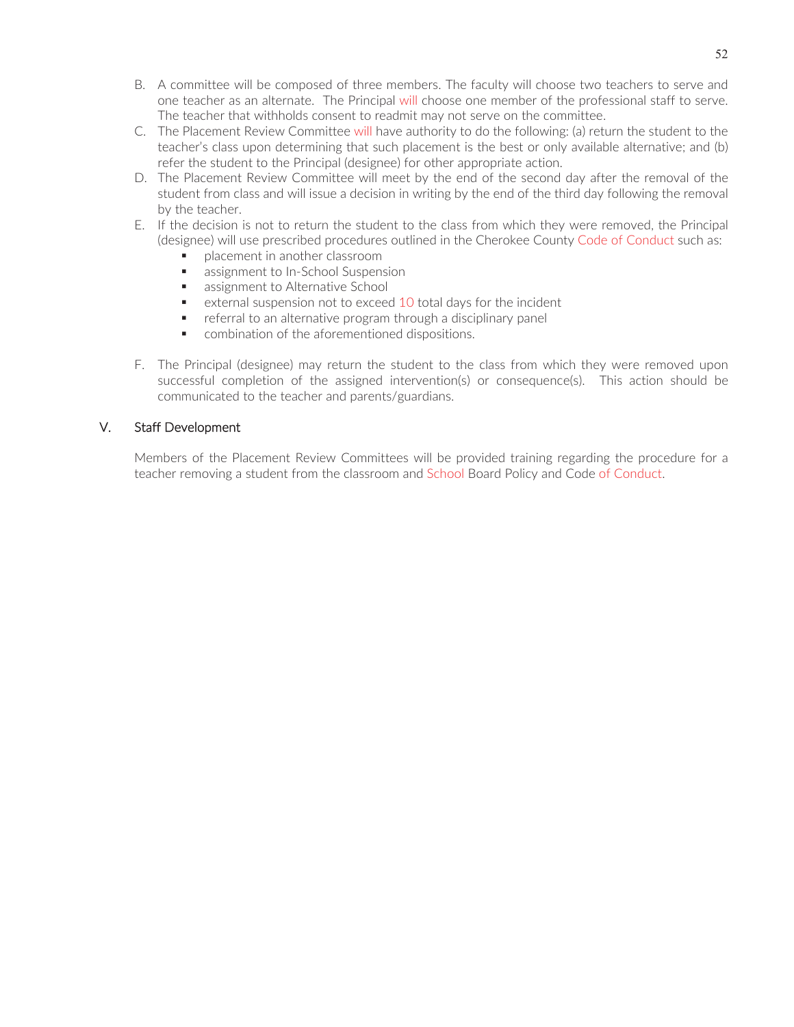B. A committee will be composed of three members. The faculty will choose two teachers to serve and one teacher as an alternate. The Principal will choose one member of the professional staff to serve. The teacher that withholds consent to readmit may not serve on the committee.

C. The Placement Review Committee will have authority to do the following: (a) return the student to the teacher's class upon determining that such placement is the best or only available alternative; and (b) refer the student to the Principal (designee) for other appropriate action.

D. The Placement Review Committee will meet by the end of the second day after the removal of the student from class and will issue a decision in writing by the end of the third day following the removal by the teacher.

E. If the decision is not to return the student to the class from which they were removed, the Principal (designee) will use prescribed procedures outlined in the Cherokee County Code of Conduct such as:
   - placement in another classroom
   - assignment to In-School Suspension
   - assignment to Alternative School
   - external suspension not to exceed 10 total days for the incident
   - referral to an alternative program through a disciplinary panel
   - combination of the aforementioned dispositions.

F. The Principal (designee) may return the student to the class from which they were removed upon successful completion of the assigned intervention(s) or consequence(s). This action should be communicated to the teacher and parents/guardians.

## V. Staff Development

Members of the Placement Review Committees will be provided training regarding the procedure for a teacher removing a student from the classroom and School Board Policy and Code of Conduct.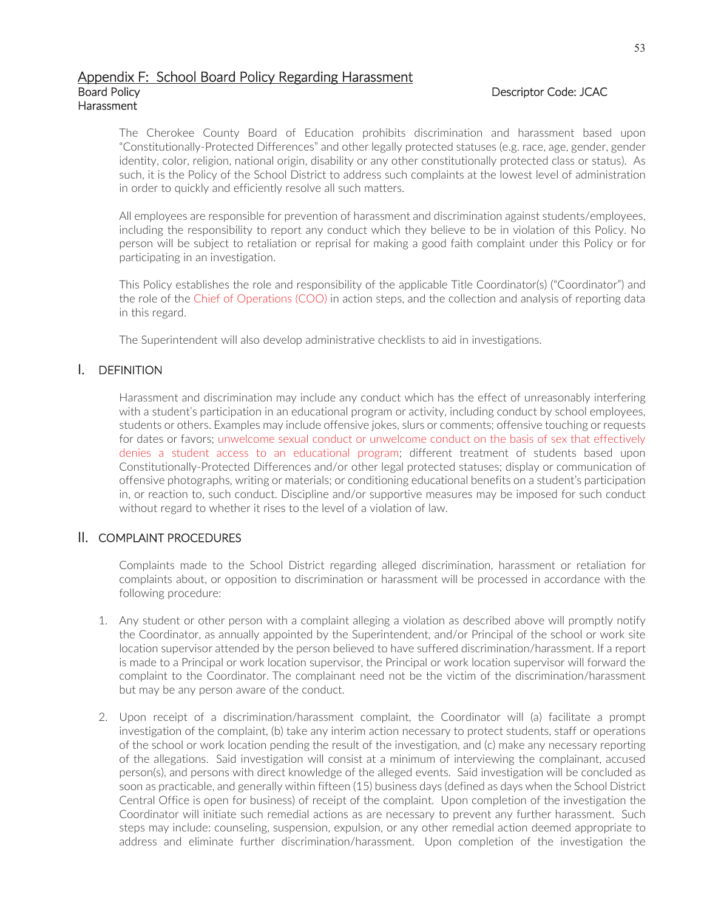## Appendix F: School Board Policy Regarding Harassment

Board Policy
Harassment

Descriptor Code: JCAC

The Cherokee County Board of Education prohibits discrimination and harassment based upon "Constitutionally-Protected Differences" and other legally protected statuses (e.g. race, age, gender, gender identity, color, religion, national origin, disability or any other constitutionally protected class or status). As such, it is the Policy of the School District to address such complaints at the lowest level of administration in order to quickly and efficiently resolve all such matters.

All employees are responsible for prevention of harassment and discrimination against students/employees, including the responsibility to report any conduct which they believe to be in violation of this Policy. No person will be subject to retaliation or reprisal for making a good faith complaint under this Policy or for participating in an investigation.

This Policy establishes the role and responsibility of the applicable Title Coordinator(s) ("Coordinator") and the role of the Chief of Operations (COO) in action steps, and the collection and analysis of reporting data in this regard.

The Superintendent will also develop administrative checklists to aid in investigations.

### I. DEFINITION

Harassment and discrimination may include any conduct which has the effect of unreasonably interfering with a student's participation in an educational program or activity, including conduct by school employees, students or others. Examples may include offensive jokes, slurs or comments; offensive touching or requests for dates or favors; unwelcome sexual conduct or unwelcome conduct on the basis of sex that effectively denies a student access to an educational program; different treatment of students based upon Constitutionally-Protected Differences and/or other legal protected statuses; display or communication of offensive photographs, writing or materials; or conditioning educational benefits on a student's participation in, or reaction to, such conduct. Discipline and/or supportive measures may be imposed for such conduct without regard to whether it rises to the level of a violation of law.

### II. COMPLAINT PROCEDURES

Complaints made to the School District regarding alleged discrimination, harassment or retaliation for complaints about, or opposition to discrimination or harassment will be processed in accordance with the following procedure:

1. Any student or other person with a complaint alleging a violation as described above will promptly notify the Coordinator, as annually appointed by the Superintendent, and/or Principal of the school or work site location supervisor attended by the person believed to have suffered discrimination/harassment. If a report is made to a Principal or work location supervisor, the Principal or work location supervisor will forward the complaint to the Coordinator. The complainant need not be the victim of the discrimination/harassment but may be any person aware of the conduct.

2. Upon receipt of a discrimination/harassment complaint, the Coordinator will (a) facilitate a prompt investigation of the complaint, (b) take any interim action necessary to protect students, staff or operations of the school or work location pending the result of the investigation, and (c) make any necessary reporting of the allegations. Said investigation will consist at a minimum of interviewing the complainant, accused person(s), and persons with direct knowledge of the alleged events. Said investigation will be concluded as soon as practicable, and generally within fifteen (15) business days (defined as days when the School District Central Office is open for business) of receipt of the complaint. Upon completion of the investigation the Coordinator will initiate such remedial actions as are necessary to prevent any further harassment. Such steps may include: counseling, suspension, expulsion, or any other remedial action deemed appropriate to address and eliminate further discrimination/harassment. Upon completion of the investigation the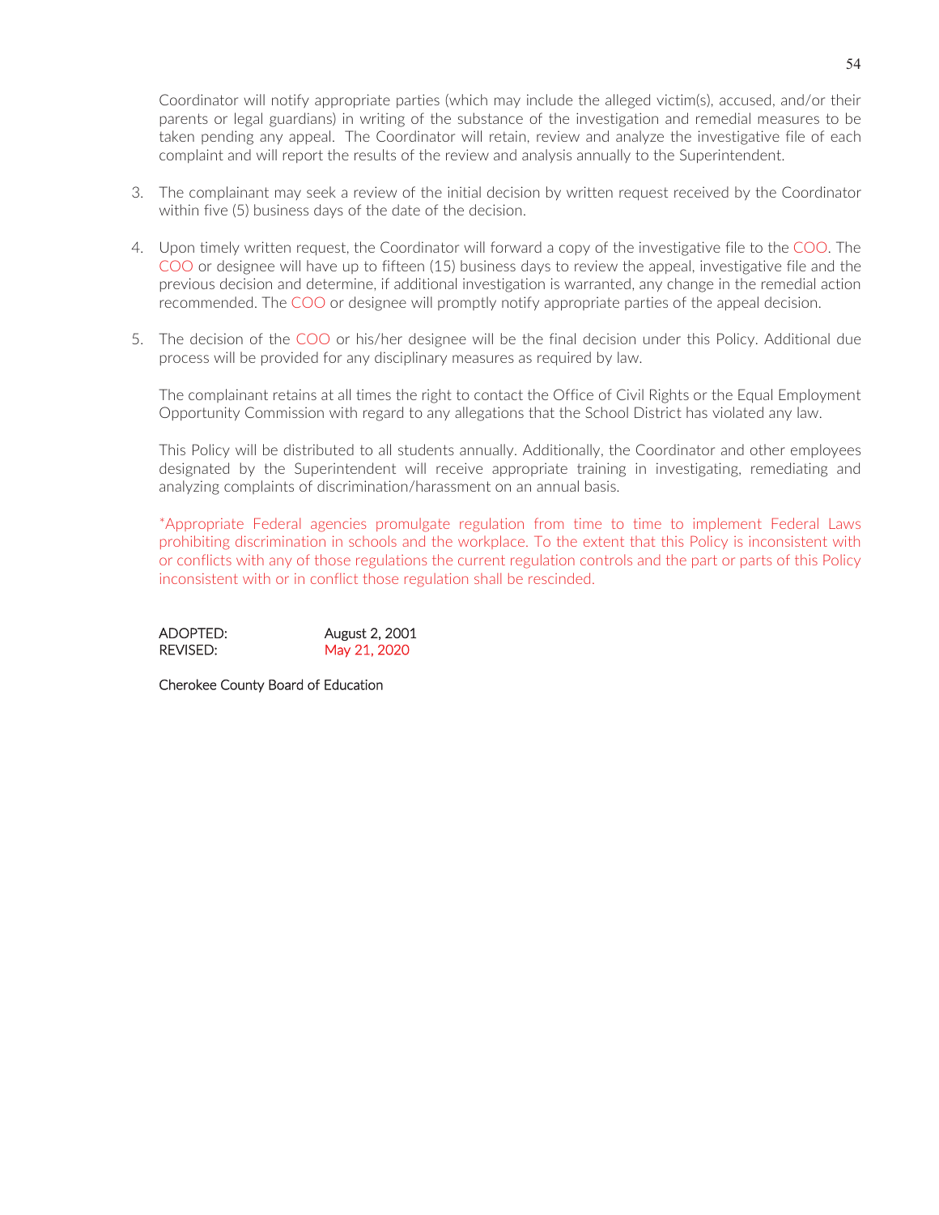Coordinator will notify appropriate parties (which may include the alleged victim(s), accused, and/or their parents or legal guardians) in writing of the substance of the investigation and remedial measures to be taken pending any appeal. The Coordinator will retain, review and analyze the investigative file of each complaint and will report the results of the review and analysis annually to the Superintendent.

3. The complainant may seek a review of the initial decision by written request received by the Coordinator within five (5) business days of the date of the decision.

4. Upon timely written request, the Coordinator will forward a copy of the investigative file to the COO. The COO or designee will have up to fifteen (15) business days to review the appeal, investigative file and the previous decision and determine, if additional investigation is warranted, any change in the remedial action recommended. The COO or designee will promptly notify appropriate parties of the appeal decision.

5. The decision of the COO or his/her designee will be the final decision under this Policy. Additional due process will be provided for any disciplinary measures as required by law.

The complainant retains at all times the right to contact the Office of Civil Rights or the Equal Employment Opportunity Commission with regard to any allegations that the School District has violated any law.

This Policy will be distributed to all students annually. Additionally, the Coordinator and other employees designated by the Superintendent will receive appropriate training in investigating, remediating and analyzing complaints of discrimination/harassment on an annual basis.

*Appropriate Federal agencies promulgate regulation from time to time to implement Federal Laws prohibiting discrimination in schools and the workplace. To the extent that this Policy is inconsistent with or conflicts with any of those regulations the current regulation controls and the part or parts of this Policy inconsistent with or in conflict those regulation shall be rescinded.

ADOPTED: August 2, 2001
REVISED: May 21, 2020

Cherokee County Board of Education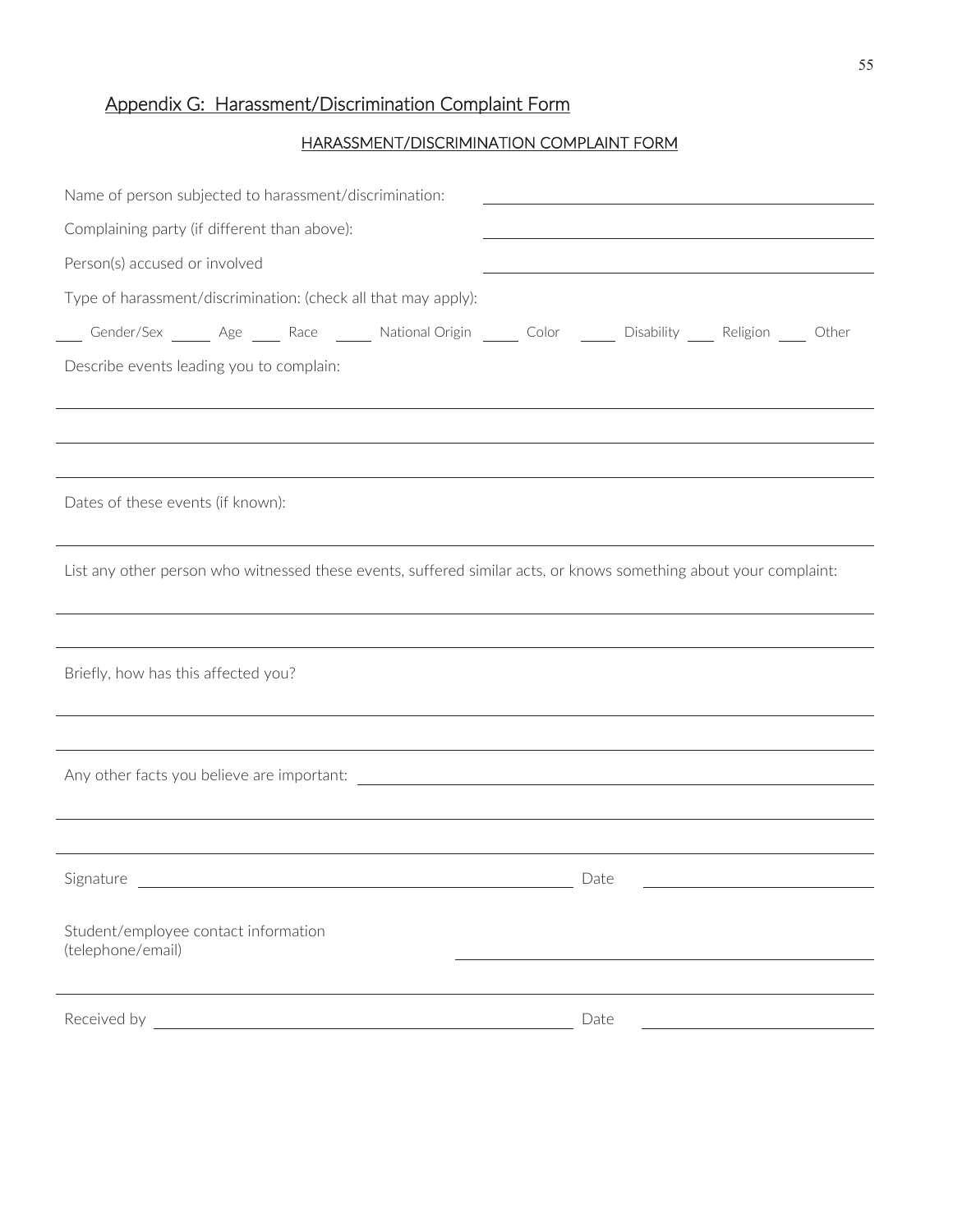## Appendix G: Harassment/Discrimination Complaint Form

HARASSMENT/DISCRIMINATION COMPLAINT FORM

Name of person subjected to harassment/discrimination: ______________________________

Complaining party (if different than above): ______________________________

Person(s) accused or involved ______________________________

Type of harassment/discrimination: (check all that may apply):

____ Gender/Sex ____ Age ____ Race ____ National Origin ____ Color ____ Disability ____ Religion ____ Other

Describe events leading you to complain:

______________________________

______________________________

______________________________

Dates of these events (if known):

______________________________

List any other person who witnessed these events, suffered similar acts, or knows something about your complaint:

______________________________

______________________________

Briefly, how has this affected you?

______________________________

______________________________

Any other facts you believe are important: ______________________________

______________________________

______________________________

Signature ______________________________ Date ______________

Student/employee contact information (telephone/email) ______________________________

______________________________

Received by ______________________________ Date ______________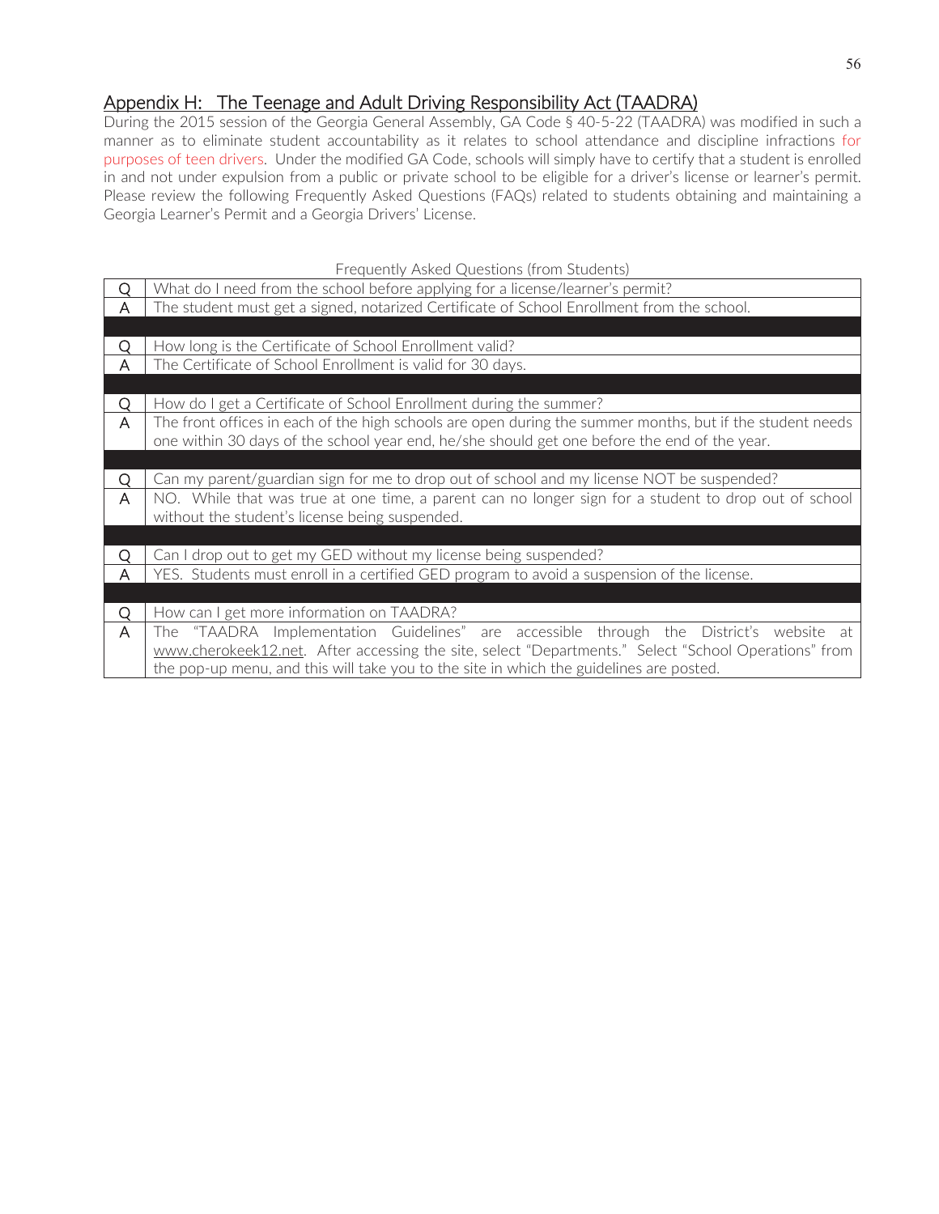## Appendix H: The Teenage and Adult Driving Responsibility Act (TAADRA)

During the 2015 session of the Georgia General Assembly, GA Code § 40-5-22 (TAADRA) was modified in such a manner as to eliminate student accountability as it relates to school attendance and discipline infractions for purposes of teen drivers. Under the modified GA Code, schools will simply have to certify that a student is enrolled in and not under expulsion from a public or private school to be eligible for a driver's license or learner's permit. Please review the following Frequently Asked Questions (FAQs) related to students obtaining and maintaining a Georgia Learner's Permit and a Georgia Drivers' License.

Frequently Asked Questions (from Students)

| | |
|---|---|
| Q | What do I need from the school before applying for a license/learner's permit? |
| A | The student must get a signed, notarized Certificate of School Enrollment from the school. |
| | |
| Q | How long is the Certificate of School Enrollment valid? |
| A | The Certificate of School Enrollment is valid for 30 days. |
| | |
| Q | How do I get a Certificate of School Enrollment during the summer? |
| A | The front offices in each of the high schools are open during the summer months, but if the student needs one within 30 days of the school year end, he/she should get one before the end of the year. |
| | |
| Q | Can my parent/guardian sign for me to drop out of school and my license NOT be suspended? |
| A | NO. While that was true at one time, a parent can no longer sign for a student to drop out of school without the student's license being suspended. |
| | |
| Q | Can I drop out to get my GED without my license being suspended? |
| A | YES. Students must enroll in a certified GED program to avoid a suspension of the license. |
| | |
| Q | How can I get more information on TAADRA? |
| A | The "TAADRA Implementation Guidelines" are accessible through the District's website at www.cherokeek12.net. After accessing the site, select "Departments." Select "School Operations" from the pop-up menu, and this will take you to the site in which the guidelines are posted. |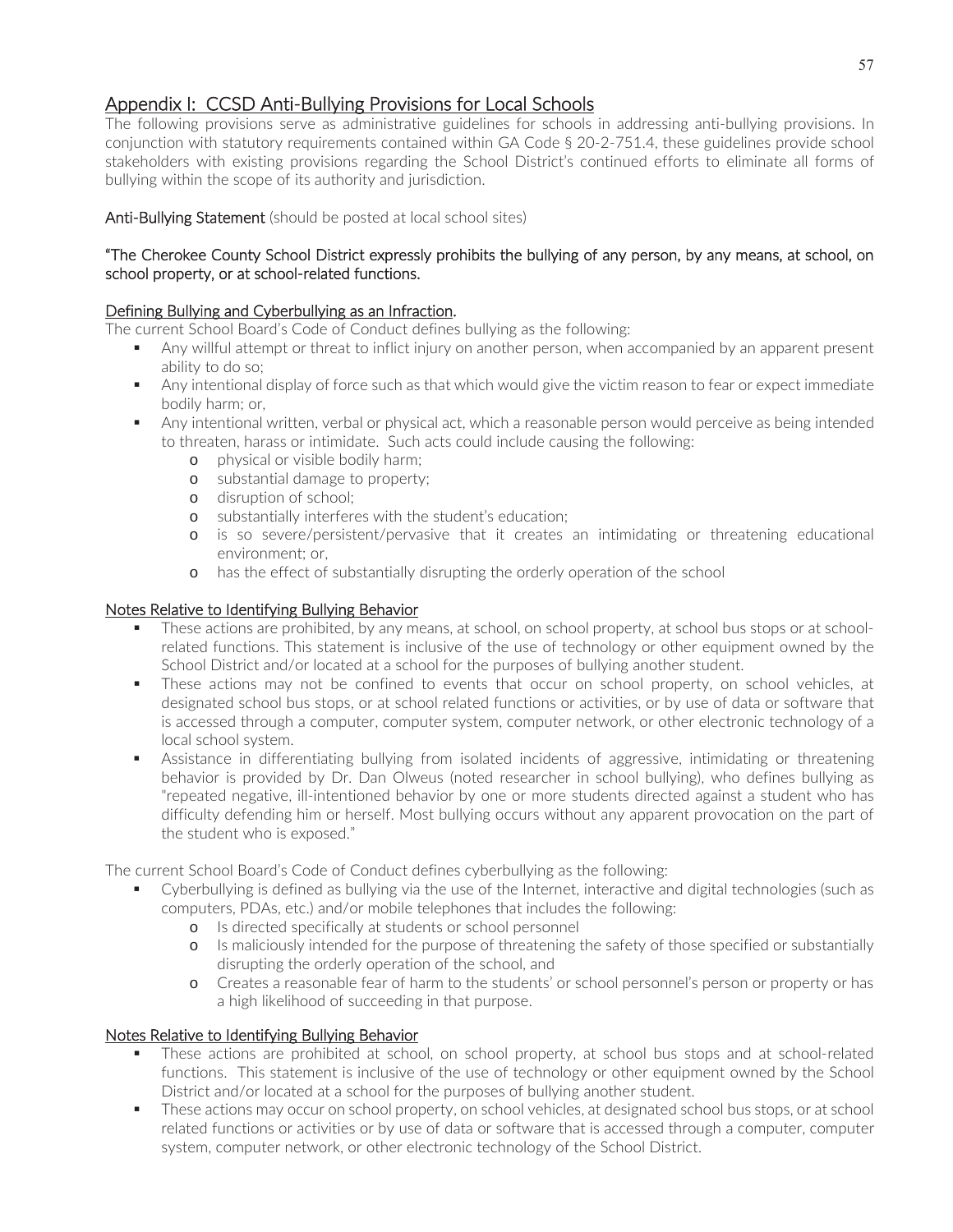## Appendix I: CCSD Anti-Bullying Provisions for Local Schools

The following provisions serve as administrative guidelines for schools in addressing anti-bullying provisions. In conjunction with statutory requirements contained within GA Code § 20-2-751.4, these guidelines provide school stakeholders with existing provisions regarding the School District's continued efforts to eliminate all forms of bullying within the scope of its authority and jurisdiction.

**Anti-Bullying Statement** (should be posted at local school sites)

**"The Cherokee County School District expressly prohibits the bullying of any person, by any means, at school, on school property, or at school-related functions.**

### Defining Bullying and Cyberbullying as an Infraction.

The current School Board's Code of Conduct defines bullying as the following:

- Any willful attempt or threat to inflict injury on another person, when accompanied by an apparent present ability to do so;
- Any intentional display of force such as that which would give the victim reason to fear or expect immediate bodily harm; or,
- Any intentional written, verbal or physical act, which a reasonable person would perceive as being intended to threaten, harass or intimidate. Such acts could include causing the following:
  - physical or visible bodily harm;
  - substantial damage to property;
  - disruption of school;
  - substantially interferes with the student's education;
  - is so severe/persistent/pervasive that it creates an intimidating or threatening educational environment; or,
  - has the effect of substantially disrupting the orderly operation of the school

### Notes Relative to Identifying Bullying Behavior

- These actions are prohibited, by any means, at school, on school property, at school bus stops or at school-related functions. This statement is inclusive of the use of technology or other equipment owned by the School District and/or located at a school for the purposes of bullying another student.
- These actions may not be confined to events that occur on school property, on school vehicles, at designated school bus stops, or at school related functions or activities, or by use of data or software that is accessed through a computer, computer system, computer network, or other electronic technology of a local school system.
- Assistance in differentiating bullying from isolated incidents of aggressive, intimidating or threatening behavior is provided by Dr. Dan Olweus (noted researcher in school bullying), who defines bullying as "repeated negative, ill-intentioned behavior by one or more students directed against a student who has difficulty defending him or herself. Most bullying occurs without any apparent provocation on the part of the student who is exposed."

The current School Board's Code of Conduct defines cyberbullying as the following:

- Cyberbullying is defined as bullying via the use of the Internet, interactive and digital technologies (such as computers, PDAs, etc.) and/or mobile telephones that includes the following:
  - Is directed specifically at students or school personnel
  - Is maliciously intended for the purpose of threatening the safety of those specified or substantially disrupting the orderly operation of the school, and
  - Creates a reasonable fear of harm to the students' or school personnel's person or property or has a high likelihood of succeeding in that purpose.

### Notes Relative to Identifying Bullying Behavior

- These actions are prohibited at school, on school property, at school bus stops and at school-related functions. This statement is inclusive of the use of technology or other equipment owned by the School District and/or located at a school for the purposes of bullying another student.
- These actions may occur on school property, on school vehicles, at designated school bus stops, or at school related functions or activities or by use of data or software that is accessed through a computer, computer system, computer network, or other electronic technology of the School District.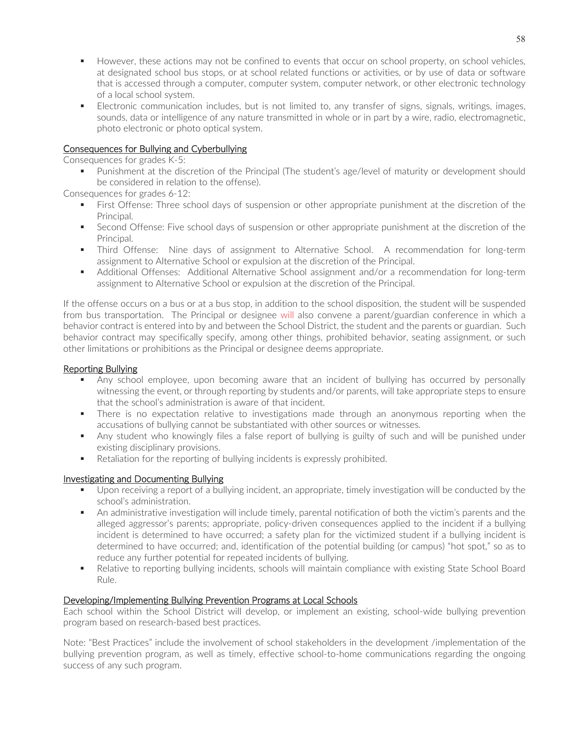- However, these actions may not be confined to events that occur on school property, on school vehicles, at designated school bus stops, or at school related functions or activities, or by use of data or software that is accessed through a computer, computer system, computer network, or other electronic technology of a local school system.
- Electronic communication includes, but is not limited to, any transfer of signs, signals, writings, images, sounds, data or intelligence of any nature transmitted in whole or in part by a wire, radio, electromagnetic, photo electronic or photo optical system.

## Consequences for Bullying and Cyberbullying

Consequences for grades K-5:

- Punishment at the discretion of the Principal (The student's age/level of maturity or development should be considered in relation to the offense).

Consequences for grades 6-12:

- First Offense: Three school days of suspension or other appropriate punishment at the discretion of the Principal.
- Second Offense: Five school days of suspension or other appropriate punishment at the discretion of the Principal.
- Third Offense: Nine days of assignment to Alternative School. A recommendation for long-term assignment to Alternative School or expulsion at the discretion of the Principal.
- Additional Offenses: Additional Alternative School assignment and/or a recommendation for long-term assignment to Alternative School or expulsion at the discretion of the Principal.

If the offense occurs on a bus or at a bus stop, in addition to the school disposition, the student will be suspended from bus transportation. The Principal or designee will also convene a parent/guardian conference in which a behavior contract is entered into by and between the School District, the student and the parents or guardian. Such behavior contract may specifically specify, among other things, prohibited behavior, seating assignment, or such other limitations or prohibitions as the Principal or designee deems appropriate.

## Reporting Bullying

- Any school employee, upon becoming aware that an incident of bullying has occurred by personally witnessing the event, or through reporting by students and/or parents, will take appropriate steps to ensure that the school's administration is aware of that incident.
- There is no expectation relative to investigations made through an anonymous reporting when the accusations of bullying cannot be substantiated with other sources or witnesses.
- Any student who knowingly files a false report of bullying is guilty of such and will be punished under existing disciplinary provisions.
- Retaliation for the reporting of bullying incidents is expressly prohibited.

## Investigating and Documenting Bullying

- Upon receiving a report of a bullying incident, an appropriate, timely investigation will be conducted by the school's administration.
- An administrative investigation will include timely, parental notification of both the victim's parents and the alleged aggressor's parents; appropriate, policy-driven consequences applied to the incident if a bullying incident is determined to have occurred; a safety plan for the victimized student if a bullying incident is determined to have occurred; and, identification of the potential building (or campus) "hot spot," so as to reduce any further potential for repeated incidents of bullying.
- Relative to reporting bullying incidents, schools will maintain compliance with existing State School Board Rule.

## Developing/Implementing Bullying Prevention Programs at Local Schools

Each school within the School District will develop, or implement an existing, school-wide bullying prevention program based on research-based best practices.

Note: "Best Practices" include the involvement of school stakeholders in the development /implementation of the bullying prevention program, as well as timely, effective school-to-home communications regarding the ongoing success of any such program.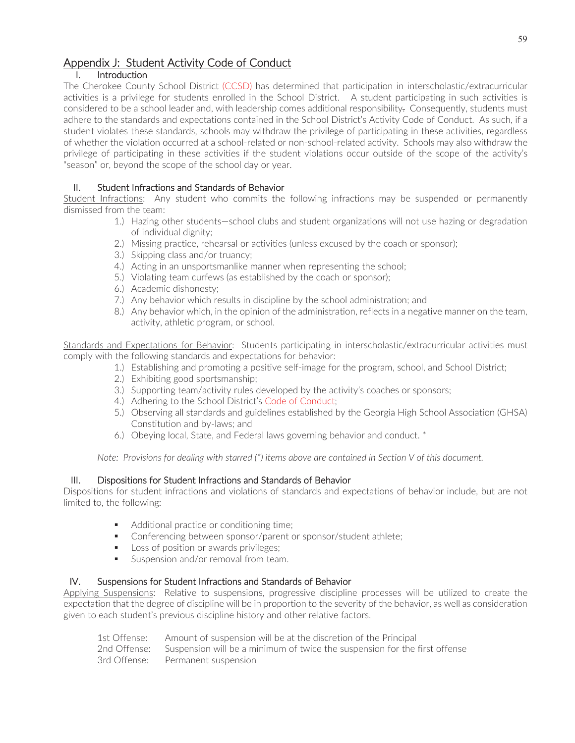## Appendix J: Student Activity Code of Conduct

### I. Introduction

The Cherokee County School District (CCSD) has determined that participation in interscholastic/extracurricular activities is a privilege for students enrolled in the School District. A student participating in such activities is considered to be a school leader and, with leadership comes additional responsibility. Consequently, students must adhere to the standards and expectations contained in the School District's Activity Code of Conduct. As such, if a student violates these standards, schools may withdraw the privilege of participating in these activities, regardless of whether the violation occurred at a school-related or non-school-related activity. Schools may also withdraw the privilege of participating in these activities if the student violations occur outside of the scope of the activity's "season" or, beyond the scope of the school day or year.

### II. Student Infractions and Standards of Behavior

Student Infractions: Any student who commits the following infractions may be suspended or permanently dismissed from the team:

1.) Hazing other students—school clubs and student organizations will not use hazing or degradation of individual dignity;
2.) Missing practice, rehearsal or activities (unless excused by the coach or sponsor);
3.) Skipping class and/or truancy;
4.) Acting in an unsportsmanlike manner when representing the school;
5.) Violating team curfews (as established by the coach or sponsor);
6.) Academic dishonesty;
7.) Any behavior which results in discipline by the school administration; and
8.) Any behavior which, in the opinion of the administration, reflects in a negative manner on the team, activity, athletic program, or school.

Standards and Expectations for Behavior: Students participating in interscholastic/extracurricular activities must comply with the following standards and expectations for behavior:

1.) Establishing and promoting a positive self-image for the program, school, and School District;
2.) Exhibiting good sportsmanship;
3.) Supporting team/activity rules developed by the activity's coaches or sponsors;
4.) Adhering to the School District's Code of Conduct;
5.) Observing all standards and guidelines established by the Georgia High School Association (GHSA) Constitution and by-laws; and
6.) Obeying local, State, and Federal laws governing behavior and conduct. *

*Note: Provisions for dealing with starred (*) items above are contained in Section V of this document.*

### III. Dispositions for Student Infractions and Standards of Behavior

Dispositions for student infractions and violations of standards and expectations of behavior include, but are not limited to, the following:

- Additional practice or conditioning time;
- Conferencing between sponsor/parent or sponsor/student athlete;
- Loss of position or awards privileges;
- Suspension and/or removal from team.

### IV. Suspensions for Student Infractions and Standards of Behavior

Applying Suspensions: Relative to suspensions, progressive discipline processes will be utilized to create the expectation that the degree of discipline will be in proportion to the severity of the behavior, as well as consideration given to each student's previous discipline history and other relative factors.

1st Offense: Amount of suspension will be at the discretion of the Principal
2nd Offense: Suspension will be a minimum of twice the suspension for the first offense
3rd Offense: Permanent suspension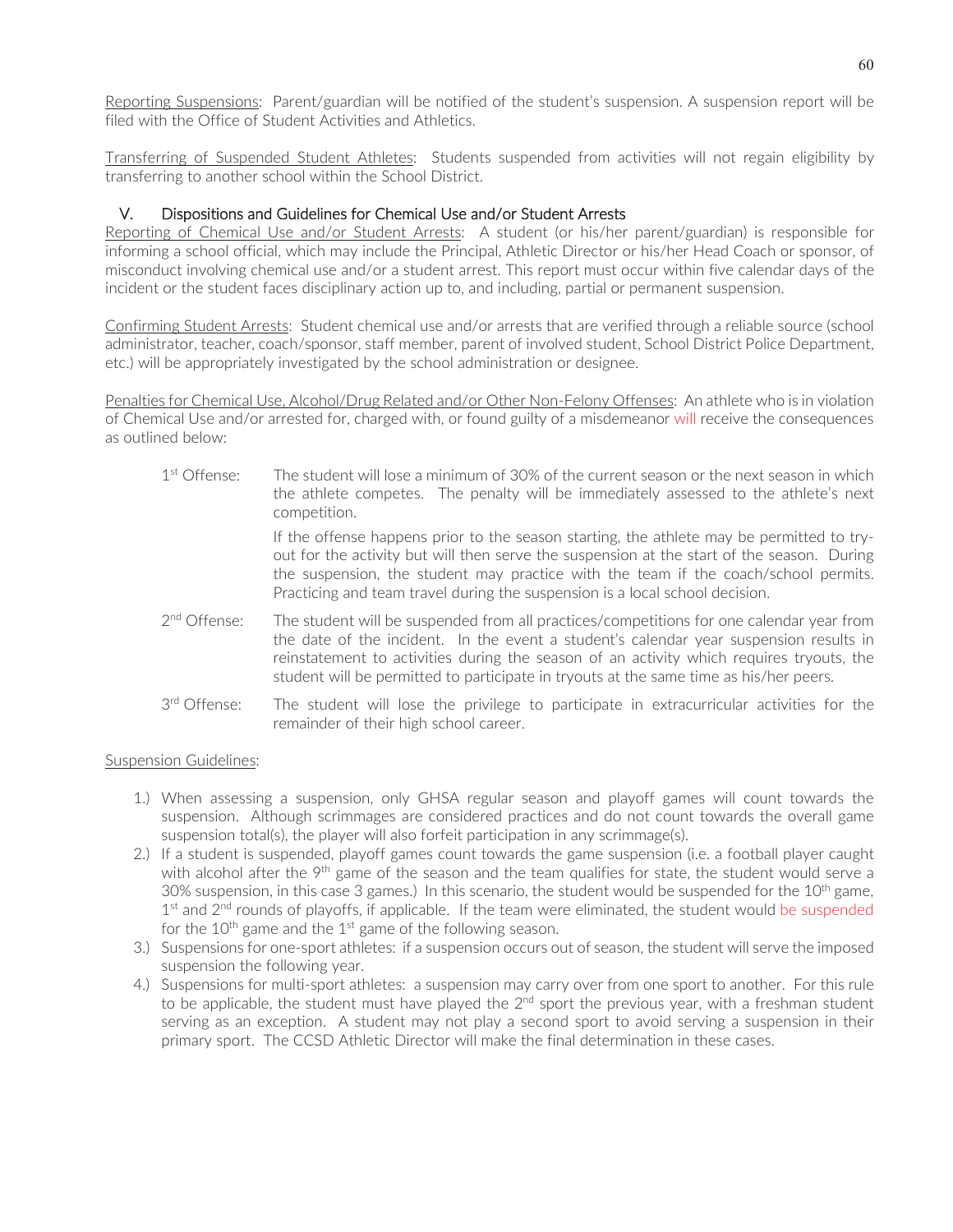Reporting Suspensions: Parent/guardian will be notified of the student's suspension. A suspension report will be filed with the Office of Student Activities and Athletics.

Transferring of Suspended Student Athletes: Students suspended from activities will not regain eligibility by transferring to another school within the School District.

## V. Dispositions and Guidelines for Chemical Use and/or Student Arrests

Reporting of Chemical Use and/or Student Arrests: A student (or his/her parent/guardian) is responsible for informing a school official, which may include the Principal, Athletic Director or his/her Head Coach or sponsor, of misconduct involving chemical use and/or a student arrest. This report must occur within five calendar days of the incident or the student faces disciplinary action up to, and including, partial or permanent suspension.

Confirming Student Arrests: Student chemical use and/or arrests that are verified through a reliable source (school administrator, teacher, coach/sponsor, staff member, parent of involved student, School District Police Department, etc.) will be appropriately investigated by the school administration or designee.

Penalties for Chemical Use, Alcohol/Drug Related and/or Other Non-Felony Offenses: An athlete who is in violation of Chemical Use and/or arrested for, charged with, or found guilty of a misdemeanor will receive the consequences as outlined below:

1st Offense: The student will lose a minimum of 30% of the current season or the next season in which the athlete competes. The penalty will be immediately assessed to the athlete's next competition.

If the offense happens prior to the season starting, the athlete may be permitted to try-out for the activity but will then serve the suspension at the start of the season. During the suspension, the student may practice with the team if the coach/school permits. Practicing and team travel during the suspension is a local school decision.

2nd Offense: The student will be suspended from all practices/competitions for one calendar year from the date of the incident. In the event a student's calendar year suspension results in reinstatement to activities during the season of an activity which requires tryouts, the student will be permitted to participate in tryouts at the same time as his/her peers.

3rd Offense: The student will lose the privilege to participate in extracurricular activities for the remainder of their high school career.

Suspension Guidelines:

1.) When assessing a suspension, only GHSA regular season and playoff games will count towards the suspension. Although scrimmages are considered practices and do not count towards the overall game suspension total(s), the player will also forfeit participation in any scrimmage(s).
2.) If a student is suspended, playoff games count towards the game suspension (i.e. a football player caught with alcohol after the 9th game of the season and the team qualifies for state, the student would serve a 30% suspension, in this case 3 games.) In this scenario, the student would be suspended for the 10th game, 1st and 2nd rounds of playoffs, if applicable. If the team were eliminated, the student would be suspended for the 10th game and the 1st game of the following season.
3.) Suspensions for one-sport athletes: if a suspension occurs out of season, the student will serve the imposed suspension the following year.
4.) Suspensions for multi-sport athletes: a suspension may carry over from one sport to another. For this rule to be applicable, the student must have played the 2nd sport the previous year, with a freshman student serving as an exception. A student may not play a second sport to avoid serving a suspension in their primary sport. The CCSD Athletic Director will make the final determination in these cases.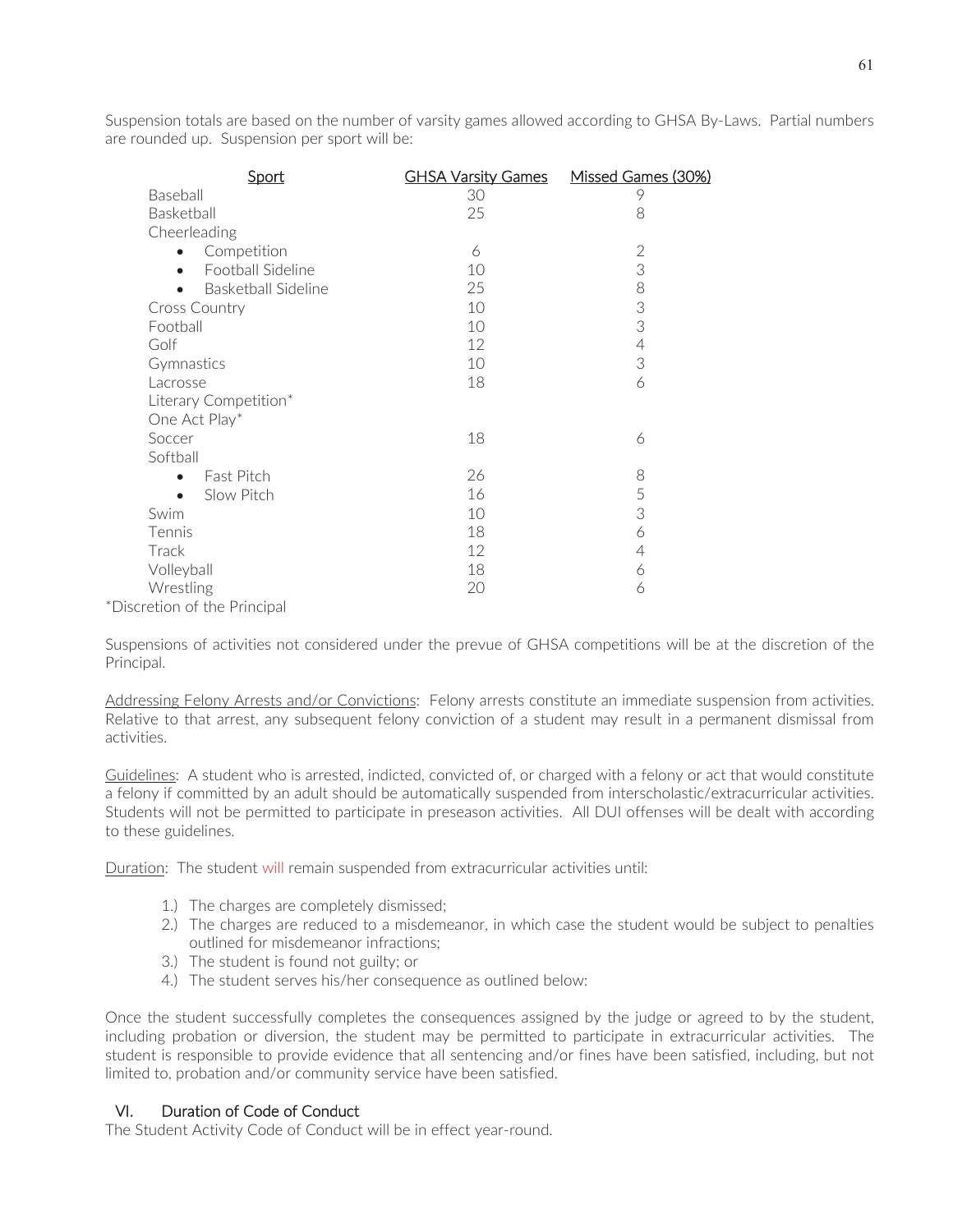Suspension totals are based on the number of varsity games allowed according to GHSA By-Laws. Partial numbers are rounded up. Suspension per sport will be:

| Sport | GHSA Varsity Games | Missed Games (30%) |
|---|---|---|
| Baseball | 30 | 9 |
| Basketball | 25 | 8 |
| Cheerleading | | |
| • Competition | 6 | 2 |
| • Football Sideline | 10 | 3 |
| • Basketball Sideline | 25 | 8 |
| Cross Country | 10 | 3 |
| Football | 10 | 3 |
| Golf | 12 | 4 |
| Gymnastics | 10 | 3 |
| Lacrosse | 18 | 6 |
| Literary Competition* | | |
| One Act Play* | | |
| Soccer | 18 | 6 |
| Softball | | |
| • Fast Pitch | 26 | 8 |
| • Slow Pitch | 16 | 5 |
| Swim | 10 | 3 |
| Tennis | 18 | 6 |
| Track | 12 | 4 |
| Volleyball | 18 | 6 |
| Wrestling | 20 | 6 |

*Discretion of the Principal

Suspensions of activities not considered under the prevue of GHSA competitions will be at the discretion of the Principal.

Addressing Felony Arrests and/or Convictions: Felony arrests constitute an immediate suspension from activities. Relative to that arrest, any subsequent felony conviction of a student may result in a permanent dismissal from activities.

Guidelines: A student who is arrested, indicted, convicted of, or charged with a felony or act that would constitute a felony if committed by an adult should be automatically suspended from interscholastic/extracurricular activities. Students will not be permitted to participate in preseason activities. All DUI offenses will be dealt with according to these guidelines.

Duration: The student will remain suspended from extracurricular activities until:

1.) The charges are completely dismissed;
2.) The charges are reduced to a misdemeanor, in which case the student would be subject to penalties outlined for misdemeanor infractions;
3.) The student is found not guilty; or
4.) The student serves his/her consequence as outlined below:

Once the student successfully completes the consequences assigned by the judge or agreed to by the student, including probation or diversion, the student may be permitted to participate in extracurricular activities. The student is responsible to provide evidence that all sentencing and/or fines have been satisfied, including, but not limited to, probation and/or community service have been satisfied.

## VI. Duration of Code of Conduct

The Student Activity Code of Conduct will be in effect year-round.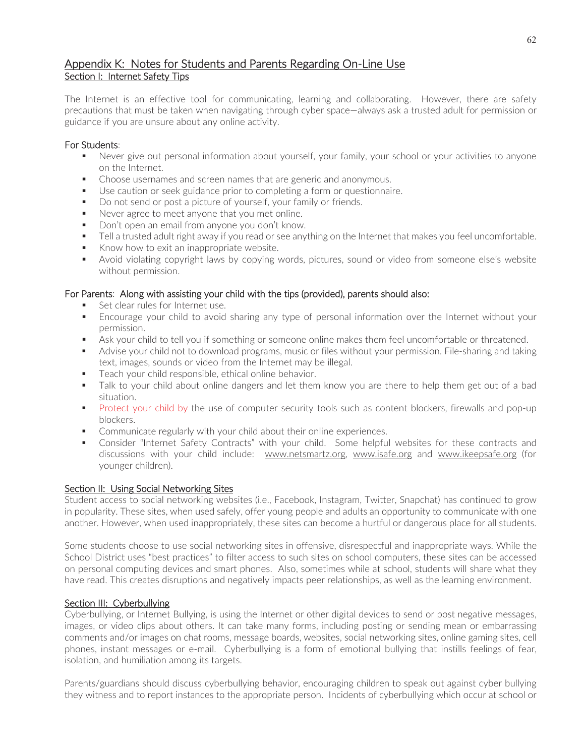# Appendix K: Notes for Students and Parents Regarding On-Line Use

## Section I: Internet Safety Tips

The Internet is an effective tool for communicating, learning and collaborating. However, there are safety precautions that must be taken when navigating through cyber space—always ask a trusted adult for permission or guidance if you are unsure about any online activity.

### For Students:

- Never give out personal information about yourself, your family, your school or your activities to anyone on the Internet.
- Choose usernames and screen names that are generic and anonymous.
- Use caution or seek guidance prior to completing a form or questionnaire.
- Do not send or post a picture of yourself, your family or friends.
- Never agree to meet anyone that you met online.
- Don't open an email from anyone you don't know.
- Tell a trusted adult right away if you read or see anything on the Internet that makes you feel uncomfortable.
- Know how to exit an inappropriate website.
- Avoid violating copyright laws by copying words, pictures, sound or video from someone else's website without permission.

### For Parents: Along with assisting your child with the tips (provided), parents should also:

- Set clear rules for Internet use.
- Encourage your child to avoid sharing any type of personal information over the Internet without your permission.
- Ask your child to tell you if something or someone online makes them feel uncomfortable or threatened.
- Advise your child not to download programs, music or files without your permission. File-sharing and taking text, images, sounds or video from the Internet may be illegal.
- Teach your child responsible, ethical online behavior.
- Talk to your child about online dangers and let them know you are there to help them get out of a bad situation.
- Protect your child by the use of computer security tools such as content blockers, firewalls and pop-up blockers.
- Communicate regularly with your child about their online experiences.
- Consider "Internet Safety Contracts" with your child. Some helpful websites for these contracts and discussions with your child include: www.netsmartz.org, www.isafe.org and www.ikeepsafe.org (for younger children).

## Section II: Using Social Networking Sites

Student access to social networking websites (i.e., Facebook, Instagram, Twitter, Snapchat) has continued to grow in popularity. These sites, when used safely, offer young people and adults an opportunity to communicate with one another. However, when used inappropriately, these sites can become a hurtful or dangerous place for all students.

Some students choose to use social networking sites in offensive, disrespectful and inappropriate ways. While the School District uses "best practices" to filter access to such sites on school computers, these sites can be accessed on personal computing devices and smart phones. Also, sometimes while at school, students will share what they have read. This creates disruptions and negatively impacts peer relationships, as well as the learning environment.

## Section III: Cyberbullying

Cyberbullying, or Internet Bullying, is using the Internet or other digital devices to send or post negative messages, images, or video clips about others. It can take many forms, including posting or sending mean or embarrassing comments and/or images on chat rooms, message boards, websites, social networking sites, online gaming sites, cell phones, instant messages or e-mail. Cyberbullying is a form of emotional bullying that instills feelings of fear, isolation, and humiliation among its targets.

Parents/guardians should discuss cyberbullying behavior, encouraging children to speak out against cyber bullying they witness and to report instances to the appropriate person. Incidents of cyberbullying which occur at school or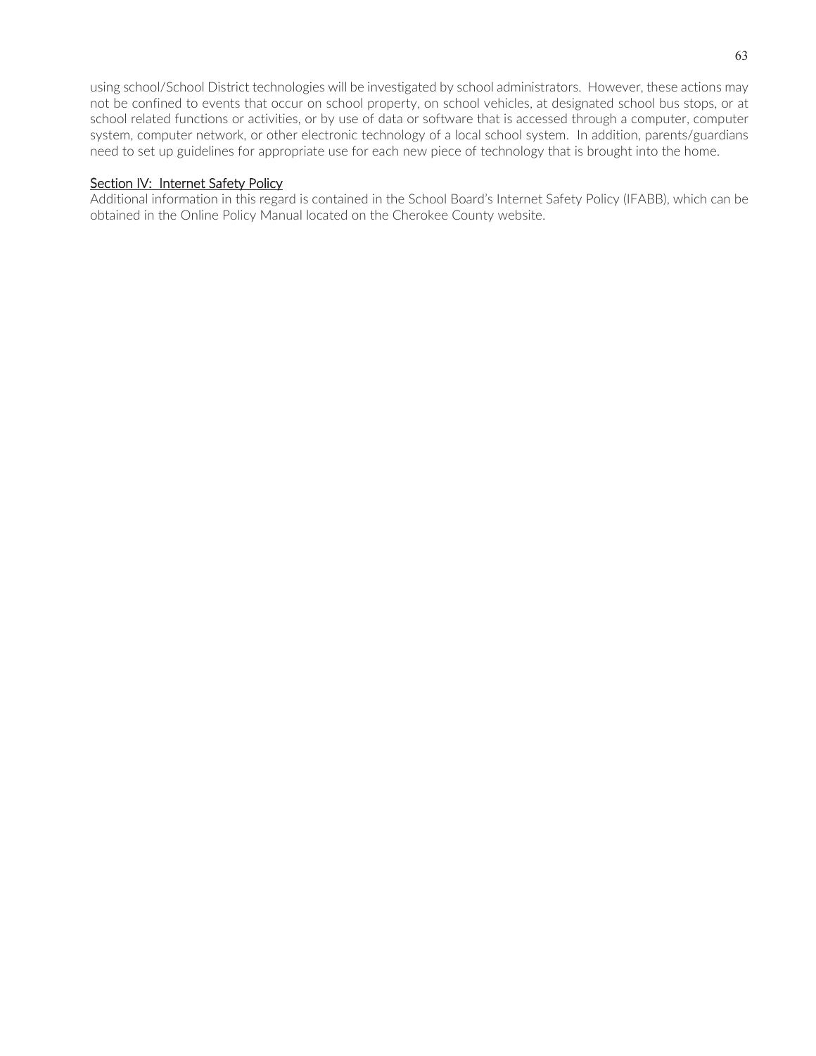using school/School District technologies will be investigated by school administrators. However, these actions may not be confined to events that occur on school property, on school vehicles, at designated school bus stops, or at school related functions or activities, or by use of data or software that is accessed through a computer, computer system, computer network, or other electronic technology of a local school system. In addition, parents/guardians need to set up guidelines for appropriate use for each new piece of technology that is brought into the home.

## Section IV: Internet Safety Policy

Additional information in this regard is contained in the School Board's Internet Safety Policy (IFABB), which can be obtained in the Online Policy Manual located on the Cherokee County website.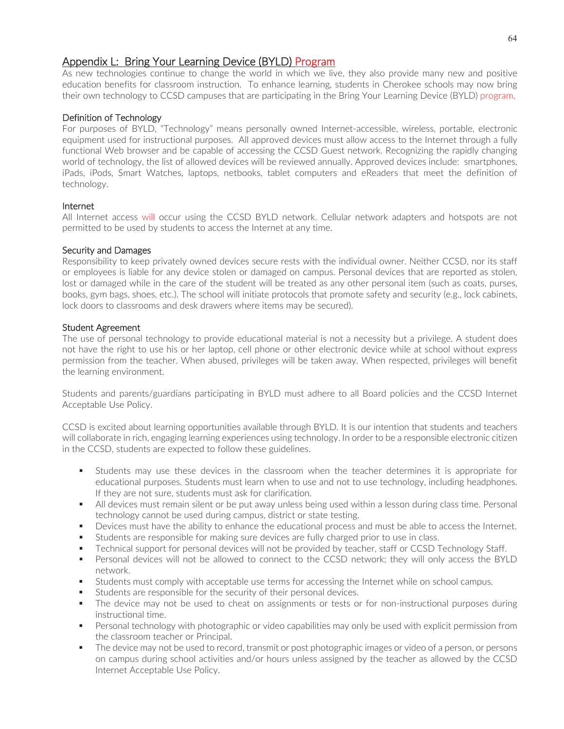## Appendix L: Bring Your Learning Device (BYLD) Program

As new technologies continue to change the world in which we live, they also provide many new and positive education benefits for classroom instruction. To enhance learning, students in Cherokee schools may now bring their own technology to CCSD campuses that are participating in the Bring Your Learning Device (BYLD) program.

### Definition of Technology

For purposes of BYLD, "Technology" means personally owned Internet-accessible, wireless, portable, electronic equipment used for instructional purposes. All approved devices must allow access to the Internet through a fully functional Web browser and be capable of accessing the CCSD Guest network. Recognizing the rapidly changing world of technology, the list of allowed devices will be reviewed annually. Approved devices include: smartphones, iPads, iPods, Smart Watches, laptops, netbooks, tablet computers and eReaders that meet the definition of technology.

### Internet

All Internet access will occur using the CCSD BYLD network. Cellular network adapters and hotspots are not permitted to be used by students to access the Internet at any time.

### Security and Damages

Responsibility to keep privately owned devices secure rests with the individual owner. Neither CCSD, nor its staff or employees is liable for any device stolen or damaged on campus. Personal devices that are reported as stolen, lost or damaged while in the care of the student will be treated as any other personal item (such as coats, purses, books, gym bags, shoes, etc.). The school will initiate protocols that promote safety and security (e.g., lock cabinets, lock doors to classrooms and desk drawers where items may be secured).

### Student Agreement

The use of personal technology to provide educational material is not a necessity but a privilege. A student does not have the right to use his or her laptop, cell phone or other electronic device while at school without express permission from the teacher. When abused, privileges will be taken away. When respected, privileges will benefit the learning environment.

Students and parents/guardians participating in BYLD must adhere to all Board policies and the CCSD Internet Acceptable Use Policy.

CCSD is excited about learning opportunities available through BYLD. It is our intention that students and teachers will collaborate in rich, engaging learning experiences using technology. In order to be a responsible electronic citizen in the CCSD, students are expected to follow these guidelines.

- Students may use these devices in the classroom when the teacher determines it is appropriate for educational purposes. Students must learn when to use and not to use technology, including headphones. If they are not sure, students must ask for clarification.
- All devices must remain silent or be put away unless being used within a lesson during class time. Personal technology cannot be used during campus, district or state testing.
- Devices must have the ability to enhance the educational process and must be able to access the Internet.
- Students are responsible for making sure devices are fully charged prior to use in class.
- Technical support for personal devices will not be provided by teacher, staff or CCSD Technology Staff.
- Personal devices will not be allowed to connect to the CCSD network; they will only access the BYLD network.
- Students must comply with acceptable use terms for accessing the Internet while on school campus.
- Students are responsible for the security of their personal devices.
- The device may not be used to cheat on assignments or tests or for non-instructional purposes during instructional time.
- Personal technology with photographic or video capabilities may only be used with explicit permission from the classroom teacher or Principal.
- The device may not be used to record, transmit or post photographic images or video of a person, or persons on campus during school activities and/or hours unless assigned by the teacher as allowed by the CCSD Internet Acceptable Use Policy.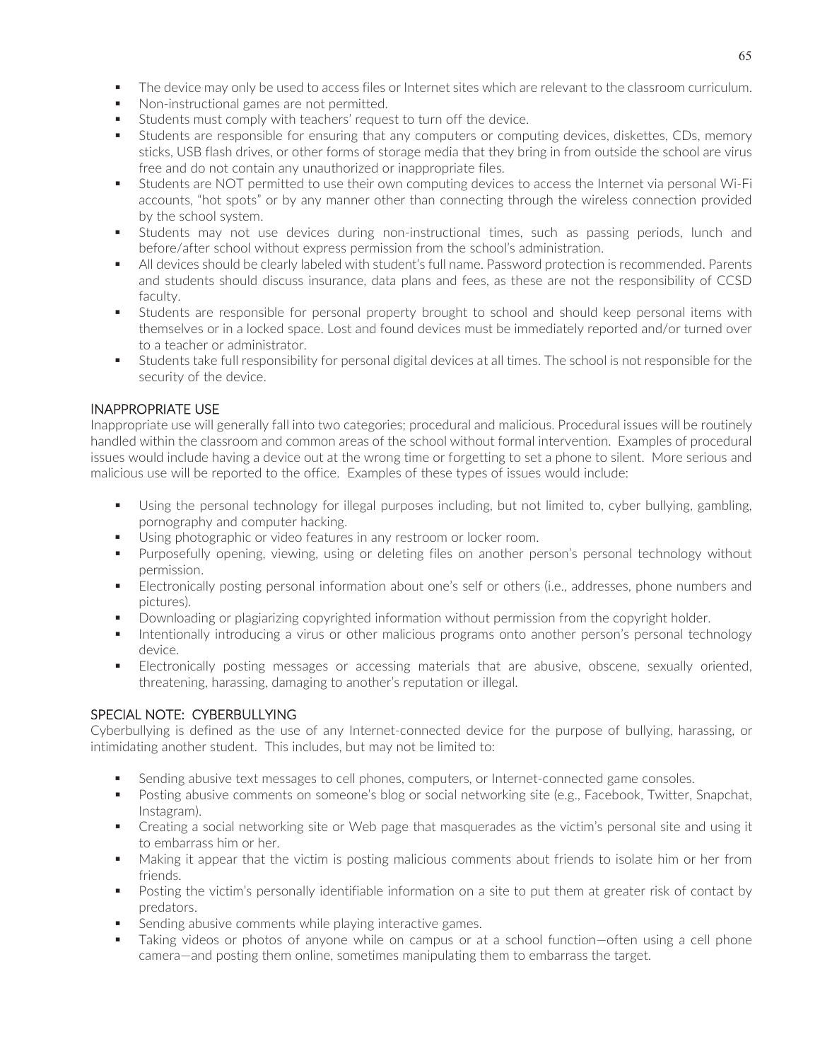- The device may only be used to access files or Internet sites which are relevant to the classroom curriculum.
- Non-instructional games are not permitted.
- Students must comply with teachers' request to turn off the device.
- Students are responsible for ensuring that any computers or computing devices, diskettes, CDs, memory sticks, USB flash drives, or other forms of storage media that they bring in from outside the school are virus free and do not contain any unauthorized or inappropriate files.
- Students are NOT permitted to use their own computing devices to access the Internet via personal Wi-Fi accounts, "hot spots" or by any manner other than connecting through the wireless connection provided by the school system.
- Students may not use devices during non-instructional times, such as passing periods, lunch and before/after school without express permission from the school's administration.
- All devices should be clearly labeled with student's full name. Password protection is recommended. Parents and students should discuss insurance, data plans and fees, as these are not the responsibility of CCSD faculty.
- Students are responsible for personal property brought to school and should keep personal items with themselves or in a locked space. Lost and found devices must be immediately reported and/or turned over to a teacher or administrator.
- Students take full responsibility for personal digital devices at all times. The school is not responsible for the security of the device.

## INAPPROPRIATE USE

Inappropriate use will generally fall into two categories; procedural and malicious. Procedural issues will be routinely handled within the classroom and common areas of the school without formal intervention. Examples of procedural issues would include having a device out at the wrong time or forgetting to set a phone to silent. More serious and malicious use will be reported to the office. Examples of these types of issues would include:

- Using the personal technology for illegal purposes including, but not limited to, cyber bullying, gambling, pornography and computer hacking.
- Using photographic or video features in any restroom or locker room.
- Purposefully opening, viewing, using or deleting files on another person's personal technology without permission.
- Electronically posting personal information about one's self or others (i.e., addresses, phone numbers and pictures).
- Downloading or plagiarizing copyrighted information without permission from the copyright holder.
- Intentionally introducing a virus or other malicious programs onto another person's personal technology device.
- Electronically posting messages or accessing materials that are abusive, obscene, sexually oriented, threatening, harassing, damaging to another's reputation or illegal.

## SPECIAL NOTE: CYBERBULLYING

Cyberbullying is defined as the use of any Internet-connected device for the purpose of bullying, harassing, or intimidating another student. This includes, but may not be limited to:

- Sending abusive text messages to cell phones, computers, or Internet-connected game consoles.
- Posting abusive comments on someone's blog or social networking site (e.g., Facebook, Twitter, Snapchat, Instagram).
- Creating a social networking site or Web page that masquerades as the victim's personal site and using it to embarrass him or her.
- Making it appear that the victim is posting malicious comments about friends to isolate him or her from friends.
- Posting the victim's personally identifiable information on a site to put them at greater risk of contact by predators.
- Sending abusive comments while playing interactive games.
- Taking videos or photos of anyone while on campus or at a school function—often using a cell phone camera—and posting them online, sometimes manipulating them to embarrass the target.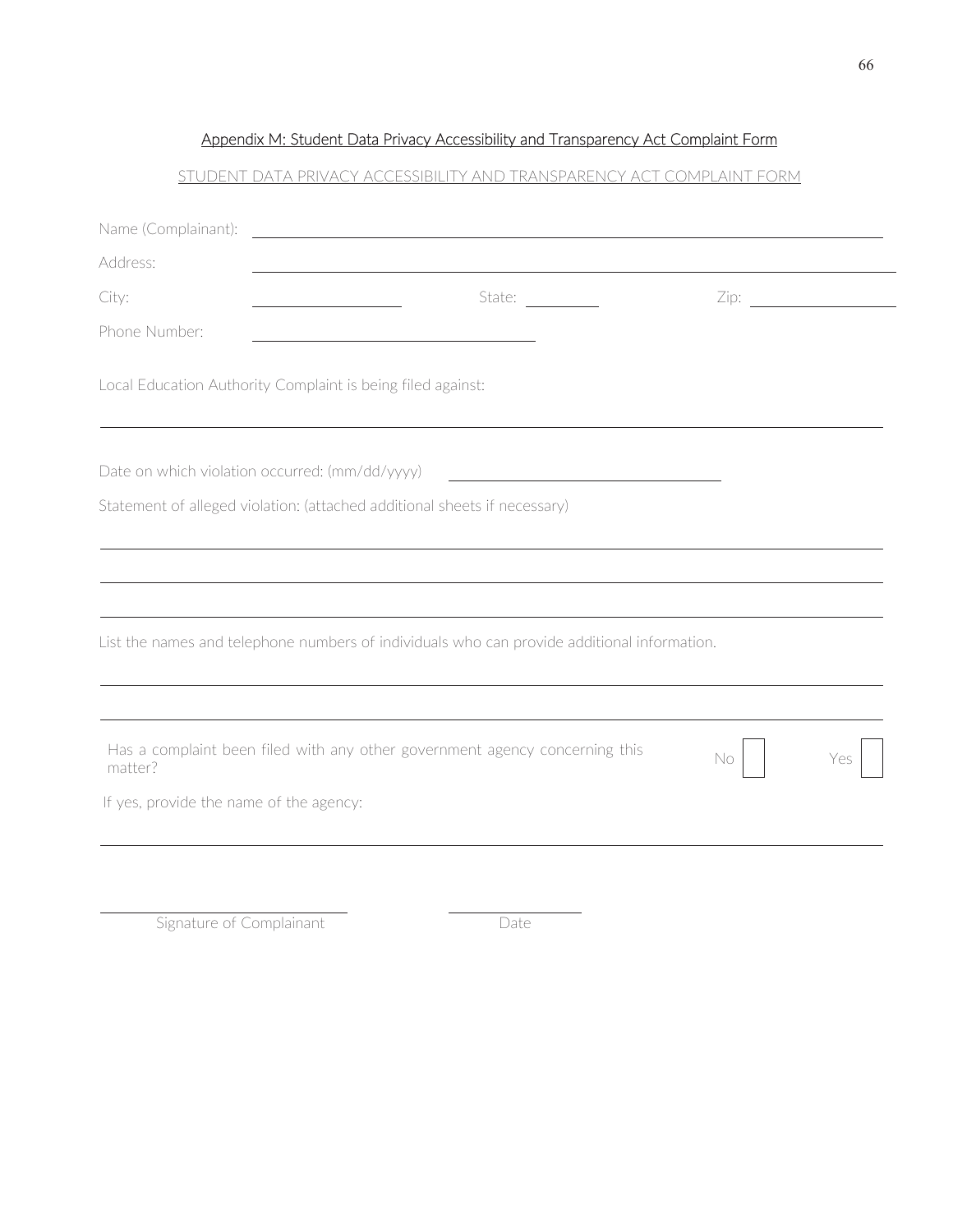## Appendix M: Student Data Privacy Accessibility and Transparency Act Complaint Form

STUDENT DATA PRIVACY ACCESSIBILITY AND TRANSPARENCY ACT COMPLAINT FORM

Name (Complainant): ______________________________

Address: ______________________________

City: ____________ State: ________ Zip: ____________

Phone Number: ______________________

Local Education Authority Complaint is being filed against:

______________________________

Date on which violation occurred: (mm/dd/yyyy) ______________________

Statement of alleged violation: (attached additional sheets if necessary)

______________________________

______________________________

______________________________

List the names and telephone numbers of individuals who can provide additional information.

______________________________

______________________________

Has a complaint been filed with any other government agency concerning this matter? No ☐ Yes ☐

If yes, provide the name of the agency:

______________________________

______________________ ____________
Signature of Complainant Date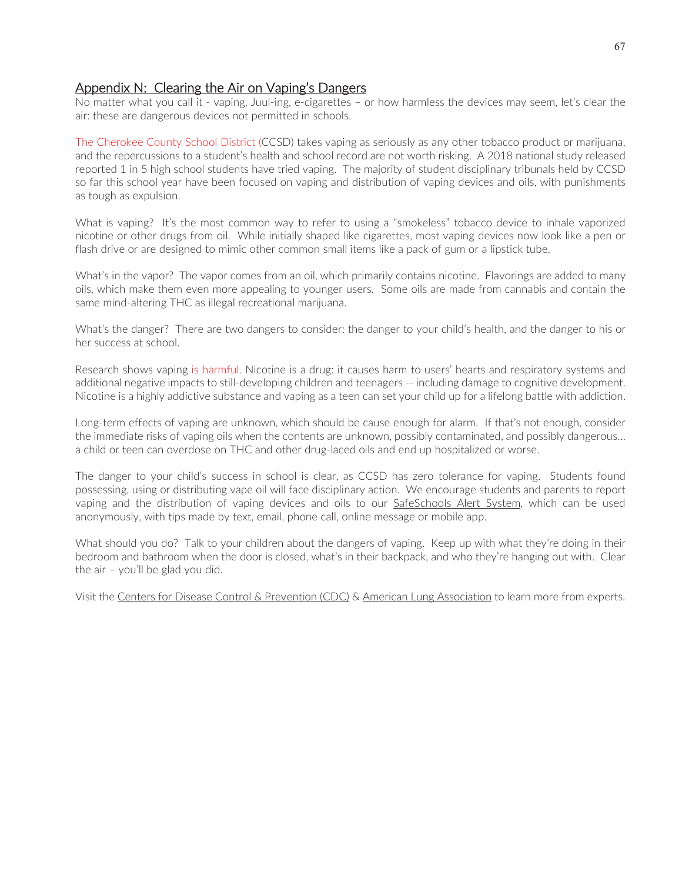## Appendix N: Clearing the Air on Vaping's Dangers

No matter what you call it - vaping, Juul-ing, e-cigarettes – or how harmless the devices may seem, let's clear the air: these are dangerous devices not permitted in schools.

The Cherokee County School District (CCSD) takes vaping as seriously as any other tobacco product or marijuana, and the repercussions to a student's health and school record are not worth risking. A 2018 national study released reported 1 in 5 high school students have tried vaping. The majority of student disciplinary tribunals held by CCSD so far this school year have been focused on vaping and distribution of vaping devices and oils, with punishments as tough as expulsion.

What is vaping? It's the most common way to refer to using a "smokeless" tobacco device to inhale vaporized nicotine or other drugs from oil. While initially shaped like cigarettes, most vaping devices now look like a pen or flash drive or are designed to mimic other common small items like a pack of gum or a lipstick tube.

What's in the vapor? The vapor comes from an oil, which primarily contains nicotine. Flavorings are added to many oils, which make them even more appealing to younger users. Some oils are made from cannabis and contain the same mind-altering THC as illegal recreational marijuana.

What's the danger? There are two dangers to consider: the danger to your child's health, and the danger to his or her success at school.

Research shows vaping is harmful. Nicotine is a drug: it causes harm to users' hearts and respiratory systems and additional negative impacts to still-developing children and teenagers -- including damage to cognitive development. Nicotine is a highly addictive substance and vaping as a teen can set your child up for a lifelong battle with addiction.

Long-term effects of vaping are unknown, which should be cause enough for alarm. If that's not enough, consider the immediate risks of vaping oils when the contents are unknown, possibly contaminated, and possibly dangerous… a child or teen can overdose on THC and other drug-laced oils and end up hospitalized or worse.

The danger to your child's success in school is clear, as CCSD has zero tolerance for vaping. Students found possessing, using or distributing vape oil will face disciplinary action. We encourage students and parents to report vaping and the distribution of vaping devices and oils to our SafeSchools Alert System, which can be used anonymously, with tips made by text, email, phone call, online message or mobile app.

What should you do? Talk to your children about the dangers of vaping. Keep up with what they're doing in their bedroom and bathroom when the door is closed, what's in their backpack, and who they're hanging out with. Clear the air – you'll be glad you did.

Visit the Centers for Disease Control & Prevention (CDC) & American Lung Association to learn more from experts.